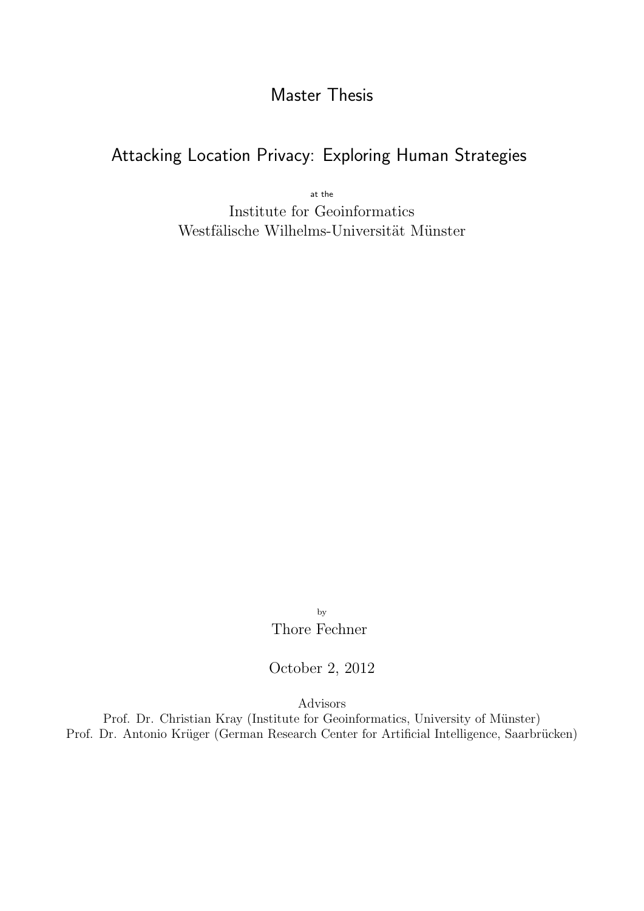Master Thesis

# Attacking Location Privacy: Exploring Human Strategies

at the

Institute for Geoinformatics
Westfälische Wilhelms-Universität Münster

by

Thore Fechner

October 2, 2012

Advisors

Prof. Dr. Christian Kray (Institute for Geoinformatics, University of Münster)
Prof. Dr. Antonio Krüger (German Research Center for Artificial Intelligence, Saarbrücken)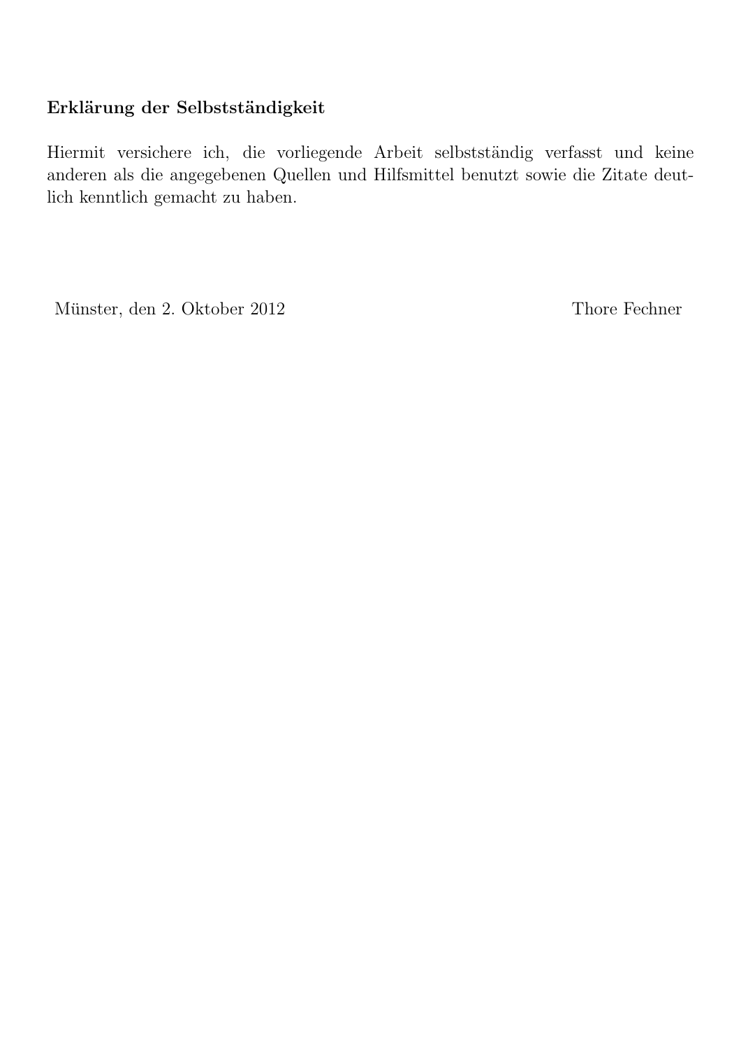**Erklärung der Selbstständigkeit**

Hiermit versichere ich, die vorliegende Arbeit selbstständig verfasst und keine anderen als die angegebenen Quellen und Hilfsmittel benutzt sowie die Zitate deutlich kenntlich gemacht zu haben.

Münster, den 2. Oktober 2012 Thore Fechner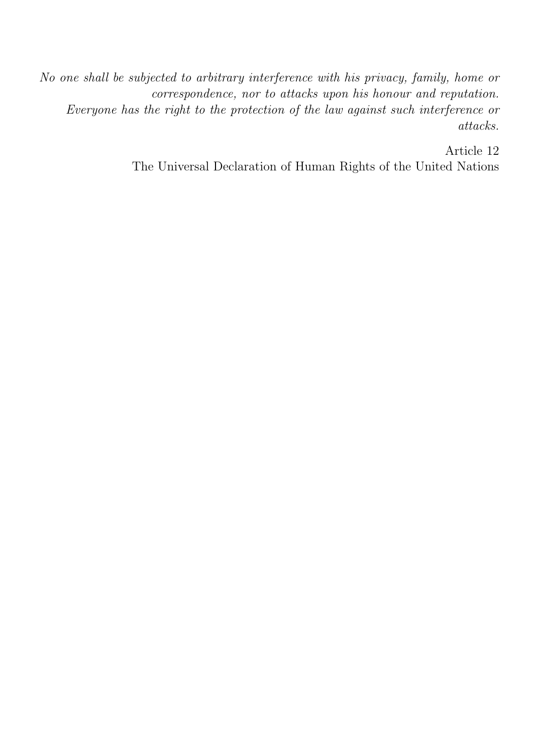*No one shall be subjected to arbitrary interference with his privacy, family, home or correspondence, nor to attacks upon his honour and reputation.*
*Everyone has the right to the protection of the law against such interference or attacks.*

Article 12
The Universal Declaration of Human Rights of the United Nations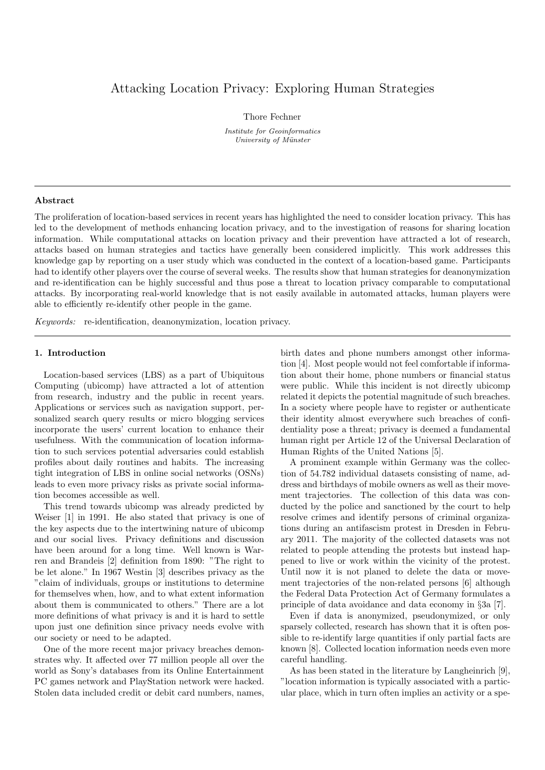# Attacking Location Privacy: Exploring Human Strategies

Thore Fechner

*Institute for Geoinformatics*
*University of Münster*

---

### Abstract

The proliferation of location-based services in recent years has highlighted the need to consider location privacy. This has led to the development of methods enhancing location privacy, and to the investigation of reasons for sharing location information. While computational attacks on location privacy and their prevention have attracted a lot of research, attacks based on human strategies and tactics have generally been considered implicitly. This work addresses this knowledge gap by reporting on a user study which was conducted in the context of a location-based game. Participants had to identify other players over the course of several weeks. The results show that human strategies for deanonymization and re-identification can be highly successful and thus pose a threat to location privacy comparable to computational attacks. By incorporating real-world knowledge that is not easily available in automated attacks, human players were able to efficiently re-identify other people in the game.

*Keywords:* re-identification, deanonymization, location privacy.

---

## 1. Introduction

Location-based services (LBS) as a part of Ubiquitous Computing (ubicomp) have attracted a lot of attention from research, industry and the public in recent years. Applications or services such as navigation support, personalized search query results or micro blogging services incorporate the users' current location to enhance their usefulness. With the communication of location information to such services potential adversaries could establish profiles about daily routines and habits. The increasing tight integration of LBS in online social networks (OSNs) leads to even more privacy risks as private social information becomes accessible as well.

This trend towards ubicomp was already predicted by Weiser [1] in 1991. He also stated that privacy is one of the key aspects due to the intertwining nature of ubicomp and our social lives. Privacy definitions and discussion have been around for a long time. Well known is Warren and Brandeis [2] definition from 1890: "The right to be let alone." In 1967 Westin [3] describes privacy as the "claim of individuals, groups or institutions to determine for themselves when, how, and to what extent information about them is communicated to others." There are a lot more definitions of what privacy is and it is hard to settle upon just one definition since privacy needs evolve with our society or need to be adapted.

One of the more recent major privacy breaches demonstrates why. It affected over 77 million people all over the world as Sony's databases from its Online Entertainment PC games network and PlayStation network were hacked. Stolen data included credit or debit card numbers, names, birth dates and phone numbers amongst other information [4]. Most people would not feel comfortable if information about their home, phone numbers or financial status were public. While this incident is not directly ubicomp related it depicts the potential magnitude of such breaches. In a society where people have to register or authenticate their identity almost everywhere such breaches of confidentiality pose a threat; privacy is deemed a fundamental human right per Article 12 of the Universal Declaration of Human Rights of the United Nations [5].

A prominent example within Germany was the collection of 54.782 individual datasets consisting of name, address and birthdays of mobile owners as well as their movement trajectories. The collection of this data was conducted by the police and sanctioned by the court to help resolve crimes and identify persons of criminal organizations during an antifascism protest in Dresden in February 2011. The majority of the collected datasets was not related to people attending the protests but instead happened to live or work within the vicinity of the protest. Until now it is not planed to delete the data or movement trajectories of the non-related persons [6] although the Federal Data Protection Act of Germany formulates a principle of data avoidance and data economy in §3a [7].

Even if data is anonymized, pseudonymized, or only sparsely collected, research has shown that it is often possible to re-identify large quantities if only partial facts are known [8]. Collected location information needs even more careful handling.

As has been stated in the literature by Langheinrich [9], "location information is typically associated with a particular place, which in turn often implies an activity or a spe-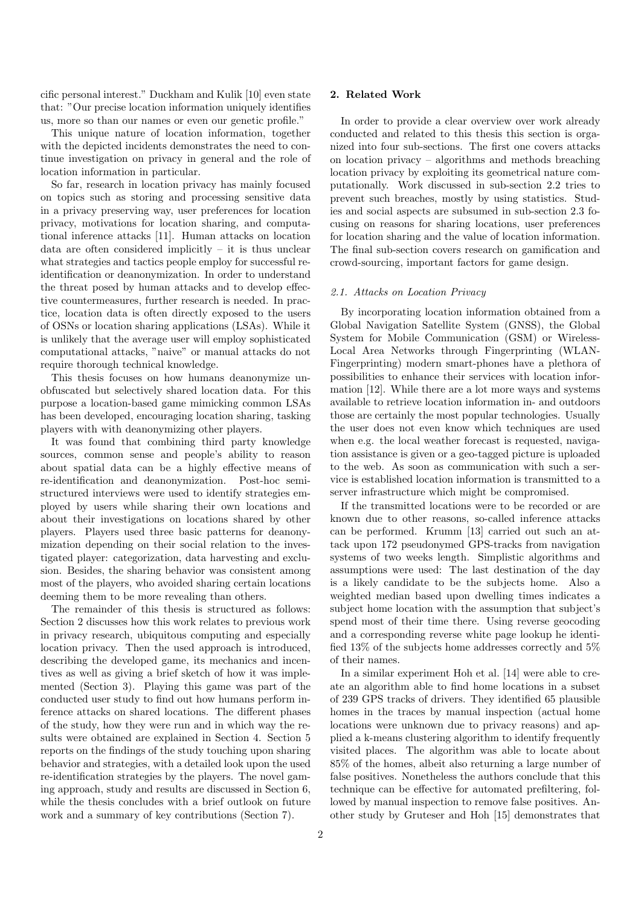cific personal interest." Duckham and Kulik [10] even state that: "Our precise location information uniquely identifies us, more so than our names or even our genetic profile."

This unique nature of location information, together with the depicted incidents demonstrates the need to continue investigation on privacy in general and the role of location information in particular.

So far, research in location privacy has mainly focused on topics such as storing and processing sensitive data in a privacy preserving way, user preferences for location privacy, motivations for location sharing, and computational inference attacks [11]. Human attacks on location data are often considered implicitly – it is thus unclear what strategies and tactics people employ for successful re-identification or deanonymization. In order to understand the threat posed by human attacks and to develop effective countermeasures, further research is needed. In practice, location data is often directly exposed to the users of OSNs or location sharing applications (LSAs). While it is unlikely that the average user will employ sophisticated computational attacks, "naive" or manual attacks do not require thorough technical knowledge.

This thesis focuses on how humans deanonymize unobfuscated but selectively shared location data. For this purpose a location-based game mimicking common LSAs has been developed, encouraging location sharing, tasking players with with deanonymizing other players.

It was found that combining third party knowledge sources, common sense and people's ability to reason about spatial data can be a highly effective means of re-identification and deanonymization. Post-hoc semi-structured interviews were used to identify strategies employed by users while sharing their own locations and about their investigations on locations shared by other players. Players used three basic patterns for deanonymization depending on their social relation to the investigated player: categorization, data harvesting and exclusion. Besides, the sharing behavior was consistent among most of the players, who avoided sharing certain locations deeming them to be more revealing than others.

The remainder of this thesis is structured as follows: Section 2 discusses how this work relates to previous work in privacy research, ubiquitous computing and especially location privacy. Then the used approach is introduced, describing the developed game, its mechanics and incentives as well as giving a brief sketch of how it was implemented (Section 3). Playing this game was part of the conducted user study to find out how humans perform inference attacks on shared locations. The different phases of the study, how they were run and in which way the results were obtained are explained in Section 4. Section 5 reports on the findings of the study touching upon sharing behavior and strategies, with a detailed look upon the used re-identification strategies by the players. The novel gaming approach, study and results are discussed in Section 6, while the thesis concludes with a brief outlook on future work and a summary of key contributions (Section 7).

## 2. Related Work

In order to provide a clear overview over work already conducted and related to this thesis this section is organized into four sub-sections. The first one covers attacks on location privacy – algorithms and methods breaching location privacy by exploiting its geometrical nature computationally. Work discussed in sub-section 2.2 tries to prevent such breaches, mostly by using statistics. Studies and social aspects are subsumed in sub-section 2.3 focusing on reasons for sharing locations, user preferences for location sharing and the value of location information. The final sub-section covers research on gamification and crowd-sourcing, important factors for game design.

### *2.1. Attacks on Location Privacy*

By incorporating location information obtained from a Global Navigation Satellite System (GNSS), the Global System for Mobile Communication (GSM) or Wireless-Local Area Networks through Fingerprinting (WLAN-Fingerprinting) modern smart-phones have a plethora of possibilities to enhance their services with location information [12]. While there are a lot more ways and systems available to retrieve location information in- and outdoors those are certainly the most popular technologies. Usually the user does not even know which techniques are used when e.g. the local weather forecast is requested, navigation assistance is given or a geo-tagged picture is uploaded to the web. As soon as communication with such a service is established location information is transmitted to a server infrastructure which might be compromised.

If the transmitted locations were to be recorded or are known due to other reasons, so-called inference attacks can be performed. Krumm [13] carried out such an attack upon 172 pseudonymed GPS-tracks from navigation systems of two weeks length. Simplistic algorithms and assumptions were used: The last destination of the day is a likely candidate to be the subjects home. Also a weighted median based upon dwelling times indicates a subject home location with the assumption that subject's spend most of their time there. Using reverse geocoding and a corresponding reverse white page lookup he identified 13% of the subjects home addresses correctly and 5% of their names.

In a similar experiment Hoh et al. [14] were able to create an algorithm able to find home locations in a subset of 239 GPS tracks of drivers. They identified 65 plausible homes in the traces by manual inspection (actual home locations were unknown due to privacy reasons) and applied a k-means clustering algorithm to identify frequently visited places. The algorithm was able to locate about 85% of the homes, albeit also returning a large number of false positives. Nonetheless the authors conclude that this technique can be effective for automated prefiltering, followed by manual inspection to remove false positives. Another study by Gruteser and Hoh [15] demonstrates that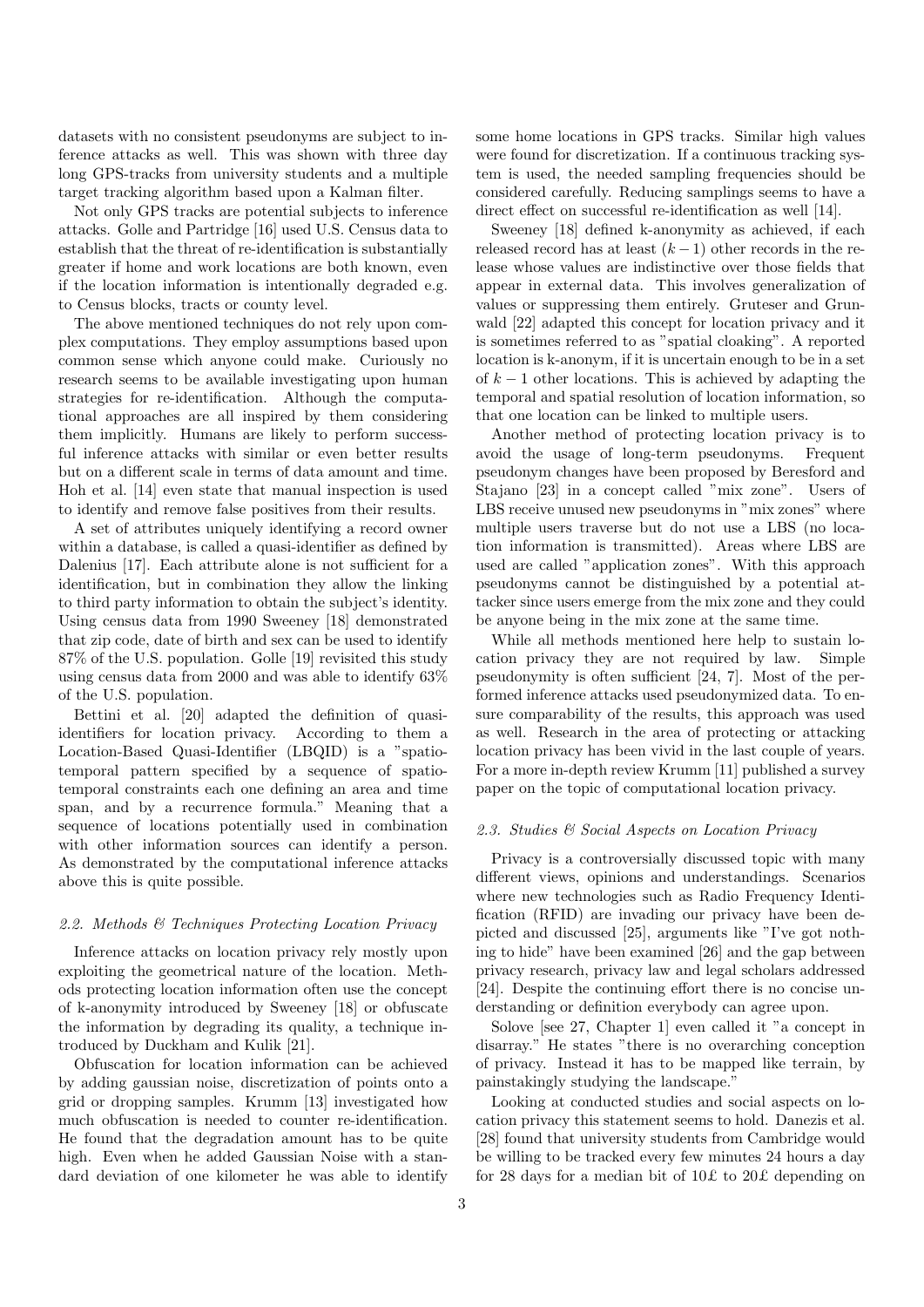datasets with no consistent pseudonyms are subject to inference attacks as well. This was shown with three day long GPS-tracks from university students and a multiple target tracking algorithm based upon a Kalman filter.

Not only GPS tracks are potential subjects to inference attacks. Golle and Partridge [16] used U.S. Census data to establish that the threat of re-identification is substantially greater if home and work locations are both known, even if the location information is intentionally degraded e.g. to Census blocks, tracts or county level.

The above mentioned techniques do not rely upon complex computations. They employ assumptions based upon common sense which anyone could make. Curiously no research seems to be available investigating upon human strategies for re-identification. Although the computational approaches are all inspired by them considering them implicitly. Humans are likely to perform successful inference attacks with similar or even better results but on a different scale in terms of data amount and time. Hoh et al. [14] even state that manual inspection is used to identify and remove false positives from their results.

A set of attributes uniquely identifying a record owner within a database, is called a quasi-identifier as defined by Dalenius [17]. Each attribute alone is not sufficient for a identification, but in combination they allow the linking to third party information to obtain the subject's identity. Using census data from 1990 Sweeney [18] demonstrated that zip code, date of birth and sex can be used to identify 87% of the U.S. population. Golle [19] revisited this study using census data from 2000 and was able to identify 63% of the U.S. population.

Bettini et al. [20] adapted the definition of quasi-identifiers for location privacy. According to them a Location-Based Quasi-Identifier (LBQID) is a "spatio-temporal pattern specified by a sequence of spatio-temporal constraints each one defining an area and time span, and by a recurrence formula." Meaning that a sequence of locations potentially used in combination with other information sources can identify a person. As demonstrated by the computational inference attacks above this is quite possible.

### 2.2. Methods & Techniques Protecting Location Privacy

Inference attacks on location privacy rely mostly upon exploiting the geometrical nature of the location. Methods protecting location information often use the concept of k-anonymity introduced by Sweeney [18] or obfuscate the information by degrading its quality, a technique introduced by Duckham and Kulik [21].

Obfuscation for location information can be achieved by adding gaussian noise, discretization of points onto a grid or dropping samples. Krumm [13] investigated how much obfuscation is needed to counter re-identification. He found that the degradation amount has to be quite high. Even when he added Gaussian Noise with a standard deviation of one kilometer he was able to identify some home locations in GPS tracks. Similar high values were found for discretization. If a continuous tracking system is used, the needed sampling frequencies should be considered carefully. Reducing samplings seems to have a direct effect on successful re-identification as well [14].

Sweeney [18] defined k-anonymity as achieved, if each released record has at least $(k-1)$ other records in the release whose values are indistinctive over those fields that appear in external data. This involves generalization of values or suppressing them entirely. Gruteser and Grunwald [22] adapted this concept for location privacy and it is sometimes referred to as "spatial cloaking". A reported location is k-anonym, if it is uncertain enough to be in a set of $k-1$ other locations. This is achieved by adapting the temporal and spatial resolution of location information, so that one location can be linked to multiple users.

Another method of protecting location privacy is to avoid the usage of long-term pseudonyms. Frequent pseudonym changes have been proposed by Beresford and Stajano [23] in a concept called "mix zone". Users of LBS receive unused new pseudonyms in "mix zones" where multiple users traverse but do not use a LBS (no location information is transmitted). Areas where LBS are used are called "application zones". With this approach pseudonyms cannot be distinguished by a potential attacker since users emerge from the mix zone and they could be anyone being in the mix zone at the same time.

While all methods mentioned here help to sustain location privacy they are not required by law. Simple pseudonymity is often sufficient [24, 7]. Most of the performed inference attacks used pseudonymized data. To ensure comparability of the results, this approach was used as well. Research in the area of protecting or attacking location privacy has been vivid in the last couple of years. For a more in-depth review Krumm [11] published a survey paper on the topic of computational location privacy.

### 2.3. Studies & Social Aspects on Location Privacy

Privacy is a controversially discussed topic with many different views, opinions and understandings. Scenarios where new technologies such as Radio Frequency Identification (RFID) are invading our privacy have been depicted and discussed [25], arguments like "I've got nothing to hide" have been examined [26] and the gap between privacy research, privacy law and legal scholars addressed [24]. Despite the continuing effort there is no concise understanding or definition everybody can agree upon.

Solove [see 27, Chapter 1] even called it "a concept in disarray." He states "there is no overarching conception of privacy. Instead it has to be mapped like terrain, by painstakingly studying the landscape."

Looking at conducted studies and social aspects on location privacy this statement seems to hold. Danezis et al. [28] found that university students from Cambridge would be willing to be tracked every few minutes 24 hours a day for 28 days for a median bit of 10£ to 20£ depending on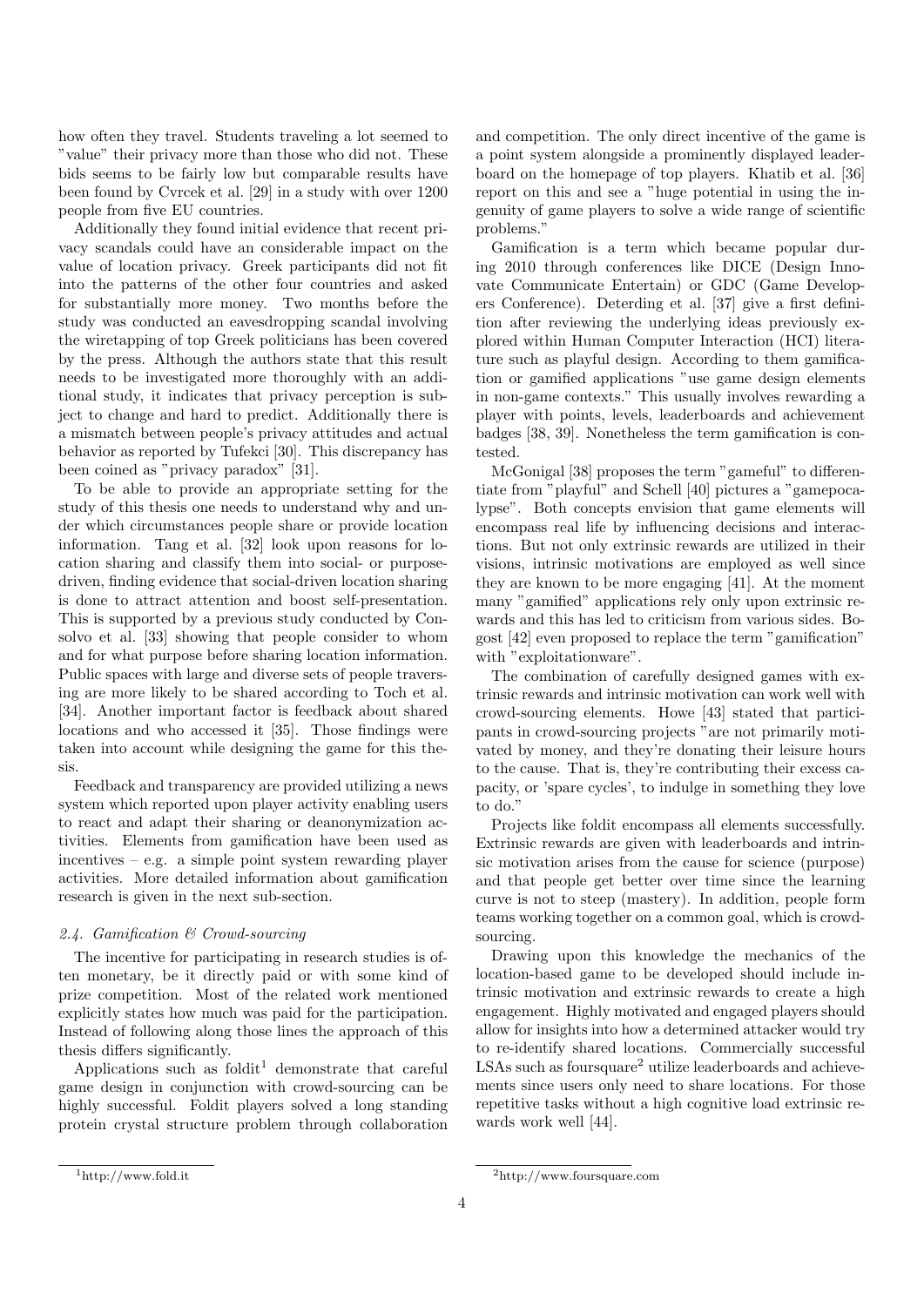how often they travel. Students traveling a lot seemed to "value" their privacy more than those who did not. These bids seems to be fairly low but comparable results have been found by Cvrcek et al. [29] in a study with over 1200 people from five EU countries.

Additionally they found initial evidence that recent privacy scandals could have an considerable impact on the value of location privacy. Greek participants did not fit into the patterns of the other four countries and asked for substantially more money. Two months before the study was conducted an eavesdropping scandal involving the wiretapping of top Greek politicians has been covered by the press. Although the authors state that this result needs to be investigated more thoroughly with an additional study, it indicates that privacy perception is subject to change and hard to predict. Additionally there is a mismatch between people's privacy attitudes and actual behavior as reported by Tufekci [30]. This discrepancy has been coined as "privacy paradox" [31].

To be able to provide an appropriate setting for the study of this thesis one needs to understand why and under which circumstances people share or provide location information. Tang et al. [32] look upon reasons for location sharing and classify them into social- or purpose-driven, finding evidence that social-driven location sharing is done to attract attention and boost self-presentation. This is supported by a previous study conducted by Consolvo et al. [33] showing that people consider to whom and for what purpose before sharing location information. Public spaces with large and diverse sets of people traversing are more likely to be shared according to Toch et al. [34]. Another important factor is feedback about shared locations and who accessed it [35]. Those findings were taken into account while designing the game for this thesis.

Feedback and transparency are provided utilizing a news system which reported upon player activity enabling users to react and adapt their sharing or deanonymization activities. Elements from gamification have been used as incentives – e.g. a simple point system rewarding player activities. More detailed information about gamification research is given in the next sub-section.

### *2.4. Gamification & Crowd-sourcing*

The incentive for participating in research studies is often monetary, be it directly paid or with some kind of prize competition. Most of the related work mentioned explicitly states how much was paid for the participation. Instead of following along those lines the approach of this thesis differs significantly.

Applications such as foldit[1] demonstrate that careful game design in conjunction with crowd-sourcing can be highly successful. Foldit players solved a long standing protein crystal structure problem through collaboration and competition. The only direct incentive of the game is a point system alongside a prominently displayed leaderboard on the homepage of top players. Khatib et al. [36] report on this and see a "huge potential in using the ingenuity of game players to solve a wide range of scientific problems."

Gamification is a term which became popular during 2010 through conferences like DICE (Design Innovate Communicate Entertain) or GDC (Game Developers Conference). Deterding et al. [37] give a first definition after reviewing the underlying ideas previously explored within Human Computer Interaction (HCI) literature such as playful design. According to them gamification or gamified applications "use game design elements in non-game contexts." This usually involves rewarding a player with points, levels, leaderboards and achievement badges [38, 39]. Nonetheless the term gamification is contested.

McGonigal [38] proposes the term "gameful" to differentiate from "playful" and Schell [40] pictures a "gamepocalypse". Both concepts envision that game elements will encompass real life by influencing decisions and interactions. But not only extrinsic rewards are utilized in their visions, intrinsic motivations are employed as well since they are known to be more engaging [41]. At the moment many "gamified" applications rely only upon extrinsic rewards and this has led to criticism from various sides. Bogost [42] even proposed to replace the term "gamification" with "exploitationware".

The combination of carefully designed games with extrinsic rewards and intrinsic motivation can work well with crowd-sourcing elements. Howe [43] stated that participants in crowd-sourcing projects "are not primarily motivated by money, and they're donating their leisure hours to the cause. That is, they're contributing their excess capacity, or 'spare cycles', to indulge in something they love to do."

Projects like foldit encompass all elements successfully. Extrinsic rewards are given with leaderboards and intrinsic motivation arises from the cause for science (purpose) and that people get better over time since the learning curve is not to steep (mastery). In addition, people form teams working together on a common goal, which is crowd-sourcing.

Drawing upon this knowledge the mechanics of the location-based game to be developed should include intrinsic motivation and extrinsic rewards to create a high engagement. Highly motivated and engaged players should allow for insights into how a determined attacker would try to re-identify shared locations. Commercially successful LSAs such as foursquare[2] utilize leaderboards and achievements since users only need to share locations. For those repetitive tasks without a high cognitive load extrinsic rewards work well [44].

[1] http://www.fold.it

[2] http://www.foursquare.com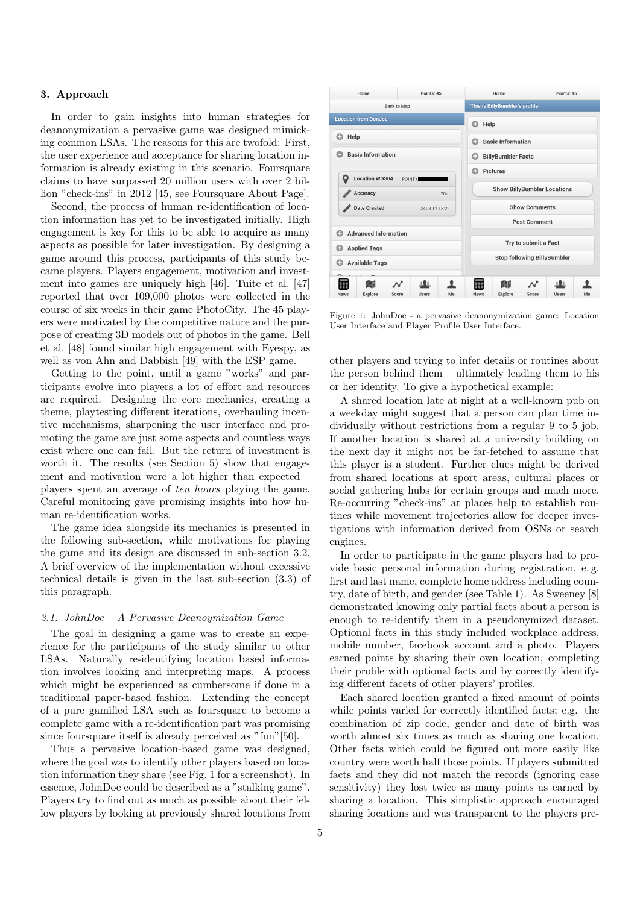## 3. Approach

In order to gain insights into human strategies for deanonymization a pervasive game was designed mimicking common LSAs. The reasons for this are twofold: First, the user experience and acceptance for sharing location information is already existing in this scenario. Foursquare claims to have surpassed 20 million users with over 2 billion "check-ins" in 2012 [45, see Foursquare About Page].

Second, the process of human re-identification of location information has yet to be investigated initially. High engagement is key for this to be able to acquire as many aspects as possible for later investigation. By designing a game around this process, participants of this study became players. Players engagement, motivation and investment into games are uniquely high [46]. Tuite et al. [47] reported that over 109,000 photos were collected in the course of six weeks in their game PhotoCity. The 45 players were motivated by the competitive nature and the purpose of creating 3D models out of photos in the game. Bell et al. [48] found similar high engagement with Eyespy, as well as von Ahn and Dabbish [49] with the ESP game.

Getting to the point, until a game "works" and participants evolve into players a lot of effort and resources are required. Designing the core mechanics, creating a theme, playtesting different iterations, overhauling incentive mechanisms, sharpening the user interface and promoting the game are just some aspects and countless ways exist where one can fail. But the return of investment is worth it. The results (see Section 5) show that engagement and motivation were a lot higher than expected – players spent an average of *ten hours* playing the game. Careful monitoring gave promising insights into how human re-identification works.

The game idea alongside its mechanics is presented in the following sub-section, while motivations for playing the game and its design are discussed in sub-section 3.2. A brief overview of the implementation without excessive technical details is given in the last sub-section (3.3) of this paragraph.

### 3.1. JohnDoe – A Pervasive Deanoymization Game

The goal in designing a game was to create an experience for the participants of the study similar to other LSAs. Naturally re-identifying location based information involves looking and interpreting maps. A process which might be experienced as cumbersome if done in a traditional paper-based fashion. Extending the concept of a pure gamified LSA such as foursquare to become a complete game with a re-identification part was promising since foursquare itself is already perceived as "fun"[50].

Thus a pervasive location-based game was designed, where the goal was to identify other players based on location information they share (see Fig. 1 for a screenshot). In essence, JohnDoe could be described as a "stalking game". Players try to find out as much as possible about their fellow players by looking at previously shared locations from other players and trying to infer details or routines about the person behind them – ultimately leading them to his or her identity. To give a hypothetical example:

A shared location late at night at a well-known pub on a weekday might suggest that a person can plan time individually without restrictions from a regular 9 to 5 job. If another location is shared at a university building on the next day it might not be far-fetched to assume that this player is a student. Further clues might be derived from shared locations at sport areas, cultural places or social gathering hubs for certain groups and much more. Re-occurring "check-ins" at places help to establish routines while movement trajectories allow for deeper investigations with information derived from OSNs or search engines.

Figure 1: JohnDoe - a pervasive deanonymization game: Location User Interface and Player Profile User Interface.

In order to participate in the game players had to provide basic personal information during registration, e. g. first and last name, complete home address including country, date of birth, and gender (see Table 1). As Sweeney [8] demonstrated knowing only partial facts about a person is enough to re-identify them in a pseudonymized dataset. Optional facts in this study included workplace address, mobile number, facebook account and a photo. Players earned points by sharing their own location, completing their profile with optional facts and by correctly identifying different facets of other players' profiles.

Each shared location granted a fixed amount of points while points varied for correctly identified facts; e.g. the combination of zip code, gender and date of birth was worth almost six times as much as sharing one location. Other facts which could be figured out more easily like country were worth half those points. If players submitted facts and they did not match the records (ignoring case sensitivity) they lost twice as many points as earned by sharing a location. This simplistic approach encouraged sharing locations and was transparent to the players pre-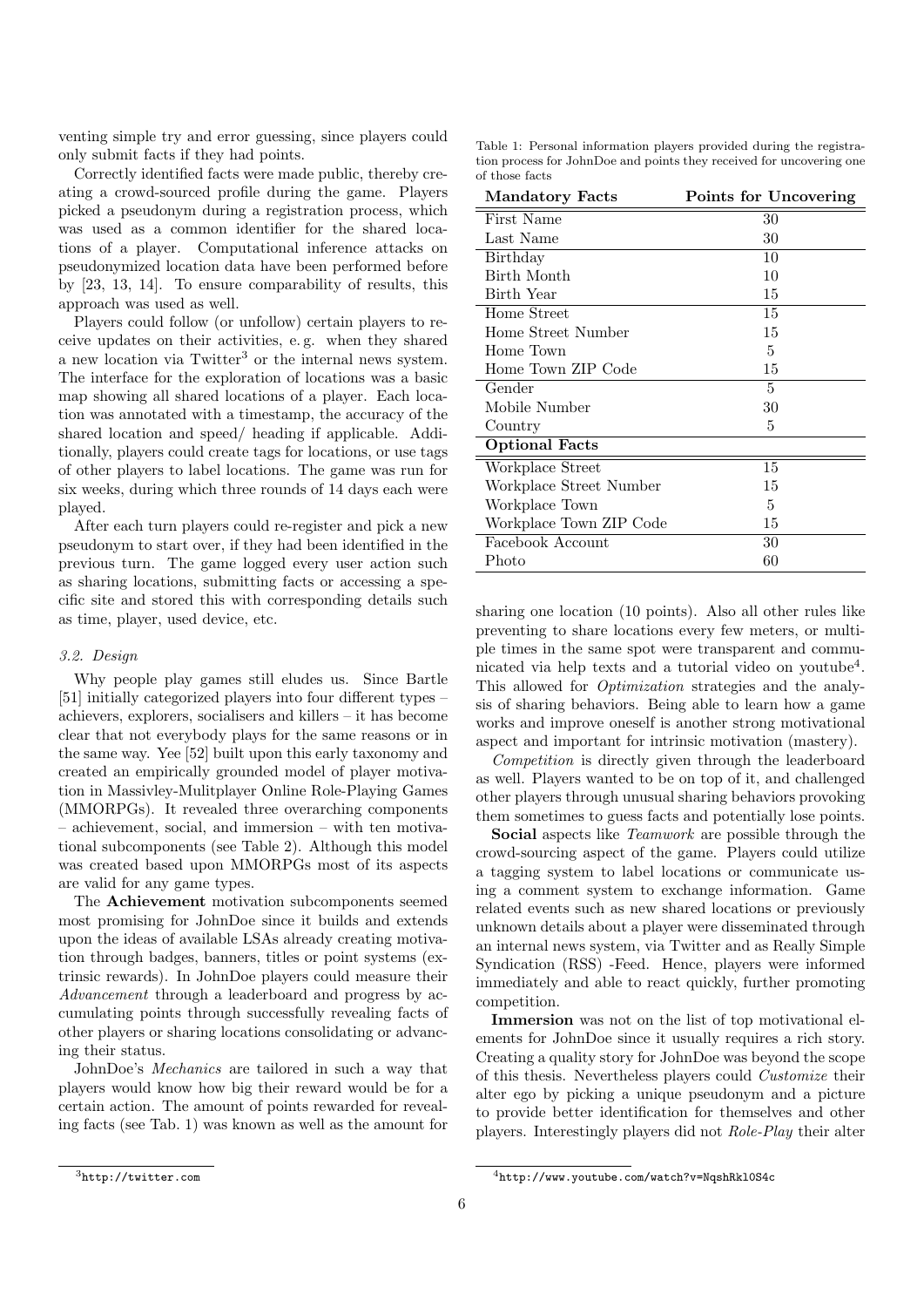venting simple try and error guessing, since players could only submit facts if they had points.

Correctly identified facts were made public, thereby creating a crowd-sourced profile during the game. Players picked a pseudonym during a registration process, which was used as a common identifier for the shared locations of a player. Computational inference attacks on pseudonymized location data have been performed before by [23, 13, 14]. To ensure comparability of results, this approach was used as well.

Players could follow (or unfollow) certain players to receive updates on their activities, e. g. when they shared a new location via Twitter[3] or the internal news system. The interface for the exploration of locations was a basic map showing all shared locations of a player. Each location was annotated with a timestamp, the accuracy of the shared location and speed/ heading if applicable. Additionally, players could create tags for locations, or use tags of other players to label locations. The game was run for six weeks, during which three rounds of 14 days each were played.

After each turn players could re-register and pick a new pseudonym to start over, if they had been identified in the previous turn. The game logged every user action such as sharing locations, submitting facts or accessing a specific site and stored this with corresponding details such as time, player, used device, etc.

### 3.2. Design

Why people play games still eludes us. Since Bartle [51] initially categorized players into four different types – achievers, explorers, socialisers and killers – it has become clear that not everybody plays for the same reasons or in the same way. Yee [52] built upon this early taxonomy and created an empirically grounded model of player motivation in Massivley-Mulitplayer Online Role-Playing Games (MMORPGs). It revealed three overarching components – achievement, social, and immersion – with ten motivational subcomponents (see Table 2). Although this model was created based upon MMORPGs most of its aspects are valid for any game types.

The **Achievement** motivation subcomponents seemed most promising for JohnDoe since it builds and extends upon the ideas of available LSAs already creating motivation through badges, banners, titles or point systems (extrinsic rewards). In JohnDoe players could measure their *Advancement* through a leaderboard and progress by accumulating points through successfully revealing facts of other players or sharing locations consolidating or advancing their status.

JohnDoe's *Mechanics* are tailored in such a way that players would know how big their reward would be for a certain action. The amount of points rewarded for revealing facts (see Tab. 1) was known as well as the amount for

Table 1: Personal information players provided during the registration process for JohnDoe and points they received for uncovering one of those facts

| Mandatory Facts | Points for Uncovering |
|---|---|
| First Name | 30 |
| Last Name | 30 |
| Birthday | 10 |
| Birth Month | 10 |
| Birth Year | 15 |
| Home Street | 15 |
| Home Street Number | 15 |
| Home Town | 5 |
| Home Town ZIP Code | 15 |
| Gender | 5 |
| Mobile Number | 30 |
| Country | 5 |
| **Optional Facts** | |
| Workplace Street | 15 |
| Workplace Street Number | 15 |
| Workplace Town | 5 |
| Workplace Town ZIP Code | 15 |
| Facebook Account | 30 |
| Photo | 60 |

sharing one location (10 points). Also all other rules like preventing to share locations every few meters, or multiple times in the same spot were transparent and communicated via help texts and a tutorial video on youtube[4]. This allowed for *Optimization* strategies and the analysis of sharing behaviors. Being able to learn how a game works and improve oneself is another strong motivational aspect and important for intrinsic motivation (mastery).

*Competition* is directly given through the leaderboard as well. Players wanted to be on top of it, and challenged other players through unusual sharing behaviors provoking them sometimes to guess facts and potentially lose points.

**Social** aspects like *Teamwork* are possible through the crowd-sourcing aspect of the game. Players could utilize a tagging system to label locations or communicate using a comment system to exchange information. Game related events such as new shared locations or previously unknown details about a player were disseminated through an internal news system, via Twitter and as Really Simple Syndication (RSS) -Feed. Hence, players were informed immediately and able to react quickly, further promoting competition.

**Immersion** was not on the list of top motivational elements for JohnDoe since it usually requires a rich story. Creating a quality story for JohnDoe was beyond the scope of this thesis. Nevertheless players could *Customize* their alter ego by picking a unique pseudonym and a picture to provide better identification for themselves and other players. Interestingly players did not *Role-Play* their alter

[3] http://twitter.com

[4] http://www.youtube.com/watch?v=NqshRkl0S4c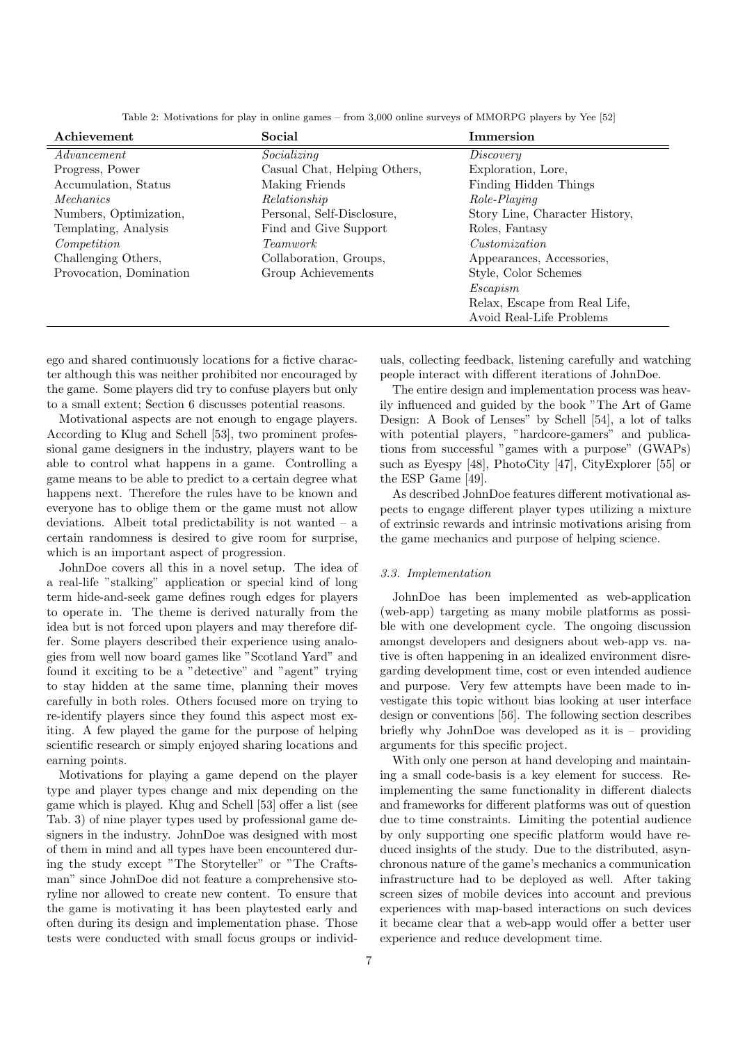Table 2: Motivations for play in online games – from 3,000 online surveys of MMORPG players by Yee [52]

| Achievement | Social | Immersion |
|---|---|---|
| *Advancement* | *Socializing* | *Discovery* |
| Progress, Power | Casual Chat, Helping Others, | Exploration, Lore, |
| Accumulation, Status | Making Friends | Finding Hidden Things |
| *Mechanics* | *Relationship* | *Role-Playing* |
| Numbers, Optimization, | Personal, Self-Disclosure, | Story Line, Character History, |
| Templating, Analysis | Find and Give Support | Roles, Fantasy |
| *Competition* | *Teamwork* | *Customization* |
| Challenging Others, | Collaboration, Groups, | Appearances, Accessories, |
| Provocation, Domination | Group Achievements | Style, Color Schemes |
| | | *Escapism* |
| | | Relax, Escape from Real Life, |
| | | Avoid Real-Life Problems |

ego and shared continuously locations for a fictive character although this was neither prohibited nor encouraged by the game. Some players did try to confuse players but only to a small extent; Section 6 discusses potential reasons.

Motivational aspects are not enough to engage players. According to Klug and Schell [53], two prominent professional game designers in the industry, players want to be able to control what happens in a game. Controlling a game means to be able to predict to a certain degree what happens next. Therefore the rules have to be known and everyone has to oblige them or the game must not allow deviations. Albeit total predictability is not wanted – a certain randomness is desired to give room for surprise, which is an important aspect of progression.

JohnDoe covers all this in a novel setup. The idea of a real-life "stalking" application or special kind of long term hide-and-seek game defines rough edges for players to operate in. The theme is derived naturally from the idea but is not forced upon players and may therefore differ. Some players described their experience using analogies from well now board games like "Scotland Yard" and found it exciting to be a "detective" and "agent" trying to stay hidden at the same time, planning their moves carefully in both roles. Others focused more on trying to re-identify players since they found this aspect most exciting. A few played the game for the purpose of helping scientific research or simply enjoyed sharing locations and earning points.

Motivations for playing a game depend on the player type and player types change and mix depending on the game which is played. Klug and Schell [53] offer a list (see Tab. 3) of nine player types used by professional game designers in the industry. JohnDoe was designed with most of them in mind and all types have been encountered during the study except "The Storyteller" or "The Craftsman" since JohnDoe did not feature a comprehensive storyline nor allowed to create new content. To ensure that the game is motivating it has been playtested early and often during its design and implementation phase. Those tests were conducted with small focus groups or individuals, collecting feedback, listening carefully and watching people interact with different iterations of JohnDoe.

The entire design and implementation process was heavily influenced and guided by the book "The Art of Game Design: A Book of Lenses" by Schell [54], a lot of talks with potential players, "hardcore-gamers" and publications from successful "games with a purpose" (GWAPs) such as Eyespy [48], PhotoCity [47], CityExplorer [55] or the ESP Game [49].

As described JohnDoe features different motivational aspects to engage different player types utilizing a mixture of extrinsic rewards and intrinsic motivations arising from the game mechanics and purpose of helping science.

### 3.3. Implementation

JohnDoe has been implemented as web-application (web-app) targeting as many mobile platforms as possible with one development cycle. The ongoing discussion amongst developers and designers about web-app vs. native is often happening in an idealized environment disregarding development time, cost or even intended audience and purpose. Very few attempts have been made to investigate this topic without bias looking at user interface design or conventions [56]. The following section describes briefly why JohnDoe was developed as it is – providing arguments for this specific project.

With only one person at hand developing and maintaining a small code-basis is a key element for success. Reimplementing the same functionality in different dialects and frameworks for different platforms was out of question due to time constraints. Limiting the potential audience by only supporting one specific platform would have reduced insights of the study. Due to the distributed, asynchronous nature of the game's mechanics a communication infrastructure had to be deployed as well. After taking screen sizes of mobile devices into account and previous experiences with map-based interactions on such devices it became clear that a web-app would offer a better user experience and reduce development time.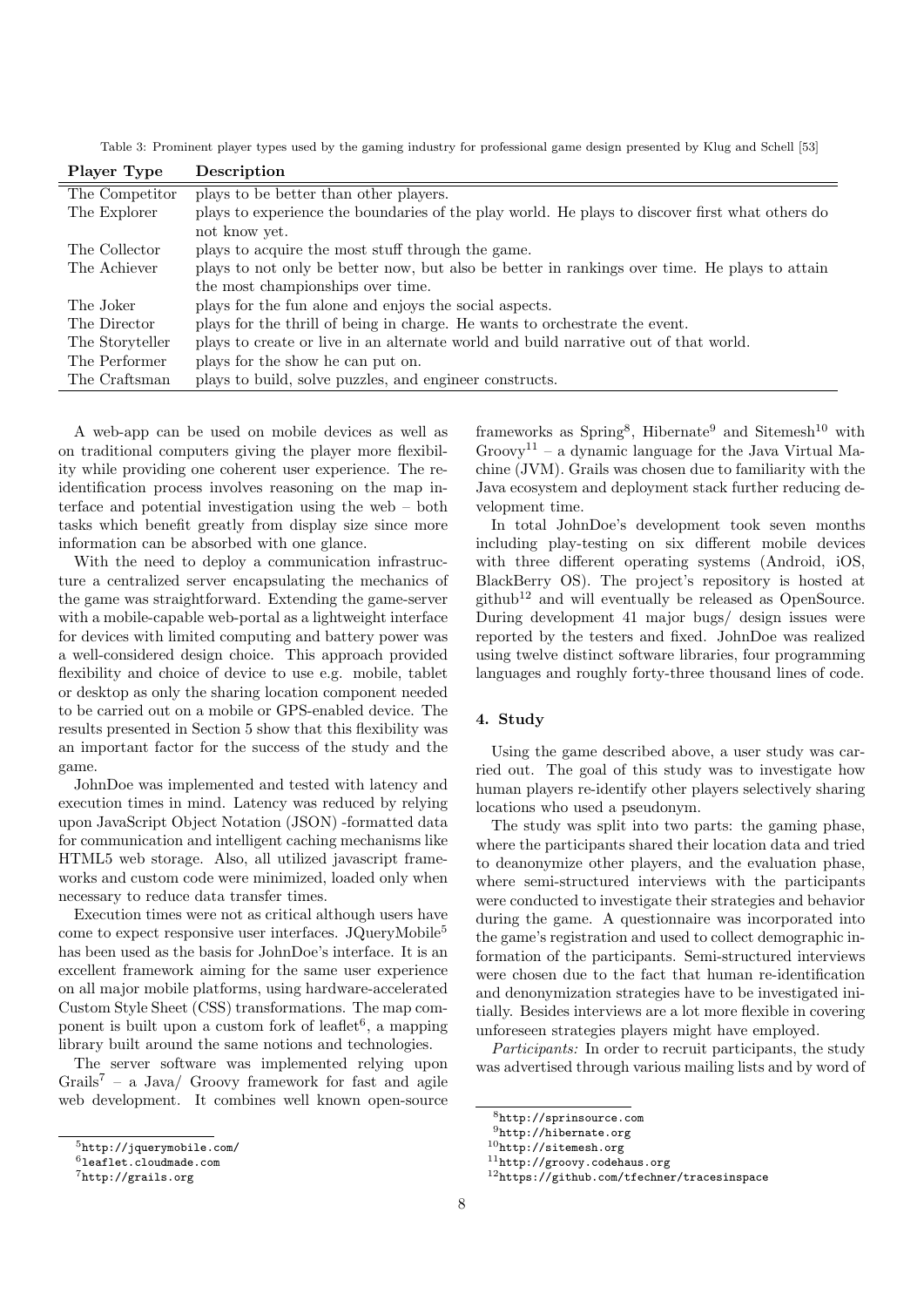Table 3: Prominent player types used by the gaming industry for professional game design presented by Klug and Schell [53]

| Player Type | Description |
| --- | --- |
| The Competitor | plays to be better than other players. |
| The Explorer | plays to experience the boundaries of the play world. He plays to discover first what others do not know yet. |
| The Collector | plays to acquire the most stuff through the game. |
| The Achiever | plays to not only be better now, but also be better in rankings over time. He plays to attain the most championships over time. |
| The Joker | plays for the fun alone and enjoys the social aspects. |
| The Director | plays for the thrill of being in charge. He wants to orchestrate the event. |
| The Storyteller | plays to create or live in an alternate world and build narrative out of that world. |
| The Performer | plays for the show he can put on. |
| The Craftsman | plays to build, solve puzzles, and engineer constructs. |

A web-app can be used on mobile devices as well as on traditional computers giving the player more flexibility while providing one coherent user experience. The re-identification process involves reasoning on the map interface and potential investigation using the web – both tasks which benefit greatly from display size since more information can be absorbed with one glance.

With the need to deploy a communication infrastructure a centralized server encapsulating the mechanics of the game was straightforward. Extending the game-server with a mobile-capable web-portal as a lightweight interface for devices with limited computing and battery power was a well-considered design choice. This approach provided flexibility and choice of device to use e.g. mobile, tablet or desktop as only the sharing location component needed to be carried out on a mobile or GPS-enabled device. The results presented in Section 5 show that this flexibility was an important factor for the success of the study and the game.

JohnDoe was implemented and tested with latency and execution times in mind. Latency was reduced by relying upon JavaScript Object Notation (JSON) -formatted data for communication and intelligent caching mechanisms like HTML5 web storage. Also, all utilized javascript frameworks and custom code were minimized, loaded only when necessary to reduce data transfer times.

Execution times were not as critical although users have come to expect responsive user interfaces. JQueryMobile[5] has been used as the basis for JohnDoe's interface. It is an excellent framework aiming for the same user experience on all major mobile platforms, using hardware-accelerated Custom Style Sheet (CSS) transformations. The map component is built upon a custom fork of leaflet[6], a mapping library built around the same notions and technologies.

The server software was implemented relying upon Grails[7] – a Java/ Groovy framework for fast and agile web development. It combines well known open-source frameworks as Spring[8], Hibernate[9] and Sitemesh[10] with Groovy[11] – a dynamic language for the Java Virtual Machine (JVM). Grails was chosen due to familiarity with the Java ecosystem and deployment stack further reducing development time.

In total JohnDoe's development took seven months including play-testing on six different mobile devices with three different operating systems (Android, iOS, BlackBerry OS). The project's repository is hosted at github[12] and will eventually be released as OpenSource. During development 41 major bugs/ design issues were reported by the testers and fixed. JohnDoe was realized using twelve distinct software libraries, four programming languages and roughly forty-three thousand lines of code.

## 4. Study

Using the game described above, a user study was carried out. The goal of this study was to investigate how human players re-identify other players selectively sharing locations who used a pseudonym.

The study was split into two parts: the gaming phase, where the participants shared their location data and tried to deanonymize other players, and the evaluation phase, where semi-structured interviews with the participants were conducted to investigate their strategies and behavior during the game. A questionnaire was incorporated into the game's registration and used to collect demographic information of the participants. Semi-structured interviews were chosen due to the fact that human re-identification and denonymization strategies have to be investigated initially. Besides interviews are a lot more flexible in covering unforeseen strategies players might have employed.

*Participants:* In order to recruit participants, the study was advertised through various mailing lists and by word of

[5] http://jquerymobile.com/

[6] leaflet.cloudmade.com

[7] http://grails.org

[8] http://sprinsource.com

[9] http://hibernate.org

[10] http://sitemesh.org

[11] http://groovy.codehaus.org

[12] https://github.com/tfechner/tracesinspace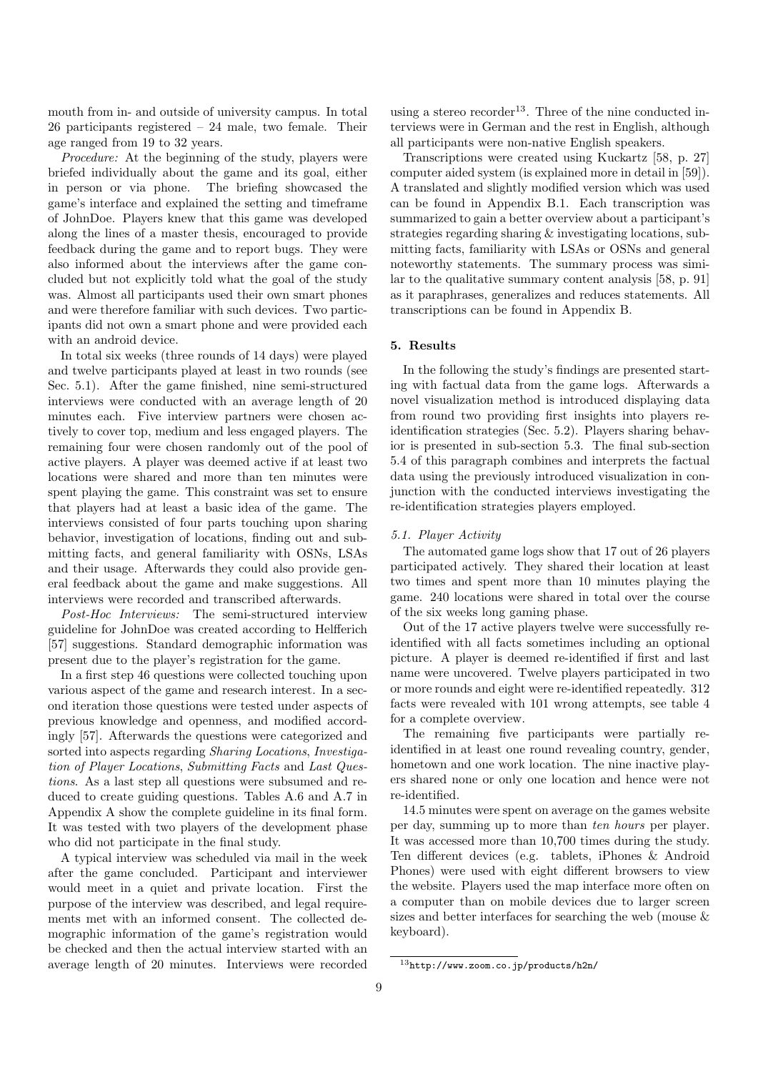mouth from in- and outside of university campus. In total 26 participants registered – 24 male, two female. Their age ranged from 19 to 32 years.

*Procedure:* At the beginning of the study, players were briefed individually about the game and its goal, either in person or via phone. The briefing showcased the game's interface and explained the setting and timeframe of JohnDoe. Players knew that this game was developed along the lines of a master thesis, encouraged to provide feedback during the game and to report bugs. They were also informed about the interviews after the game concluded but not explicitly told what the goal of the study was. Almost all participants used their own smart phones and were therefore familiar with such devices. Two participants did not own a smart phone and were provided each with an android device.

In total six weeks (three rounds of 14 days) were played and twelve participants played at least in two rounds (see Sec. 5.1). After the game finished, nine semi-structured interviews were conducted with an average length of 20 minutes each. Five interview partners were chosen actively to cover top, medium and less engaged players. The remaining four were chosen randomly out of the pool of active players. A player was deemed active if at least two locations were shared and more than ten minutes were spent playing the game. This constraint was set to ensure that players had at least a basic idea of the game. The interviews consisted of four parts touching upon sharing behavior, investigation of locations, finding out and submitting facts, and general familiarity with OSNs, LSAs and their usage. Afterwards they could also provide general feedback about the game and make suggestions. All interviews were recorded and transcribed afterwards.

*Post-Hoc Interviews:* The semi-structured interview guideline for JohnDoe was created according to Helfferich [57] suggestions. Standard demographic information was present due to the player's registration for the game.

In a first step 46 questions were collected touching upon various aspect of the game and research interest. In a second iteration those questions were tested under aspects of previous knowledge and openness, and modified accordingly [57]. Afterwards the questions were categorized and sorted into aspects regarding *Sharing Locations*, *Investigation of Player Locations*, *Submitting Facts* and *Last Questions*. As a last step all questions were subsumed and reduced to create guiding questions. Tables A.6 and A.7 in Appendix A show the complete guideline in its final form. It was tested with two players of the development phase who did not participate in the final study.

A typical interview was scheduled via mail in the week after the game concluded. Participant and interviewer would meet in a quiet and private location. First the purpose of the interview was described, and legal requirements met with an informed consent. The collected demographic information of the game's registration would be checked and then the actual interview started with an average length of 20 minutes. Interviews were recorded using a stereo recorder[13]. Three of the nine conducted interviews were in German and the rest in English, although all participants were non-native English speakers.

Transcriptions were created using Kuckartz [58, p. 27] computer aided system (is explained more in detail in [59]). A translated and slightly modified version which was used can be found in Appendix B.1. Each transcription was summarized to gain a better overview about a participant's strategies regarding sharing & investigating locations, submitting facts, familiarity with LSAs or OSNs and general noteworthy statements. The summary process was similar to the qualitative summary content analysis [58, p. 91] as it paraphrases, generalizes and reduces statements. All transcriptions can be found in Appendix B.

## 5. Results

In the following the study's findings are presented starting with factual data from the game logs. Afterwards a novel visualization method is introduced displaying data from round two providing first insights into players re-identification strategies (Sec. 5.2). Players sharing behavior is presented in sub-section 5.3. The final sub-section 5.4 of this paragraph combines and interprets the factual data using the previously introduced visualization in conjunction with the conducted interviews investigating the re-identification strategies players employed.

### 5.1. Player Activity

The automated game logs show that 17 out of 26 players participated actively. They shared their location at least two times and spent more than 10 minutes playing the game. 240 locations were shared in total over the course of the six weeks long gaming phase.

Out of the 17 active players twelve were successfully re-identified with all facts sometimes including an optional picture. A player is deemed re-identified if first and last name were uncovered. Twelve players participated in two or more rounds and eight were re-identified repeatedly. 312 facts were revealed with 101 wrong attempts, see table 4 for a complete overview.

The remaining five participants were partially re-identified in at least one round revealing country, gender, hometown and one work location. The nine inactive players shared none or only one location and hence were not re-identified.

14.5 minutes were spent on average on the games website per day, summing up to more than *ten hours* per player. It was accessed more than 10,700 times during the study. Ten different devices (e.g. tablets, iPhones & Android Phones) were used with eight different browsers to view the website. Players used the map interface more often on a computer than on mobile devices due to larger screen sizes and better interfaces for searching the web (mouse & keyboard).

[13] http://www.zoom.co.jp/products/h2n/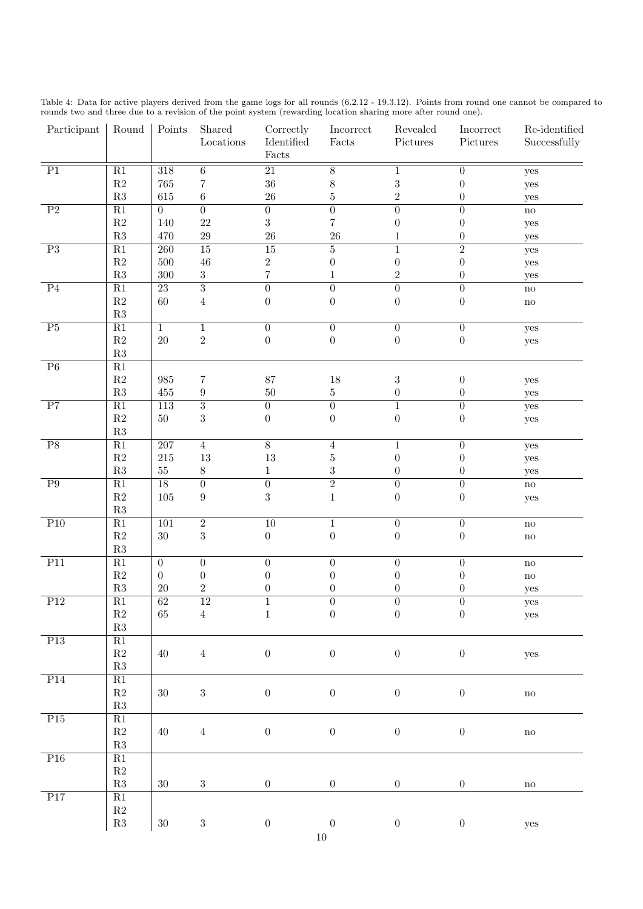Table 4: Data for active players derived from the game logs for all rounds (6.2.12 - 19.3.12). Points from round one cannot be compared to rounds two and three due to a revision of the point system (rewarding location sharing more after round one).

| Participant | Round | Points | Shared Locations | Correctly Identified Facts | Incorrect Facts | Revealed Pictures | Incorrect Pictures | Re-identified Successfully |
|---|---|---|---|---|---|---|---|---|
| P1 | R1 | 318 | 6 | 21 | 8 | 1 | 0 | yes |
| | R2 | 765 | 7 | 36 | 8 | 3 | 0 | yes |
| | R3 | 615 | 6 | 26 | 5 | 2 | 0 | yes |
| P2 | R1 | 0 | 0 | 0 | 0 | 0 | 0 | no |
| | R2 | 140 | 22 | 3 | 7 | 0 | 0 | yes |
| | R3 | 470 | 29 | 26 | 26 | 1 | 0 | yes |
| P3 | R1 | 260 | 15 | 15 | 5 | 1 | 2 | yes |
| | R2 | 500 | 46 | 2 | 0 | 0 | 0 | yes |
| | R3 | 300 | 3 | 7 | 1 | 2 | 0 | yes |
| P4 | R1 | 23 | 3 | 0 | 0 | 0 | 0 | no |
| | R2 | 60 | 4 | 0 | 0 | 0 | 0 | no |
| | R3 | | | | | | | |
| P5 | R1 | 1 | 1 | 0 | 0 | 0 | 0 | yes |
| | R2 | 20 | 2 | 0 | 0 | 0 | 0 | yes |
| | R3 | | | | | | | |
| P6 | R1 | | | | | | | |
| | R2 | 985 | 7 | 87 | 18 | 3 | 0 | yes |
| | R3 | 455 | 9 | 50 | 5 | 0 | 0 | yes |
| P7 | R1 | 113 | 3 | 0 | 0 | 1 | 0 | yes |
| | R2 | 50 | 3 | 0 | 0 | 0 | 0 | yes |
| | R3 | | | | | | | |
| P8 | R1 | 207 | 4 | 8 | 4 | 1 | 0 | yes |
| | R2 | 215 | 13 | 13 | 5 | 0 | 0 | yes |
| | R3 | 55 | 8 | 1 | 3 | 0 | 0 | yes |
| P9 | R1 | 18 | 0 | 0 | 2 | 0 | 0 | no |
| | R2 | 105 | 9 | 3 | 1 | 0 | 0 | yes |
| | R3 | | | | | | | |
| P10 | R1 | 101 | 2 | 10 | 1 | 0 | 0 | no |
| | R2 | 30 | 3 | 0 | 0 | 0 | 0 | no |
| | R3 | | | | | | | |
| P11 | R1 | 0 | 0 | 0 | 0 | 0 | 0 | no |
| | R2 | 0 | 0 | 0 | 0 | 0 | 0 | no |
| | R3 | 20 | 2 | 0 | 0 | 0 | 0 | yes |
| P12 | R1 | 62 | 12 | 1 | 0 | 0 | 0 | yes |
| | R2 | 65 | 4 | 1 | 0 | 0 | 0 | yes |
| | R3 | | | | | | | |
| P13 | R1 | | | | | | | |
| | R2 | 40 | 4 | 0 | 0 | 0 | 0 | yes |
| | R3 | | | | | | | |
| P14 | R1 | | | | | | | |
| | R2 | 30 | 3 | 0 | 0 | 0 | 0 | no |
| | R3 | | | | | | | |
| P15 | R1 | | | | | | | |
| | R2 | 40 | 4 | 0 | 0 | 0 | 0 | no |
| | R3 | | | | | | | |
| P16 | R1 | | | | | | | |
| | R2 | | | | | | | |
| | R3 | 30 | 3 | 0 | 0 | 0 | 0 | no |
| P17 | R1 | | | | | | | |
| | R2 | | | | | | | |
| | R3 | 30 | 3 | 0 | 0 | 0 | 0 | yes |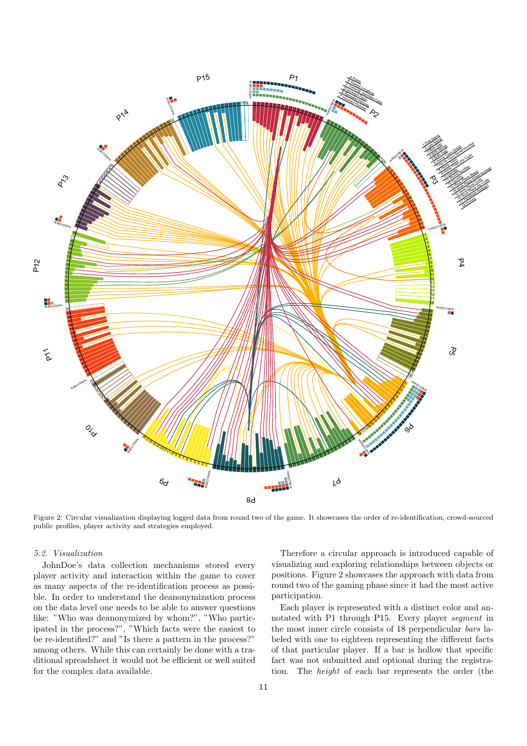Figure 2: Circular visualization displaying logged data from round two of the game. It showcases the order of re-identification, crowd-sourced public profiles, player activity and strategies employed.

### 5.2. Visualization

JohnDoe's data collection mechanisms stored every player activity and interaction within the game to cover as many aspects of the re-identification process as possible. In order to understand the deanonymization process on the data level one needs to be able to answer questions like: "Who was deanonymized by whom?", "Who participated in the process?", "Which facts were the easiest to be re-identified?" and "Is there a pattern in the process?" among others. While this can certainly be done with a traditional spreadsheet it would not be efficient or well suited for the complex data available.

Therefore a circular approach is introduced capable of visualizing and exploring relationships between objects or positions. Figure 2 showcases the approach with data from round two of the gaming phase since it had the most active participation.

Each player is represented with a distinct color and annotated with P1 through P15. Every player *segment* in the most inner circle consists of 18 perpendicular *bars* labeled with one to eighteen representing the different facts of that particular player. If a bar is hollow that specific fact was not submitted and optional during the registration. The *height* of each bar represents the order (the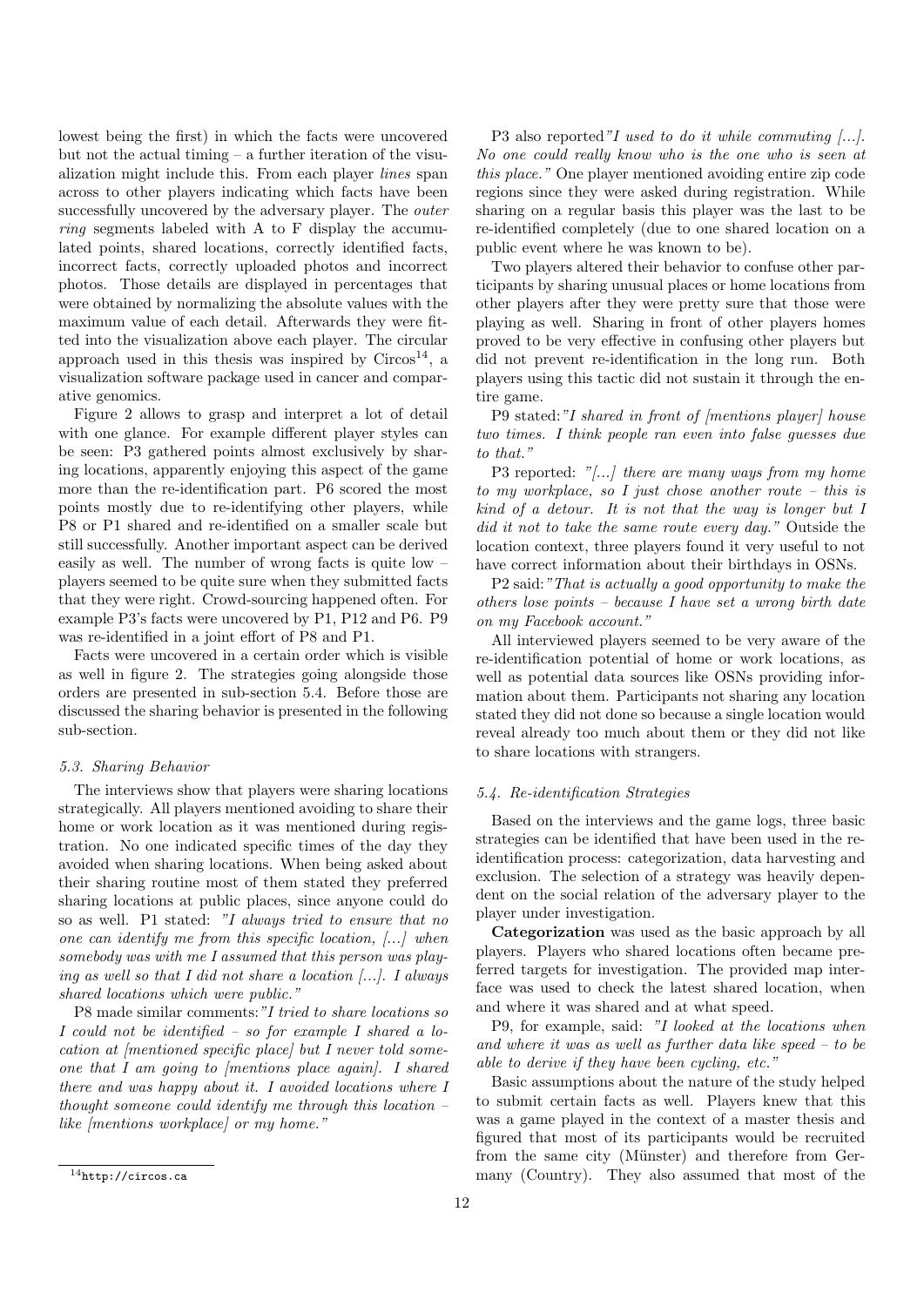lowest being the first) in which the facts were uncovered but not the actual timing – a further iteration of the visualization might include this. From each player *lines* span across to other players indicating which facts have been successfully uncovered by the adversary player. The *outer ring* segments labeled with A to F display the accumulated points, shared locations, correctly identified facts, incorrect facts, correctly uploaded photos and incorrect photos. Those details are displayed in percentages that were obtained by normalizing the absolute values with the maximum value of each detail. Afterwards they were fitted into the visualization above each player. The circular approach used in this thesis was inspired by Circos[14], a visualization software package used in cancer and comparative genomics.

Figure 2 allows to grasp and interpret a lot of detail with one glance. For example different player styles can be seen: P3 gathered points almost exclusively by sharing locations, apparently enjoying this aspect of the game more than the re-identification part. P6 scored the most points mostly due to re-identifying other players, while P8 or P1 shared and re-identified on a smaller scale but still successfully. Another important aspect can be derived easily as well. The number of wrong facts is quite low – players seemed to be quite sure when they submitted facts that they were right. Crowd-sourcing happened often. For example P3's facts were uncovered by P1, P12 and P6. P9 was re-identified in a joint effort of P8 and P1.

Facts were uncovered in a certain order which is visible as well in figure 2. The strategies going alongside those orders are presented in sub-section 5.4. Before those are discussed the sharing behavior is presented in the following sub-section.

### *5.3. Sharing Behavior*

The interviews show that players were sharing locations strategically. All players mentioned avoiding to share their home or work location as it was mentioned during registration. No one indicated specific times of the day they avoided when sharing locations. When being asked about their sharing routine most of them stated they preferred sharing locations at public places, since anyone could do so as well. P1 stated: *"I always tried to ensure that no one can identify me from this specific location, [...] when somebody was with me I assumed that this person was playing as well so that I did not share a location [...]. I always shared locations which were public."*

P8 made similar comments:*"I tried to share locations so I could not be identified – so for example I shared a location at [mentioned specific place] but I never told someone that I am going to [mentions place again]. I shared there and was happy about it. I avoided locations where I thought someone could identify me through this location – like [mentions workplace] or my home."*

P3 also reported*"I used to do it while commuting [...]. No one could really know who is the one who is seen at this place."* One player mentioned avoiding entire zip code regions since they were asked during registration. While sharing on a regular basis this player was the last to be re-identified completely (due to one shared location on a public event where he was known to be).

Two players altered their behavior to confuse other participants by sharing unusual places or home locations from other players after they were pretty sure that those were playing as well. Sharing in front of other players homes proved to be very effective in confusing other players but did not prevent re-identification in the long run. Both players using this tactic did not sustain it through the entire game.

P9 stated:*"I shared in front of [mentions player] house two times. I think people ran even into false guesses due to that."*

P3 reported: *"[...] there are many ways from my home to my workplace, so I just chose another route – this is kind of a detour. It is not that the way is longer but I did it not to take the same route every day."* Outside the location context, three players found it very useful to not have correct information about their birthdays in OSNs.

P2 said:*"That is actually a good opportunity to make the others lose points – because I have set a wrong birth date on my Facebook account."*

All interviewed players seemed to be very aware of the re-identification potential of home or work locations, as well as potential data sources like OSNs providing information about them. Participants not sharing any location stated they did not done so because a single location would reveal already too much about them or they did not like to share locations with strangers.

### *5.4. Re-identification Strategies*

Based on the interviews and the game logs, three basic strategies can be identified that have been used in the re-identification process: categorization, data harvesting and exclusion. The selection of a strategy was heavily dependent on the social relation of the adversary player to the player under investigation.

**Categorization** was used as the basic approach by all players. Players who shared locations often became preferred targets for investigation. The provided map interface was used to check the latest shared location, when and where it was shared and at what speed.

P9, for example, said: *"I looked at the locations when and where it was as well as further data like speed – to be able to derive if they have been cycling, etc."*

Basic assumptions about the nature of the study helped to submit certain facts as well. Players knew that this was a game played in the context of a master thesis and figured that most of its participants would be recruited from the same city (Münster) and therefore from Germany (Country). They also assumed that most of the

[14] http://circos.ca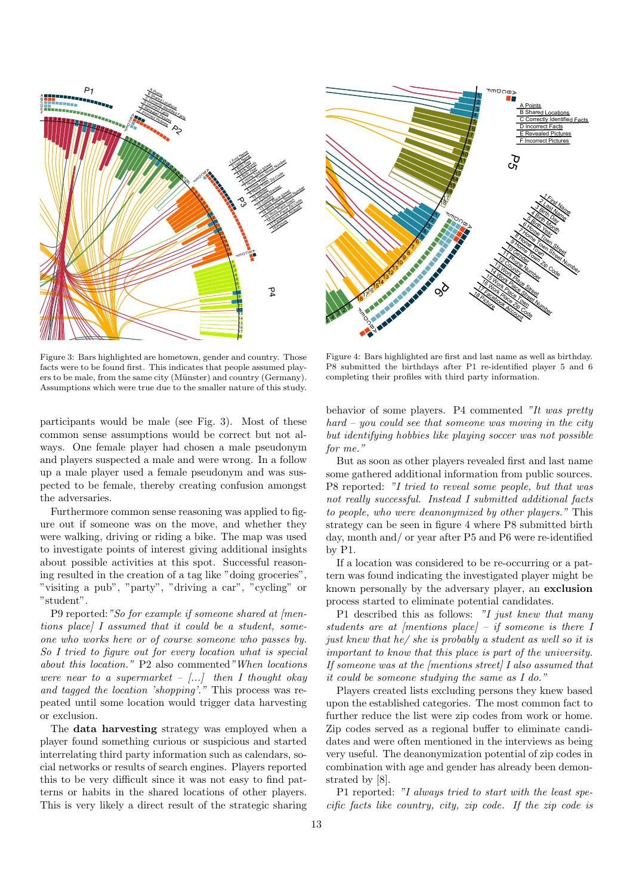Figure 3: Bars highlighted are hometown, gender and country. Those facts were to be found first. This indicates that people assumed players to be male, from the same city (Münster) and country (Germany). Assumptions which were true due to the smaller nature of this study.

Figure 4: Bars highlighted are first and last name as well as birthday. P8 submitted the birthdays after P1 re-identified player 5 and 6 completing their profiles with third party information.

participants would be male (see Fig. 3). Most of these common sense assumptions would be correct but not always. One female player had chosen a male pseudonym and players suspected a male and were wrong. In a follow up a male player used a female pseudonym and was suspected to be female, thereby creating confusion amongst the adversaries.

Furthermore common sense reasoning was applied to figure out if someone was on the move, and whether they were walking, driving or riding a bike. The map was used to investigate points of interest giving additional insights about possible activities at this spot. Successful reasoning resulted in the creation of a tag like "doing groceries", "visiting a pub", "party", "driving a car", "cycling" or "student".

P9 reported: *"So for example if someone shared at [mentions place] I assumed that it could be a student, someone who works here or of course someone who passes by. So I tried to figure out for every location what is special about this location."* P2 also commented *"When locations were near to a supermarket – [...] then I thought okay and tagged the location 'shopping'."* This process was repeated until some location would trigger data harvesting or exclusion.

The **data harvesting** strategy was employed when a player found something curious or suspicious and started interrelating third party information such as calendars, social networks or results of search engines. Players reported this to be very difficult since it was not easy to find patterns or habits in the shared locations of other players. This is very likely a direct result of the strategic sharing behavior of some players. P4 commented *"It was pretty hard – you could see that someone was moving in the city but identifying hobbies like playing soccer was not possible for me."*

But as soon as other players revealed first and last name some gathered additional information from public sources. P8 reported: *"I tried to reveal some people, but that was not really successful. Instead I submitted additional facts to people, who were deanonymized by other players."* This strategy can be seen in figure 4 where P8 submitted birth day, month and/ or year after P5 and P6 were re-identified by P1.

If a location was considered to be re-occurring or a pattern was found indicating the investigated player might be known personally by the adversary player, an **exclusion** process started to eliminate potential candidates.

P1 described this as follows: *"I just knew that many students are at [mentions place] – if someone is there I just knew that he/ she is probably a student as well so it is important to know that this place is part of the university. If someone was at the [mentions street] I also assumed that it could be someone studying the same as I do."*

Players created lists excluding persons they knew based upon the established categories. The most common fact to further reduce the list were zip codes from work or home. Zip codes served as a regional buffer to eliminate candidates and were often mentioned in the interviews as being very useful. The deanonymization potential of zip codes in combination with age and gender has already been demonstrated by [8].

P1 reported: *"I always tried to start with the least specific facts like country, city, zip code. If the zip code is*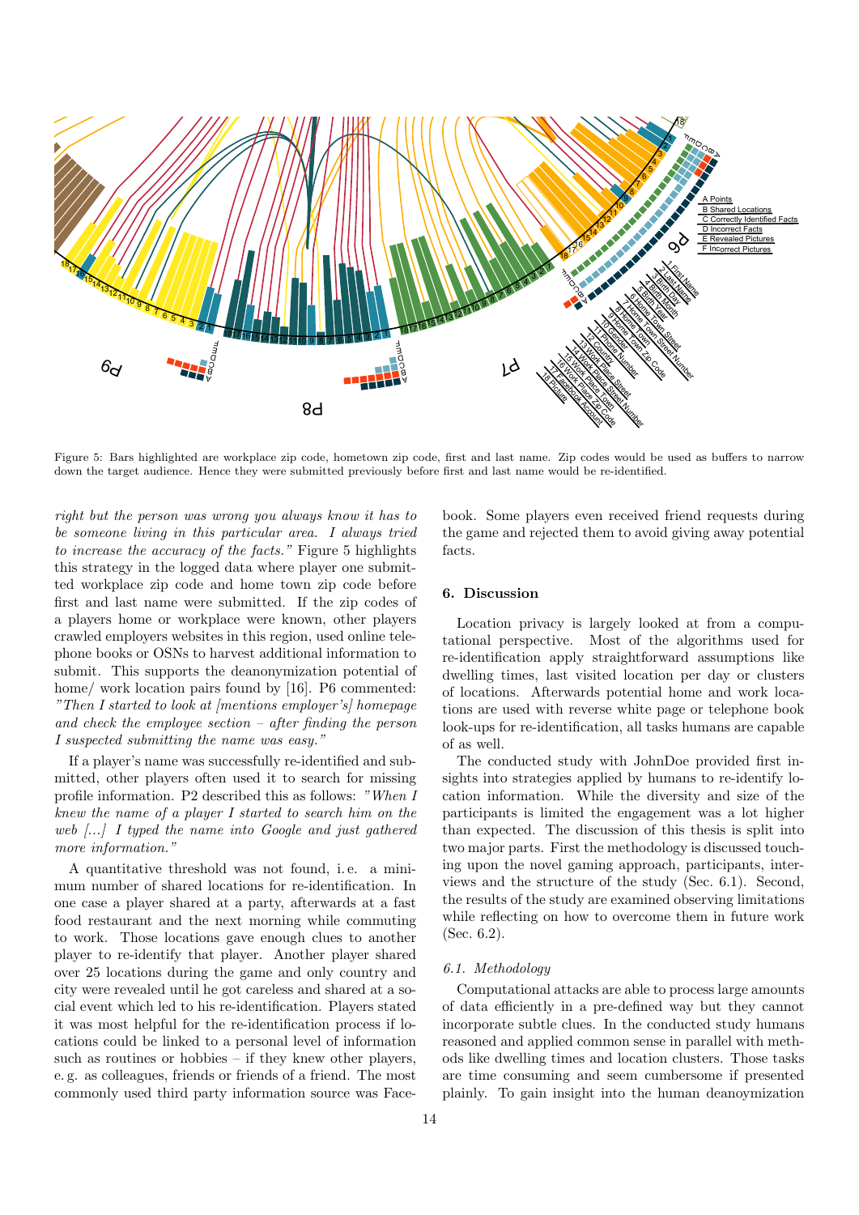Figure 5: Bars highlighted are workplace zip code, hometown zip code, first and last name. Zip codes would be used as buffers to narrow down the target audience. Hence they were submitted previously before first and last name would be re-identified.

*right but the person was wrong you always know it has to be someone living in this particular area. I always tried to increase the accuracy of the facts."* Figure 5 highlights this strategy in the logged data where player one submitted workplace zip code and home town zip code before first and last name were submitted. If the zip codes of a players home or workplace were known, other players crawled employers websites in this region, used online telephone books or OSNs to harvest additional information to submit. This supports the deanonymization potential of home/ work location pairs found by [16]. P6 commented: *"Then I started to look at [mentions employer's] homepage and check the employee section – after finding the person I suspected submitting the name was easy."*

If a player's name was successfully re-identified and submitted, other players often used it to search for missing profile information. P2 described this as follows: *"When I knew the name of a player I started to search him on the web [...] I typed the name into Google and just gathered more information."*

A quantitative threshold was not found, i. e. a minimum number of shared locations for re-identification. In one case a player shared at a party, afterwards at a fast food restaurant and the next morning while commuting to work. Those locations gave enough clues to another player to re-identify that player. Another player shared over 25 locations during the game and only country and city were revealed until he got careless and shared at a social event which led to his re-identification. Players stated it was most helpful for the re-identification process if locations could be linked to a personal level of information such as routines or hobbies – if they knew other players, e. g. as colleagues, friends or friends of a friend. The most commonly used third party information source was Facebook. Some players even received friend requests during the game and rejected them to avoid giving away potential facts.

## 6. Discussion

Location privacy is largely looked at from a computational perspective. Most of the algorithms used for re-identification apply straightforward assumptions like dwelling times, last visited location per day or clusters of locations. Afterwards potential home and work locations are used with reverse white page or telephone book look-ups for re-identification, all tasks humans are capable of as well.

The conducted study with JohnDoe provided first insights into strategies applied by humans to re-identify location information. While the diversity and size of the participants is limited the engagement was a lot higher than expected. The discussion of this thesis is split into two major parts. First the methodology is discussed touching upon the novel gaming approach, participants, interviews and the structure of the study (Sec. 6.1). Second, the results of the study are examined observing limitations while reflecting on how to overcome them in future work (Sec. 6.2).

### 6.1. Methodology

Computational attacks are able to process large amounts of data efficiently in a pre-defined way but they cannot incorporate subtle clues. In the conducted study humans reasoned and applied common sense in parallel with methods like dwelling times and location clusters. Those tasks are time consuming and seem cumbersome if presented plainly. To gain insight into the human deanoymization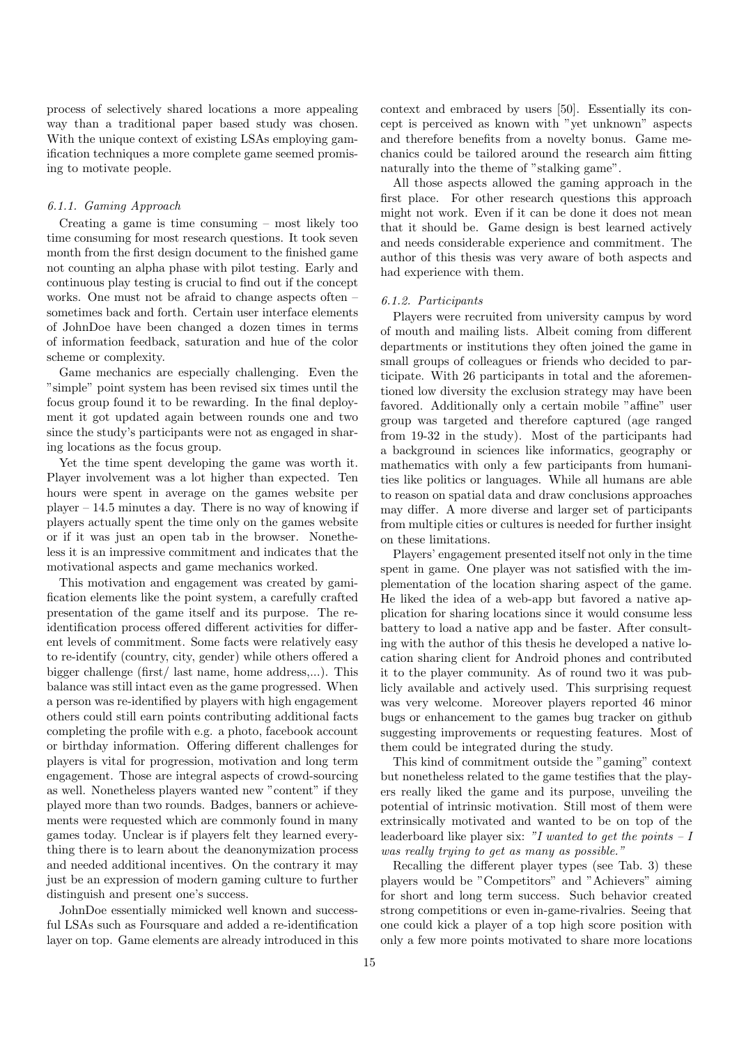process of selectively shared locations a more appealing way than a traditional paper based study was chosen. With the unique context of existing LSAs employing gamification techniques a more complete game seemed promising to motivate people.

#### 6.1.1. Gaming Approach

Creating a game is time consuming – most likely too time consuming for most research questions. It took seven month from the first design document to the finished game not counting an alpha phase with pilot testing. Early and continuous play testing is crucial to find out if the concept works. One must not be afraid to change aspects often – sometimes back and forth. Certain user interface elements of JohnDoe have been changed a dozen times in terms of information feedback, saturation and hue of the color scheme or complexity.

Game mechanics are especially challenging. Even the "simple" point system has been revised six times until the focus group found it to be rewarding. In the final deployment it got updated again between rounds one and two since the study's participants were not as engaged in sharing locations as the focus group.

Yet the time spent developing the game was worth it. Player involvement was a lot higher than expected. Ten hours were spent in average on the games website per player – 14.5 minutes a day. There is no way of knowing if players actually spent the time only on the games website or if it was just an open tab in the browser. Nonetheless it is an impressive commitment and indicates that the motivational aspects and game mechanics worked.

This motivation and engagement was created by gamification elements like the point system, a carefully crafted presentation of the game itself and its purpose. The re-identification process offered different activities for different levels of commitment. Some facts were relatively easy to re-identify (country, city, gender) while others offered a bigger challenge (first/ last name, home address,...). This balance was still intact even as the game progressed. When a person was re-identified by players with high engagement others could still earn points contributing additional facts completing the profile with e.g. a photo, facebook account or birthday information. Offering different challenges for players is vital for progression, motivation and long term engagement. Those are integral aspects of crowd-sourcing as well. Nonetheless players wanted new "content" if they played more than two rounds. Badges, banners or achievements were requested which are commonly found in many games today. Unclear is if players felt they learned everything there is to learn about the deanonymization process and needed additional incentives. On the contrary it may just be an expression of modern gaming culture to further distinguish and present one's success.

JohnDoe essentially mimicked well known and successful LSAs such as Foursquare and added a re-identification layer on top. Game elements are already introduced in this context and embraced by users [50]. Essentially its concept is perceived as known with "yet unknown" aspects and therefore benefits from a novelty bonus. Game mechanics could be tailored around the research aim fitting naturally into the theme of "stalking game".

All those aspects allowed the gaming approach in the first place. For other research questions this approach might not work. Even if it can be done it does not mean that it should be. Game design is best learned actively and needs considerable experience and commitment. The author of this thesis was very aware of both aspects and had experience with them.

#### 6.1.2. Participants

Players were recruited from university campus by word of mouth and mailing lists. Albeit coming from different departments or institutions they often joined the game in small groups of colleagues or friends who decided to participate. With 26 participants in total and the aforementioned low diversity the exclusion strategy may have been favored. Additionally only a certain mobile "affine" user group was targeted and therefore captured (age ranged from 19-32 in the study). Most of the participants had a background in sciences like informatics, geography or mathematics with only a few participants from humanities like politics or languages. While all humans are able to reason on spatial data and draw conclusions approaches may differ. A more diverse and larger set of participants from multiple cities or cultures is needed for further insight on these limitations.

Players' engagement presented itself not only in the time spent in game. One player was not satisfied with the implementation of the location sharing aspect of the game. He liked the idea of a web-app but favored a native application for sharing locations since it would consume less battery to load a native app and be faster. After consulting with the author of this thesis he developed a native location sharing client for Android phones and contributed it to the player community. As of round two it was publicly available and actively used. This surprising request was very welcome. Moreover players reported 46 minor bugs or enhancement to the games bug tracker on github suggesting improvements or requesting features. Most of them could be integrated during the study.

This kind of commitment outside the "gaming" context but nonetheless related to the game testifies that the players really liked the game and its purpose, unveiling the potential of intrinsic motivation. Still most of them were extrinsically motivated and wanted to be on top of the leaderboard like player six: *"I wanted to get the points – I was really trying to get as many as possible."*

Recalling the different player types (see Tab. 3) these players would be "Competitors" and "Achievers" aiming for short and long term success. Such behavior created strong competitions or even in-game-rivalries. Seeing that one could kick a player of a top high score position with only a few more points motivated to share more locations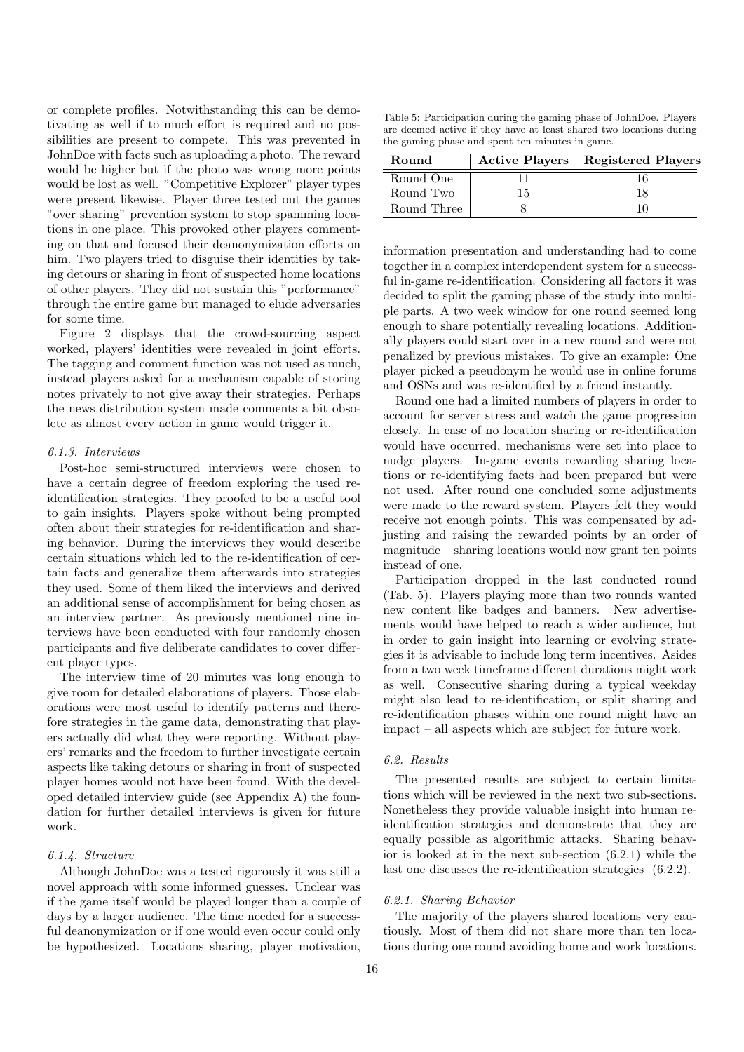or complete profiles. Notwithstanding this can be demotivating as well if to much effort is required and no possibilities are present to compete. This was prevented in JohnDoe with facts such as uploading a photo. The reward would be higher but if the photo was wrong more points would be lost as well. "Competitive Explorer" player types were present likewise. Player three tested out the games "over sharing" prevention system to stop spamming locations in one place. This provoked other players commenting on that and focused their deanonymization efforts on him. Two players tried to disguise their identities by taking detours or sharing in front of suspected home locations of other players. They did not sustain this "performance" through the entire game but managed to elude adversaries for some time.

Figure 2 displays that the crowd-sourcing aspect worked, players' identities were revealed in joint efforts. The tagging and comment function was not used as much, instead players asked for a mechanism capable of storing notes privately to not give away their strategies. Perhaps the news distribution system made comments a bit obsolete as almost every action in game would trigger it.

#### 6.1.3. Interviews

Post-hoc semi-structured interviews were chosen to have a certain degree of freedom exploring the used re-identification strategies. They proofed to be a useful tool to gain insights. Players spoke without being prompted often about their strategies for re-identification and sharing behavior. During the interviews they would describe certain situations which led to the re-identification of certain facts and generalize them afterwards into strategies they used. Some of them liked the interviews and derived an additional sense of accomplishment for being chosen as an interview partner. As previously mentioned nine interviews have been conducted with four randomly chosen participants and five deliberate candidates to cover different player types.

The interview time of 20 minutes was long enough to give room for detailed elaborations of players. Those elaborations were most useful to identify patterns and therefore strategies in the game data, demonstrating that players actually did what they were reporting. Without players' remarks and the freedom to further investigate certain aspects like taking detours or sharing in front of suspected player homes would not have been found. With the developed detailed interview guide (see Appendix A) the foundation for further detailed interviews is given for future work.

#### 6.1.4. Structure

Although JohnDoe was a tested rigorously it was still a novel approach with some informed guesses. Unclear was if the game itself would be played longer than a couple of days by a larger audience. The time needed for a successful deanonymization or if one would even occur could only be hypothesized. Locations sharing, player motivation, information presentation and understanding had to come together in a complex interdependent system for a successful in-game re-identification. Considering all factors it was decided to split the gaming phase of the study into multiple parts. A two week window for one round seemed long enough to share potentially revealing locations. Additionally players could start over in a new round and were not penalized by previous mistakes. To give an example: One player picked a pseudonym he would use in online forums and OSNs and was re-identified by a friend instantly.

Table 5: Participation during the gaming phase of JohnDoe. Players are deemed active if they have at least shared two locations during the gaming phase and spent ten minutes in game.

| Round | Active Players | Registered Players |
|---|---|---|
| Round One | 11 | 16 |
| Round Two | 15 | 18 |
| Round Three | 8 | 10 |

Round one had a limited numbers of players in order to account for server stress and watch the game progression closely. In case of no location sharing or re-identification would have occurred, mechanisms were set into place to nudge players. In-game events rewarding sharing locations or re-identifying facts had been prepared but were not used. After round one concluded some adjustments were made to the reward system. Players felt they would receive not enough points. This was compensated by adjusting and raising the rewarded points by an order of magnitude – sharing locations would now grant ten points instead of one.

Participation dropped in the last conducted round (Tab. 5). Players playing more than two rounds wanted new content like badges and banners. New advertisements would have helped to reach a wider audience, but in order to gain insight into learning or evolving strategies it is advisable to include long term incentives. Asides from a two week timeframe different durations might work as well. Consecutive sharing during a typical weekday might also lead to re-identification, or split sharing and re-identification phases within one round might have an impact – all aspects which are subject for future work.

### 6.2. Results

The presented results are subject to certain limitations which will be reviewed in the next two sub-sections. Nonetheless they provide valuable insight into human re-identification strategies and demonstrate that they are equally possible as algorithmic attacks. Sharing behavior is looked at in the next sub-section (6.2.1) while the last one discusses the re-identification strategies (6.2.2).

#### 6.2.1. Sharing Behavior

The majority of the players shared locations very cautiously. Most of them did not share more than ten locations during one round avoiding home and work locations.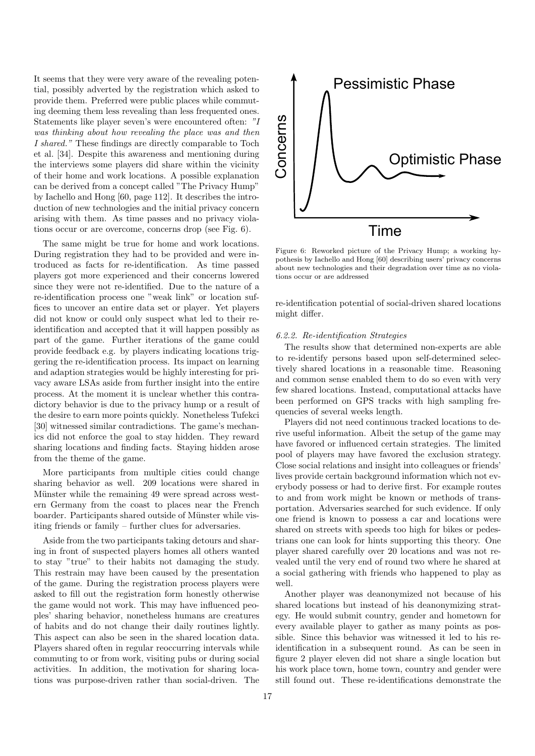It seems that they were very aware of the revealing potential, possibly adverted by the registration which asked to provide them. Preferred were public places while commuting deeming them less revealing than less frequented ones. Statements like player seven's were encountered often: *"I was thinking about how revealing the place was and then I shared."* These findings are directly comparable to Toch et al. [34]. Despite this awareness and mentioning during the interviews some players did share within the vicinity of their home and work locations. A possible explanation can be derived from a concept called "The Privacy Hump" by Iachello and Hong [60, page 112]. It describes the introduction of new technologies and the initial privacy concern arising with them. As time passes and no privacy violations occur or are overcome, concerns drop (see Fig. 6).

The same might be true for home and work locations. During registration they had to be provided and were introduced as facts for re-identification. As time passed players got more experienced and their concerns lowered since they were not re-identified. Due to the nature of a re-identification process one "weak link" or location suffices to uncover an entire data set or player. Yet players did not know or could only suspect what led to their reidentification and accepted that it will happen possibly as part of the game. Further iterations of the game could provide feedback e.g. by players indicating locations triggering the re-identification process. Its impact on learning and adaption strategies would be highly interesting for privacy aware LSAs aside from further insight into the entire process. At the moment it is unclear whether this contradictory behavior is due to the privacy hump or a result of the desire to earn more points quickly. Nonetheless Tufekci [30] witnessed similar contradictions. The game's mechanics did not enforce the goal to stay hidden. They reward sharing locations and finding facts. Staying hidden arose from the theme of the game.

More participants from multiple cities could change sharing behavior as well. 209 locations were shared in Münster while the remaining 49 were spread across western Germany from the coast to places near the French boarder. Participants shared outside of Münster while visiting friends or family – further clues for adversaries.

Aside from the two participants taking detours and sharing in front of suspected players homes all others wanted to stay "true" to their habits not damaging the study. This restrain may have been caused by the presentation of the game. During the registration process players were asked to fill out the registration form honestly otherwise the game would not work. This may have influenced peoples' sharing behavior, nonetheless humans are creatures of habits and do not change their daily routines lightly. This aspect can also be seen in the shared location data. Players shared often in regular reoccurring intervals while commuting to or from work, visiting pubs or during social activities. In addition, the motivation for sharing locations was purpose-driven rather than social-driven. The re-identification potential of social-driven shared locations might differ.

Figure 6: Reworked picture of the Privacy Hump; a working hypothesis by Iachello and Hong [60] describing users' privacy concerns about new technologies and their degradation over time as no violations occur or are addressed

#### 6.2.2. Re-identification Strategies

The results show that determined non-experts are able to re-identify persons based upon self-determined selectively shared locations in a reasonable time. Reasoning and common sense enabled them to do so even with very few shared locations. Instead, computational attacks have been performed on GPS tracks with high sampling frequencies of several weeks length.

Players did not need continuous tracked locations to derive useful information. Albeit the setup of the game may have favored or influenced certain strategies. The limited pool of players may have favored the exclusion strategy. Close social relations and insight into colleagues or friends' lives provide certain background information which not everybody possess or had to derive first. For example routes to and from work might be known or methods of transportation. Adversaries searched for such evidence. If only one friend is known to possess a car and locations were shared on streets with speeds too high for bikes or pedestrians one can look for hints supporting this theory. One player shared carefully over 20 locations and was not revealed until the very end of round two where he shared at a social gathering with friends who happened to play as well.

Another player was deanonymized not because of his shared locations but instead of his deanonymizing strategy. He would submit country, gender and hometown for every available player to gather as many points as possible. Since this behavior was witnessed it led to his reidentification in a subsequent round. As can be seen in figure 2 player eleven did not share a single location but his work place town, home town, country and gender were still found out. These re-identifications demonstrate the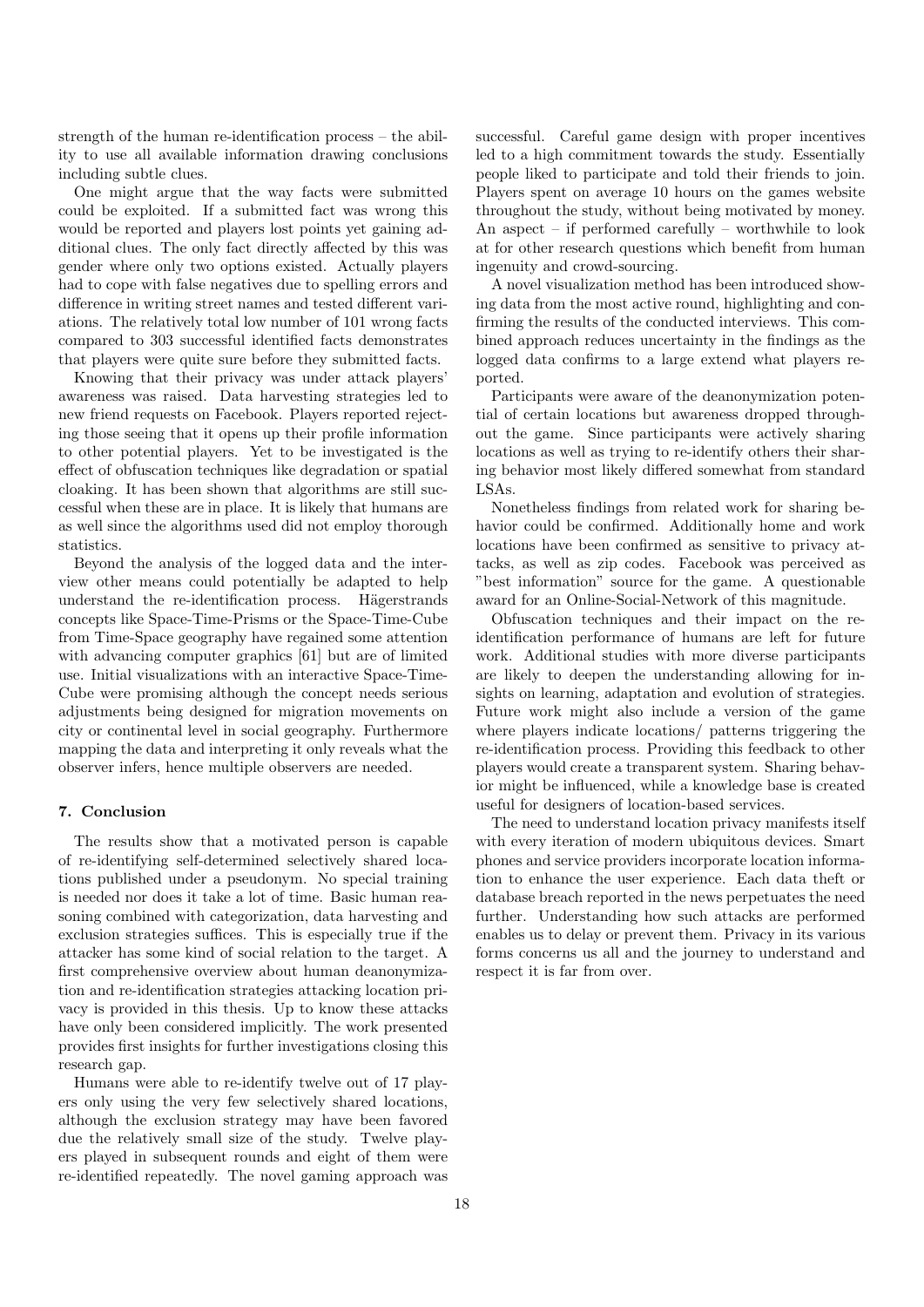strength of the human re-identification process – the ability to use all available information drawing conclusions including subtle clues.

One might argue that the way facts were submitted could be exploited. If a submitted fact was wrong this would be reported and players lost points yet gaining additional clues. The only fact directly affected by this was gender where only two options existed. Actually players had to cope with false negatives due to spelling errors and difference in writing street names and tested different variations. The relatively total low number of 101 wrong facts compared to 303 successful identified facts demonstrates that players were quite sure before they submitted facts.

Knowing that their privacy was under attack players' awareness was raised. Data harvesting strategies led to new friend requests on Facebook. Players reported rejecting those seeing that it opens up their profile information to other potential players. Yet to be investigated is the effect of obfuscation techniques like degradation or spatial cloaking. It has been shown that algorithms are still successful when these are in place. It is likely that humans are as well since the algorithms used did not employ thorough statistics.

Beyond the analysis of the logged data and the interview other means could potentially be adapted to help understand the re-identification process. Hägerstrands concepts like Space-Time-Prisms or the Space-Time-Cube from Time-Space geography have regained some attention with advancing computer graphics [61] but are of limited use. Initial visualizations with an interactive Space-Time-Cube were promising although the concept needs serious adjustments being designed for migration movements on city or continental level in social geography. Furthermore mapping the data and interpreting it only reveals what the observer infers, hence multiple observers are needed.

### 7. Conclusion

The results show that a motivated person is capable of re-identifying self-determined selectively shared locations published under a pseudonym. No special training is needed nor does it take a lot of time. Basic human reasoning combined with categorization, data harvesting and exclusion strategies suffices. This is especially true if the attacker has some kind of social relation to the target. A first comprehensive overview about human deanonymization and re-identification strategies attacking location privacy is provided in this thesis. Up to know these attacks have only been considered implicitly. The work presented provides first insights for further investigations closing this research gap.

Humans were able to re-identify twelve out of 17 players only using the very few selectively shared locations, although the exclusion strategy may have been favored due the relatively small size of the study. Twelve players played in subsequent rounds and eight of them were re-identified repeatedly. The novel gaming approach was successful. Careful game design with proper incentives led to a high commitment towards the study. Essentially people liked to participate and told their friends to join. Players spent on average 10 hours on the games website throughout the study, without being motivated by money. An aspect – if performed carefully – worthwhile to look at for other research questions which benefit from human ingenuity and crowd-sourcing.

A novel visualization method has been introduced showing data from the most active round, highlighting and confirming the results of the conducted interviews. This combined approach reduces uncertainty in the findings as the logged data confirms to a large extend what players reported.

Participants were aware of the deanonymization potential of certain locations but awareness dropped throughout the game. Since participants were actively sharing locations as well as trying to re-identify others their sharing behavior most likely differed somewhat from standard LSAs.

Nonetheless findings from related work for sharing behavior could be confirmed. Additionally home and work locations have been confirmed as sensitive to privacy attacks, as well as zip codes. Facebook was perceived as "best information" source for the game. A questionable award for an Online-Social-Network of this magnitude.

Obfuscation techniques and their impact on the re-identification performance of humans are left for future work. Additional studies with more diverse participants are likely to deepen the understanding allowing for insights on learning, adaptation and evolution of strategies. Future work might also include a version of the game where players indicate locations/ patterns triggering the re-identification process. Providing this feedback to other players would create a transparent system. Sharing behavior might be influenced, while a knowledge base is created useful for designers of location-based services.

The need to understand location privacy manifests itself with every iteration of modern ubiquitous devices. Smart phones and service providers incorporate location information to enhance the user experience. Each data theft or database breach reported in the news perpetuates the need further. Understanding how such attacks are performed enables us to delay or prevent them. Privacy in its various forms concerns us all and the journey to understand and respect it is far from over.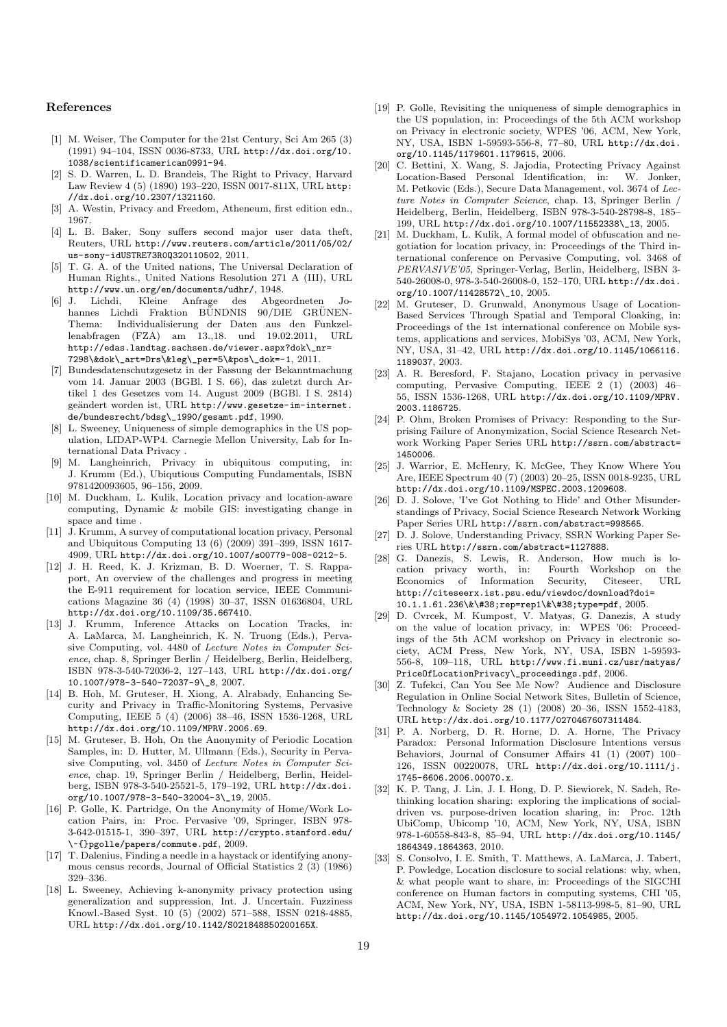## References

[1] M. Weiser, The Computer for the 21st Century, Sci Am 265 (3) (1991) 94–104, ISSN 0036-8733, URL http://dx.doi.org/10.1038/scientificamerican0991-94.

[2] S. D. Warren, L. D. Brandeis, The Right to Privacy, Harvard Law Review 4 (5) (1890) 193–220, ISSN 0017-811X, URL http://dx.doi.org/10.2307/1321160.

[3] A. Westin, Privacy and Freedom, Atheneum, first edition edn., 1967.

[4] L. B. Baker, Sony suffers second major user data theft, Reuters, URL http://www.reuters.com/article/2011/05/02/us-sony-idUSTRE73R0Q320110502, 2011.

[5] T. G. A. of the United nations, The Universal Declaration of Human Rights., United Nations Resolution 271 A (III), URL http://www.un.org/en/documents/udhr/, 1948.

[6] J. Lichdi, Kleine Anfrage des Abgeordneten Johannes Lichdi Fraktion BÜNDNIS 90/DIE GRÜNEN-Thema: Individualisierung der Daten aus den Funkzellenabfragen (FZA) am 13.,18. und 19.02.2011, URL http://edas.landtag.sachsen.de/viewer.aspx?dok\_nr=7298\&dok\_art=Drs\&leg\_per=5\&pos\_dok=-1, 2011.

[7] Bundesdatenschutzgesetz in der Fassung der Bekanntmachung vom 14. Januar 2003 (BGBl. I S. 66), das zuletzt durch Artikel 1 des Gesetzes vom 14. August 2009 (BGBl. I S. 2814) geändert worden ist, URL http://www.gesetze-im-internet.de/bundesrecht/bdsg\_1990/gesamt.pdf, 1990.

[8] L. Sweeney, Uniqueness of simple demographics in the US population, LIDAP-WP4. Carnegie Mellon University, Lab for International Data Privacy .

[9] M. Langheinrich, Privacy in ubiquitous computing, in: J. Krumm (Ed.), Ubiqutious Computing Fundamentals, ISBN 9781420093605, 96–156, 2009.

[10] M. Duckham, L. Kulik, Location privacy and location-aware computing, Dynamic & mobile GIS: investigating change in space and time .

[11] J. Krumm, A survey of computational location privacy, Personal and Ubiquitous Computing 13 (6) (2009) 391–399, ISSN 1617-4909, URL http://dx.doi.org/10.1007/s00779-008-0212-5.

[12] J. H. Reed, K. J. Krizman, B. D. Woerner, T. S. Rappaport, An overview of the challenges and progress in meeting the E-911 requirement for location service, IEEE Communications Magazine 36 (4) (1998) 30–37, ISSN 01636804, URL http://dx.doi.org/10.1109/35.667410.

[13] J. Krumm, Inference Attacks on Location Tracks, in: A. LaMarca, M. Langheinrich, K. N. Truong (Eds.), Pervasive Computing, vol. 4480 of *Lecture Notes in Computer Science*, chap. 8, Springer Berlin / Heidelberg, Berlin, Heidelberg, ISBN 978-3-540-72036-2, 127–143, URL http://dx.doi.org/10.1007/978-3-540-72037-9\_8, 2007.

[14] B. Hoh, M. Gruteser, H. Xiong, A. Alrabady, Enhancing Security and Privacy in Traffic-Monitoring Systems, Pervasive Computing, IEEE 5 (4) (2006) 38–46, ISSN 1536-1268, URL http://dx.doi.org/10.1109/MPRV.2006.69.

[15] M. Gruteser, B. Hoh, On the Anonymity of Periodic Location Samples, in: D. Hutter, M. Ullmann (Eds.), Security in Pervasive Computing, vol. 3450 of *Lecture Notes in Computer Science*, chap. 19, Springer Berlin / Heidelberg, Berlin, Heidelberg, ISBN 978-3-540-25521-5, 179–192, URL http://dx.doi.org/10.1007/978-3-540-32004-3\_19, 2005.

[16] P. Golle, K. Partridge, On the Anonymity of Home/Work Location Pairs, in: Proc. Pervasive '09, Springer, ISBN 978-3-642-01515-1, 390–397, URL http://crypto.stanford.edu/\~{}pgolle/papers/commute.pdf, 2009.

[17] T. Dalenius, Finding a needle in a haystack or identifying anonymous census records, Journal of Official Statistics 2 (3) (1986) 329–336.

[18] L. Sweeney, Achieving k-anonymity privacy protection using generalization and suppression, Int. J. Uncertain. Fuzziness Knowl.-Based Syst. 10 (5) (2002) 571–588, ISSN 0218-4885, URL http://dx.doi.org/10.1142/S021848850200165X.

[19] P. Golle, Revisiting the uniqueness of simple demographics in the US population, in: Proceedings of the 5th ACM workshop on Privacy in electronic society, WPES '06, ACM, New York, NY, USA, ISBN 1-59593-556-8, 77–80, URL http://dx.doi.org/10.1145/1179601.1179615, 2006.

[20] C. Bettini, X. Wang, S. Jajodia, Protecting Privacy Against Location-Based Personal Identification, in: W. Jonker, M. Petkovic (Eds.), Secure Data Management, vol. 3674 of *Lecture Notes in Computer Science*, chap. 13, Springer Berlin / Heidelberg, Berlin, Heidelberg, ISBN 978-3-540-28798-8, 185–199, URL http://dx.doi.org/10.1007/11552338\_13, 2005.

[21] M. Duckham, L. Kulik, A formal model of obfuscation and negotiation for location privacy, in: Proceedings of the Third international conference on Pervasive Computing, vol. 3468 of *PERVASIVE'05*, Springer-Verlag, Berlin, Heidelberg, ISBN 3-540-26008-0, 978-3-540-26008-0, 152–170, URL http://dx.doi.org/10.1007/11428572\_10, 2005.

[22] M. Gruteser, D. Grunwald, Anonymous Usage of Location-Based Services Through Spatial and Temporal Cloaking, in: Proceedings of the 1st international conference on Mobile systems, applications and services, MobiSys '03, ACM, New York, NY, USA, 31–42, URL http://dx.doi.org/10.1145/1066116.1189037, 2003.

[23] A. R. Beresford, F. Stajano, Location privacy in pervasive computing, Pervasive Computing, IEEE 2 (1) (2003) 46–55, ISSN 1536-1268, URL http://dx.doi.org/10.1109/MPRV.2003.1186725.

[24] P. Ohm, Broken Promises of Privacy: Responding to the Surprising Failure of Anonymization, Social Science Research Network Working Paper Series URL http://ssrn.com/abstract=1450006.

[25] J. Warrior, E. McHenry, K. McGee, They Know Where You Are, IEEE Spectrum 40 (7) (2003) 20–25, ISSN 0018-9235, URL http://dx.doi.org/10.1109/MSPEC.2003.1209608.

[26] D. J. Solove, 'I've Got Nothing to Hide' and Other Misunderstandings of Privacy, Social Science Research Network Working Paper Series URL http://ssrn.com/abstract=998565.

[27] D. J. Solove, Understanding Privacy, SSRN Working Paper Series URL http://ssrn.com/abstract=1127888.

[28] G. Danezis, S. Lewis, R. Anderson, How much is location privacy worth, in: Fourth Workshop on the Economics of Information Security, Citeseer, URL http://citeseerx.ist.psu.edu/viewdoc/download?doi=10.1.1.61.236\&\#38;rep=rep1\&\#38;type=pdf, 2005.

[29] D. Cvrcek, M. Kumpost, V. Matyas, G. Danezis, A study on the value of location privacy, in: WPES '06: Proceedings of the 5th ACM workshop on Privacy in electronic society, ACM Press, New York, NY, USA, ISBN 1-59593-556-8, 109–118, URL http://www.fi.muni.cz/usr/matyas/PriceOfLocationPrivacy\_proceedings.pdf, 2006.

[30] Z. Tufekci, Can You See Me Now? Audience and Disclosure Regulation in Online Social Network Sites, Bulletin of Science, Technology & Society 28 (1) (2008) 20–36, ISSN 1552-4183, URL http://dx.doi.org/10.1177/0270467607311484.

[31] P. A. Norberg, D. R. Horne, D. A. Horne, The Privacy Paradox: Personal Information Disclosure Intentions versus Behaviors, Journal of Consumer Affairs 41 (1) (2007) 100–126, ISSN 00220078, URL http://dx.doi.org/10.1111/j.1745-6606.2006.00070.x.

[32] K. P. Tang, J. Lin, J. I. Hong, D. P. Siewiorek, N. Sadeh, Rethinking location sharing: exploring the implications of social-driven vs. purpose-driven location sharing, in: Proc. 12th UbiComp, Ubicomp '10, ACM, New York, NY, USA, ISBN 978-1-60558-843-8, 85–94, URL http://dx.doi.org/10.1145/1864349.1864363, 2010.

[33] S. Consolvo, I. E. Smith, T. Matthews, A. LaMarca, J. Tabert, P. Powledge, Location disclosure to social relations: why, when, & what people want to share, in: Proceedings of the SIGCHI conference on Human factors in computing systems, CHI '05, ACM, New York, NY, USA, ISBN 1-58113-998-5, 81–90, URL http://dx.doi.org/10.1145/1054972.1054985, 2005.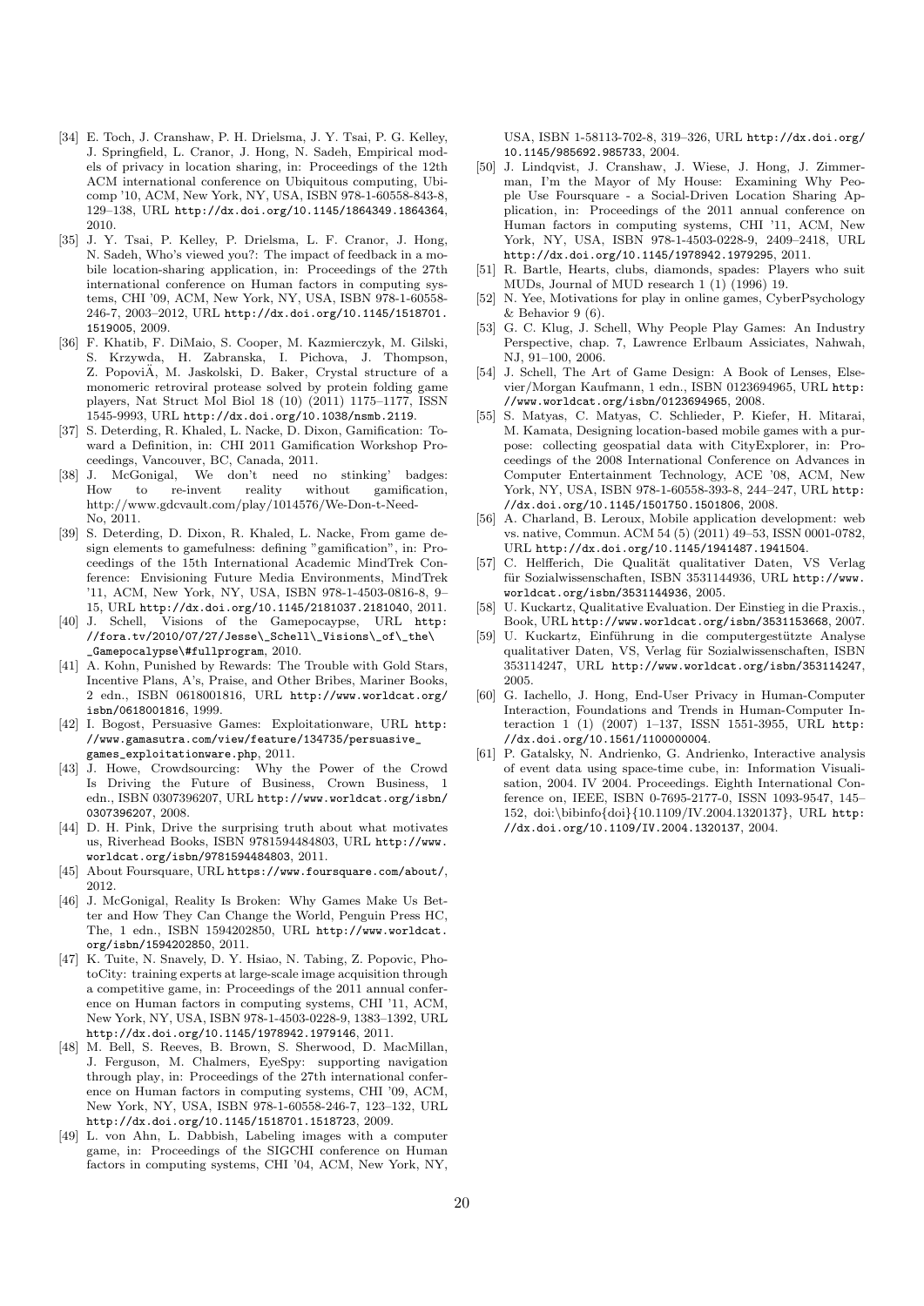[34] E. Toch, J. Cranshaw, P. H. Drielsma, J. Y. Tsai, P. G. Kelley, J. Springfield, L. Cranor, J. Hong, N. Sadeh, Empirical models of privacy in location sharing, in: Proceedings of the 12th ACM international conference on Ubiquitous computing, Ubicomp '10, ACM, New York, NY, USA, ISBN 978-1-60558-843-8, 129–138, URL http://dx.doi.org/10.1145/1864349.1864364, 2010.

[35] J. Y. Tsai, P. Kelley, P. Drielsma, L. F. Cranor, J. Hong, N. Sadeh, Who's viewed you?: The impact of feedback in a mobile location-sharing application, in: Proceedings of the 27th international conference on Human factors in computing systems, CHI '09, ACM, New York, NY, USA, ISBN 978-1-60558-246-7, 2003–2012, URL http://dx.doi.org/10.1145/1518701.1519005, 2009.

[36] F. Khatib, F. DiMaio, S. Cooper, M. Kazmierczyk, M. Gilski, S. Krzywda, H. Zabranska, I. Pichova, J. Thompson, Z. PopoviÄ, M. Jaskolski, D. Baker, Crystal structure of a monomeric retroviral protease solved by protein folding game players, Nat Struct Mol Biol 18 (10) (2011) 1175–1177, ISSN 1545-9993, URL http://dx.doi.org/10.1038/nsmb.2119.

[37] S. Deterding, R. Khaled, L. Nacke, D. Dixon, Gamification: Toward a Definition, in: CHI 2011 Gamification Workshop Proceedings, Vancouver, BC, Canada, 2011.

[38] J. McGonigal, We don't need no stinking' badges: How to re-invent reality without gamification, http://www.gdcvault.com/play/1014576/We-Don-t-Need-No, 2011.

[39] S. Deterding, D. Dixon, R. Khaled, L. Nacke, From game design elements to gamefulness: defining "gamification", in: Proceedings of the 15th International Academic MindTrek Conference: Envisioning Future Media Environments, MindTrek '11, ACM, New York, NY, USA, ISBN 978-1-4503-0816-8, 9–15, URL http://dx.doi.org/10.1145/2181037.2181040, 2011.

[40] J. Schell, Visions of the Gamepocaypse, URL http://fora.tv/2010/07/27/Jesse\_Schell\_Visions\_of\_the\_Gamepocalypse\#fullprogram, 2010.

[41] A. Kohn, Punished by Rewards: The Trouble with Gold Stars, Incentive Plans, A's, Praise, and Other Bribes, Mariner Books, 2 edn., ISBN 0618001816, URL http://www.worldcat.org/isbn/0618001816, 1999.

[42] I. Bogost, Persuasive Games: Exploitationware, URL http://www.gamasutra.com/view/feature/134735/persuasive_games_exploitationware.php, 2011.

[43] J. Howe, Crowdsourcing: Why the Power of the Crowd Is Driving the Future of Business, Crown Business, 1 edn., ISBN 0307396207, URL http://www.worldcat.org/isbn/0307396207, 2008.

[44] D. H. Pink, Drive the surprising truth about what motivates us, Riverhead Books, ISBN 9781594484803, URL http://www.worldcat.org/isbn/9781594484803, 2011.

[45] About Foursquare, URL https://www.foursquare.com/about/, 2012.

[46] J. McGonigal, Reality Is Broken: Why Games Make Us Better and How They Can Change the World, Penguin Press HC, The, 1 edn., ISBN 1594202850, URL http://www.worldcat.org/isbn/1594202850, 2011.

[47] K. Tuite, N. Snavely, D. Y. Hsiao, N. Tabing, Z. Popovic, PhotoCity: training experts at large-scale image acquisition through a competitive game, in: Proceedings of the 2011 annual conference on Human factors in computing systems, CHI '11, ACM, New York, NY, USA, ISBN 978-1-4503-0228-9, 1383–1392, URL http://dx.doi.org/10.1145/1978942.1979146, 2011.

[48] M. Bell, S. Reeves, B. Brown, S. Sherwood, D. MacMillan, J. Ferguson, M. Chalmers, EyeSpy: supporting navigation through play, in: Proceedings of the 27th international conference on Human factors in computing systems, CHI '09, ACM, New York, NY, USA, ISBN 978-1-60558-246-7, 123–132, URL http://dx.doi.org/10.1145/1518701.1518723, 2009.

[49] L. von Ahn, L. Dabbish, Labeling images with a computer game, in: Proceedings of the SIGCHI conference on Human factors in computing systems, CHI '04, ACM, New York, NY, USA, ISBN 1-58113-702-8, 319–326, URL http://dx.doi.org/10.1145/985692.985733, 2004.

[50] J. Lindqvist, J. Cranshaw, J. Wiese, J. Hong, J. Zimmerman, I'm the Mayor of My House: Examining Why People Use Foursquare - a Social-Driven Location Sharing Application, in: Proceedings of the 2011 annual conference on Human factors in computing systems, CHI '11, ACM, New York, NY, USA, ISBN 978-1-4503-0228-9, 2409–2418, URL http://dx.doi.org/10.1145/1978942.1979295, 2011.

[51] R. Bartle, Hearts, clubs, diamonds, spades: Players who suit MUDs, Journal of MUD research 1 (1) (1996) 19.

[52] N. Yee, Motivations for play in online games, CyberPsychology & Behavior 9 (6).

[53] G. C. Klug, J. Schell, Why People Play Games: An Industry Perspective, chap. 7, Lawrence Erlbaum Assiciates, Nahwah, NJ, 91–100, 2006.

[54] J. Schell, The Art of Game Design: A Book of Lenses, Elsevier/Morgan Kaufmann, 1 edn., ISBN 0123694965, URL http://www.worldcat.org/isbn/0123694965, 2008.

[55] S. Matyas, C. Matyas, C. Schlieder, P. Kiefer, H. Mitarai, M. Kamata, Designing location-based mobile games with a purpose: collecting geospatial data with CityExplorer, in: Proceedings of the 2008 International Conference on Advances in Computer Entertainment Technology, ACE '08, ACM, New York, NY, USA, ISBN 978-1-60558-393-8, 244–247, URL http://dx.doi.org/10.1145/1501750.1501806, 2008.

[56] A. Charland, B. Leroux, Mobile application development: web vs. native, Commun. ACM 54 (5) (2011) 49–53, ISSN 0001-0782, URL http://dx.doi.org/10.1145/1941487.1941504.

[57] C. Helfferich, Die Qualität qualitativer Daten, VS Verlag für Sozialwissenschaften, ISBN 3531144936, URL http://www.worldcat.org/isbn/3531144936, 2005.

[58] U. Kuckartz, Qualitative Evaluation. Der Einstieg in die Praxis., Book, URL http://www.worldcat.org/isbn/3531153668, 2007.

[59] U. Kuckartz, Einführung in die computergestützte Analyse qualitativer Daten, VS, Verlag für Sozialwissenschaften, ISBN 353114247, URL http://www.worldcat.org/isbn/353114247, 2005.

[60] G. Iachello, J. Hong, End-User Privacy in Human-Computer Interaction, Foundations and Trends in Human-Computer Interaction 1 (1) (2007) 1–137, ISSN 1551-3955, URL http://dx.doi.org/10.1561/1100000004.

[61] P. Gatalsky, N. Andrienko, G. Andrienko, Interactive analysis of event data using space-time cube, in: Information Visualisation, 2004. IV 2004. Proceedings. Eighth International Conference on, IEEE, ISBN 0-7695-2177-0, ISSN 1093-9547, 145–152, doi:\bibinfo{doi}{10.1109/IV.2004.1320137}, URL http://dx.doi.org/10.1109/IV.2004.1320137, 2004.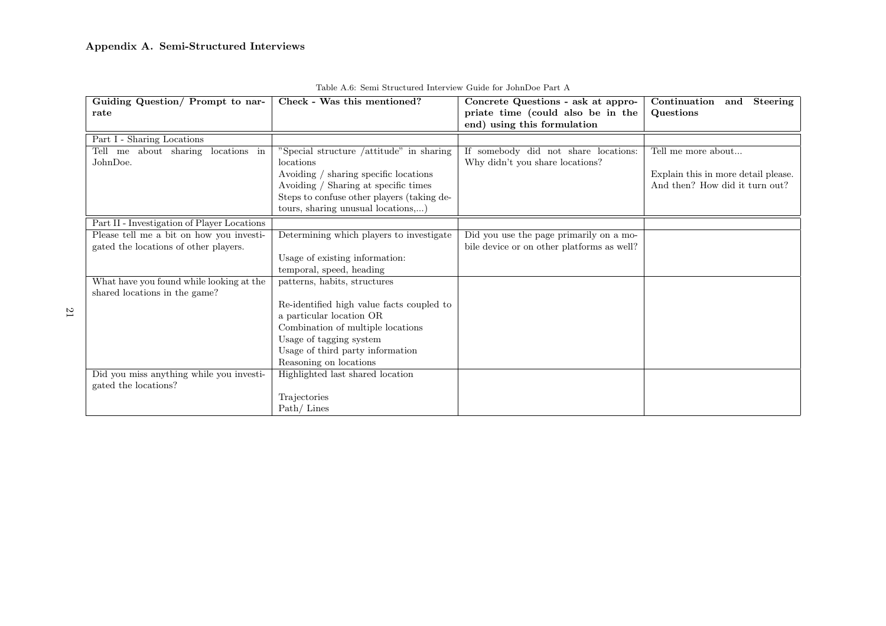Table A.6: Semi Structured Interview Guide for JohnDoe Part A

| Guiding Question/ Prompt to narrate | Check - Was this mentioned? | Concrete Questions - ask at appropriate time (could also be in the end) using this formulation | Continuation and Steering Questions |
|---|---|---|---|
| Part I - Sharing Locations | | | |
| Tell me about sharing locations in JohnDoe. | "Special structure /attitude" in sharing locations<br>Avoiding / sharing specific locations<br>Avoiding / Sharing at specific times<br>Steps to confuse other players (taking detours, sharing unusual locations,...) | If somebody did not share locations: Why didn't you share locations? | Tell me more about...<br><br>Explain this in more detail please.<br>And then? How did it turn out? |
| Part II - Investigation of Player Locations | | | |
| Please tell me a bit on how you investigated the locations of other players. | Determining which players to investigate<br><br>Usage of existing information: temporal, speed, heading | Did you use the page primarily on a mobile device or on other platforms as well? | |
| What have you found while looking at the shared locations in the game? | patterns, habits, structures<br><br>Re-identified high value facts coupled to a particular location OR<br>Combination of multiple locations<br>Usage of tagging system<br>Usage of third party information<br>Reasoning on locations | | |
| Did you miss anything while you investigated the locations? | Highlighted last shared location<br><br>Trajectories<br>Path/ Lines | | |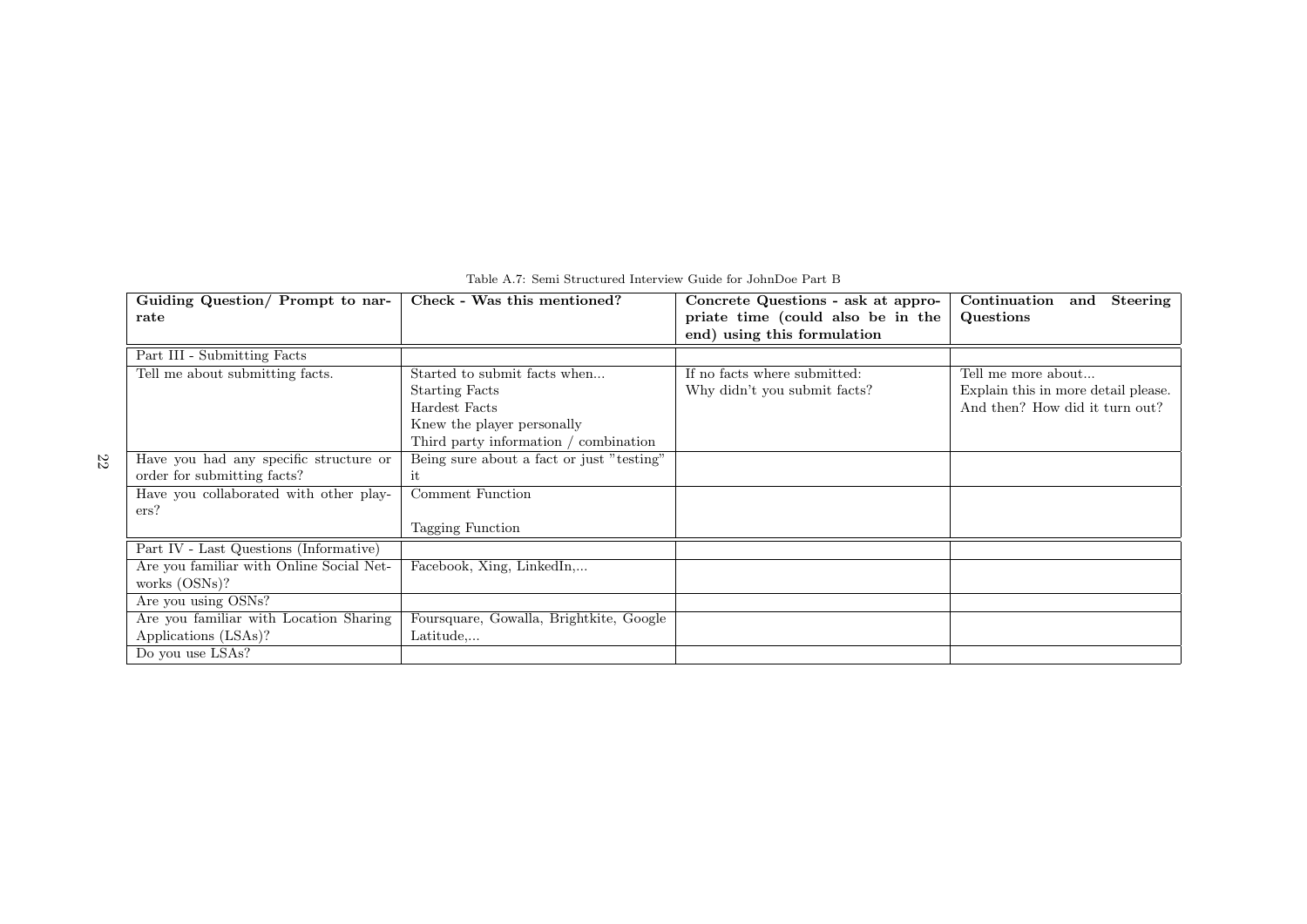Table A.7: Semi Structured Interview Guide for JohnDoe Part B

| **Guiding Question/ Prompt to narrate** | **Check - Was this mentioned?** | **Concrete Questions - ask at appropriate time (could also be in the end) using this formulation** | **Continuation and Steering Questions** |
|---|---|---|---|
| Part III - Submitting Facts | | | |
| Tell me about submitting facts. | Started to submit facts when...<br>Starting Facts<br>Hardest Facts<br>Knew the player personally<br>Third party information / combination | If no facts where submitted:<br>Why didn't you submit facts? | Tell me more about...<br>Explain this in more detail please.<br>And then? How did it turn out? |
| Have you had any specific structure or order for submitting facts? | Being sure about a fact or just "testing" it | | |
| Have you collaborated with other players? | Comment Function<br><br>Tagging Function | | |
| Part IV - Last Questions (Informative) | | | |
| Are you familiar with Online Social Networks (OSNs)? | Facebook, Xing, LinkedIn,... | | |
| Are you using OSNs? | | | |
| Are you familiar with Location Sharing Applications (LSAs)? | Foursquare, Gowalla, Brightkite, Google Latitude,... | | |
| Do you use LSAs? | | | |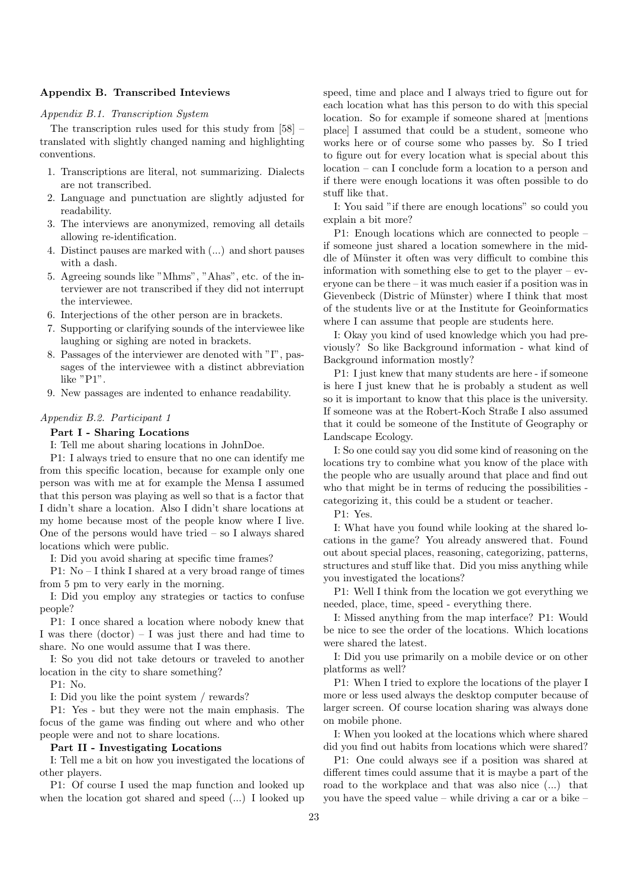### Appendix B. Transcribed Inteviews

#### *Appendix B.1. Transcription System*

The transcription rules used for this study from [58] – translated with slightly changed naming and highlighting conventions.

1. Transcriptions are literal, not summarizing. Dialects are not transcribed.
2. Language and punctuation are slightly adjusted for readability.
3. The interviews are anonymized, removing all details allowing re-identification.
4. Distinct pauses are marked with (...) and short pauses with a dash.
5. Agreeing sounds like "Mhms", "Ahas", etc. of the interviewer are not transcribed if they did not interrupt the interviewee.
6. Interjections of the other person are in brackets.
7. Supporting or clarifying sounds of the interviewee like laughing or sighing are noted in brackets.
8. Passages of the interviewer are denoted with "I", passages of the interviewee with a distinct abbreviation like "P1".
9. New passages are indented to enhance readability.

#### *Appendix B.2. Participant 1*

**Part I - Sharing Locations**

I: Tell me about sharing locations in JohnDoe.

P1: I always tried to ensure that no one can identify me from this specific location, because for example only one person was with me at for example the Mensa I assumed that this person was playing as well so that is a factor that I didn't share a location. Also I didn't share locations at my home because most of the people know where I live. One of the persons would have tried – so I always shared locations which were public.

I: Did you avoid sharing at specific time frames?

P1: No – I think I shared at a very broad range of times from 5 pm to very early in the morning.

I: Did you employ any strategies or tactics to confuse people?

P1: I once shared a location where nobody knew that I was there (doctor) – I was just there and had time to share. No one would assume that I was there.

I: So you did not take detours or traveled to another location in the city to share something?

P1: No.

I: Did you like the point system / rewards?

P1: Yes - but they were not the main emphasis. The focus of the game was finding out where and who other people were and not to share locations.

**Part II - Investigating Locations**

I: Tell me a bit on how you investigated the locations of other players.

P1: Of course I used the map function and looked up when the location got shared and speed (...) I looked up speed, time and place and I always tried to figure out for each location what has this person to do with this special location. So for example if someone shared at [mentions place] I assumed that could be a student, someone who works here or of course some who passes by. So I tried to figure out for every location what is special about this location – can I conclude form a location to a person and if there were enough locations it was often possible to do stuff like that.

I: You said "if there are enough locations" so could you explain a bit more?

P1: Enough locations which are connected to people – if someone just shared a location somewhere in the middle of Münster it often was very difficult to combine this information with something else to get to the player – everyone can be there – it was much easier if a position was in Gievenbeck (Distric of Münster) where I think that most of the students live or at the Institute for Geoinformatics where I can assume that people are students here.

I: Okay you kind of used knowledge which you had previously? So like Background information - what kind of Background information mostly?

P1: I just knew that many students are here - if someone is here I just knew that he is probably a student as well so it is important to know that this place is the university. If someone was at the Robert-Koch Straße I also assumed that it could be someone of the Institute of Geography or Landscape Ecology.

I: So one could say you did some kind of reasoning on the locations try to combine what you know of the place with the people who are usually around that place and find out who that might be in terms of reducing the possibilities - categorizing it, this could be a student or teacher.

P1: Yes.

I: What have you found while looking at the shared locations in the game? You already answered that. Found out about special places, reasoning, categorizing, patterns, structures and stuff like that. Did you miss anything while you investigated the locations?

P1: Well I think from the location we got everything we needed, place, time, speed - everything there.

I: Missed anything from the map interface? P1: Would be nice to see the order of the locations. Which locations were shared the latest.

I: Did you use primarily on a mobile device or on other platforms as well?

P1: When I tried to explore the locations of the player I more or less used always the desktop computer because of larger screen. Of course location sharing was always done on mobile phone.

I: When you looked at the locations which where shared did you find out habits from locations which were shared?

P1: One could always see if a position was shared at different times could assume that it is maybe a part of the road to the workplace and that was also nice (...) that you have the speed value – while driving a car or a bike –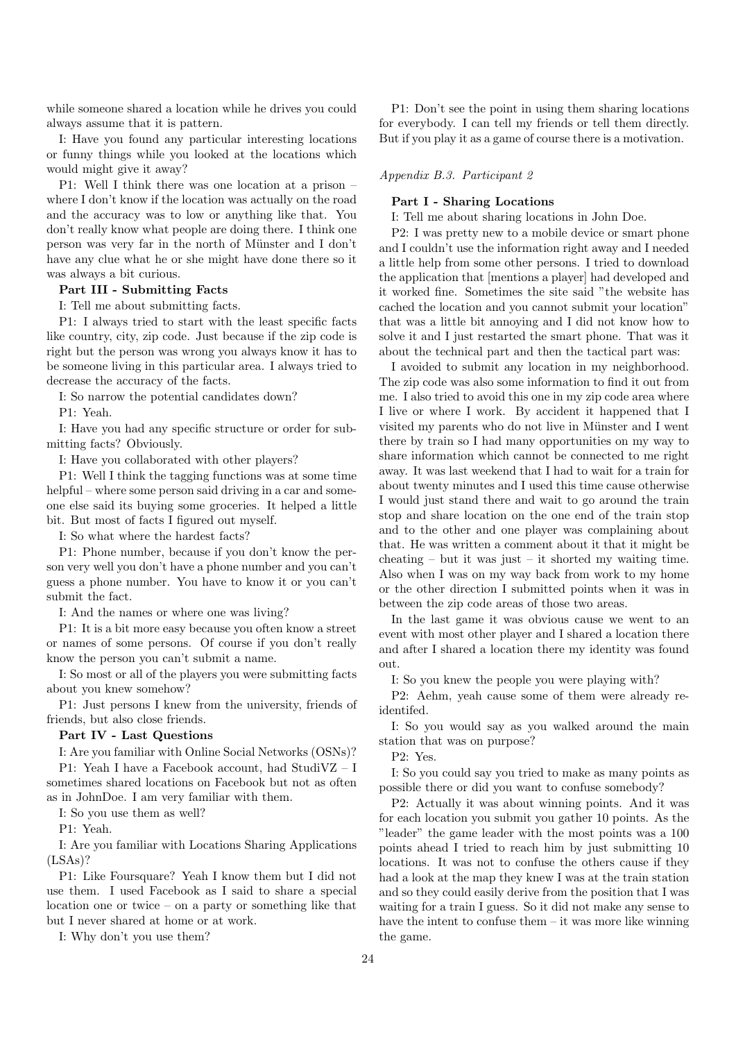while someone shared a location while he drives you could always assume that it is pattern.

I: Have you found any particular interesting locations or funny things while you looked at the locations which would might give it away?

P1: Well I think there was one location at a prison – where I don't know if the location was actually on the road and the accuracy was to low or anything like that. You don't really know what people are doing there. I think one person was very far in the north of Münster and I don't have any clue what he or she might have done there so it was always a bit curious.

**Part III - Submitting Facts**

I: Tell me about submitting facts.

P1: I always tried to start with the least specific facts like country, city, zip code. Just because if the zip code is right but the person was wrong you always know it has to be someone living in this particular area. I always tried to decrease the accuracy of the facts.

I: So narrow the potential candidates down?

P1: Yeah.

I: Have you had any specific structure or order for submitting facts? Obviously.

I: Have you collaborated with other players?

P1: Well I think the tagging functions was at some time helpful – where some person said driving in a car and someone else said its buying some groceries. It helped a little bit. But most of facts I figured out myself.

I: So what where the hardest facts?

P1: Phone number, because if you don't know the person very well you don't have a phone number and you can't guess a phone number. You have to know it or you can't submit the fact.

I: And the names or where one was living?

P1: It is a bit more easy because you often know a street or names of some persons. Of course if you don't really know the person you can't submit a name.

I: So most or all of the players you were submitting facts about you knew somehow?

P1: Just persons I knew from the university, friends of friends, but also close friends.

**Part IV - Last Questions**

I: Are you familiar with Online Social Networks (OSNs)?

P1: Yeah I have a Facebook account, had StudiVZ – I sometimes shared locations on Facebook but not as often as in JohnDoe. I am very familiar with them.

I: So you use them as well?

P1: Yeah.

I: Are you familiar with Locations Sharing Applications (LSAs)?

P1: Like Foursquare? Yeah I know them but I did not use them. I used Facebook as I said to share a special location one or twice – on a party or something like that but I never shared at home or at work.

I: Why don't you use them?

P1: Don't see the point in using them sharing locations for everybody. I can tell my friends or tell them directly. But if you play it as a game of course there is a motivation.

### *Appendix B.3. Participant 2*

**Part I - Sharing Locations**

I: Tell me about sharing locations in John Doe.

P2: I was pretty new to a mobile device or smart phone and I couldn't use the information right away and I needed a little help from some other persons. I tried to download the application that [mentions a player] had developed and it worked fine. Sometimes the site said "the website has cached the location and you cannot submit your location" that was a little bit annoying and I did not know how to solve it and I just restarted the smart phone. That was it about the technical part and then the tactical part was:

I avoided to submit any location in my neighborhood. The zip code was also some information to find it out from me. I also tried to avoid this one in my zip code area where I live or where I work. By accident it happened that I visited my parents who do not live in Münster and I went there by train so I had many opportunities on my way to share information which cannot be connected to me right away. It was last weekend that I had to wait for a train for about twenty minutes and I used this time cause otherwise I would just stand there and wait to go around the train stop and share location on the one end of the train stop and to the other and one player was complaining about that. He was written a comment about it that it might be cheating – but it was just – it shorted my waiting time. Also when I was on my way back from work to my home or the other direction I submitted points when it was in between the zip code areas of those two areas.

In the last game it was obvious cause we went to an event with most other player and I shared a location there and after I shared a location there my identity was found out.

I: So you knew the people you were playing with?

P2: Aehm, yeah cause some of them were already reidentifed.

I: So you would say as you walked around the main station that was on purpose?

P2: Yes.

I: So you could say you tried to make as many points as possible there or did you want to confuse somebody?

P2: Actually it was about winning points. And it was for each location you submit you gather 10 points. As the "leader" the game leader with the most points was a 100 points ahead I tried to reach him by just submitting 10 locations. It was not to confuse the others cause if they had a look at the map they knew I was at the train station and so they could easily derive from the position that I was waiting for a train I guess. So it did not make any sense to have the intent to confuse them – it was more like winning the game.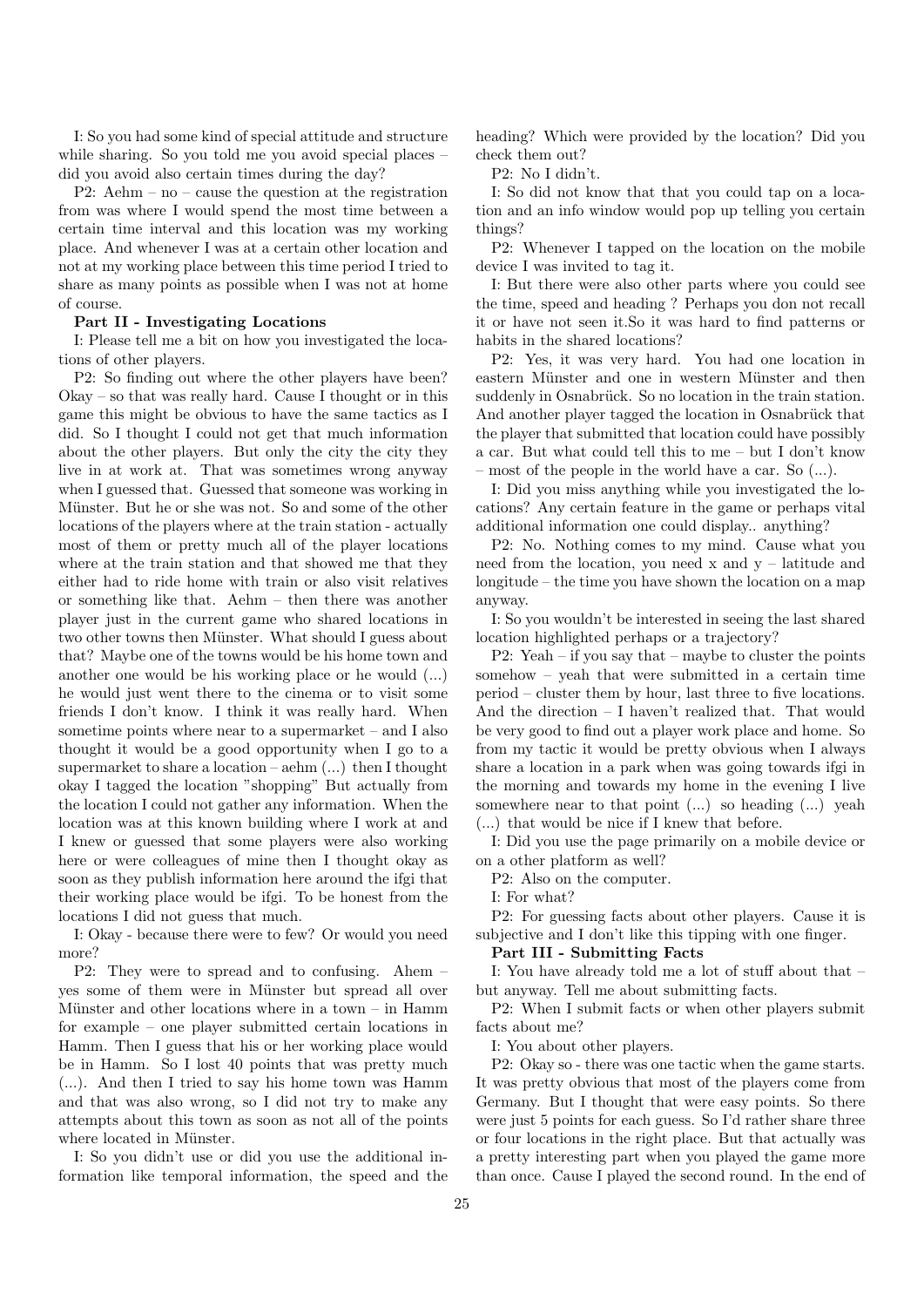I: So you had some kind of special attitude and structure while sharing. So you told me you avoid special places – did you avoid also certain times during the day?

P2: Aehm – no – cause the question at the registration from was where I would spend the most time between a certain time interval and this location was my working place. And whenever I was at a certain other location and not at my working place between this time period I tried to share as many points as possible when I was not at home of course.

**Part II - Investigating Locations**

I: Please tell me a bit on how you investigated the locations of other players.

P2: So finding out where the other players have been? Okay – so that was really hard. Cause I thought or in this game this might be obvious to have the same tactics as I did. So I thought I could not get that much information about the other players. But only the city the city they live in at work at. That was sometimes wrong anyway when I guessed that. Guessed that someone was working in Münster. But he or she was not. So and some of the other locations of the players where at the train station - actually most of them or pretty much all of the player locations where at the train station and that showed me that they either had to ride home with train or also visit relatives or something like that. Aehm – then there was another player just in the current game who shared locations in two other towns then Münster. What should I guess about that? Maybe one of the towns would be his home town and another one would be his working place or he would (...) he would just went there to the cinema or to visit some friends I don't know. I think it was really hard. When sometime points where near to a supermarket – and I also thought it would be a good opportunity when I go to a supermarket to share a location – aehm (...) then I thought okay I tagged the location "shopping" But actually from the location I could not gather any information. When the location was at this known building where I work at and I knew or guessed that some players were also working here or were colleagues of mine then I thought okay as soon as they publish information here around the ifgi that their working place would be ifgi. To be honest from the locations I did not guess that much.

I: Okay - because there were to few? Or would you need more?

P2: They were to spread and to confusing. Ahem – yes some of them were in Münster but spread all over Münster and other locations where in a town – in Hamm for example – one player submitted certain locations in Hamm. Then I guess that his or her working place would be in Hamm. So I lost 40 points that was pretty much (...). And then I tried to say his home town was Hamm and that was also wrong, so I did not try to make any attempts about this town as soon as not all of the points where located in Münster.

I: So you didn't use or did you use the additional information like temporal information, the speed and the heading? Which were provided by the location? Did you check them out?

P2: No I didn't.

I: So did not know that that you could tap on a location and an info window would pop up telling you certain things?

P2: Whenever I tapped on the location on the mobile device I was invited to tag it.

I: But there were also other parts where you could see the time, speed and heading ? Perhaps you don not recall it or have not seen it.So it was hard to find patterns or habits in the shared locations?

P2: Yes, it was very hard. You had one location in eastern Münster and one in western Münster and then suddenly in Osnabrück. So no location in the train station. And another player tagged the location in Osnabrück that the player that submitted that location could have possibly a car. But what could tell this to me – but I don't know – most of the people in the world have a car. So (...).

I: Did you miss anything while you investigated the locations? Any certain feature in the game or perhaps vital additional information one could display.. anything?

P2: No. Nothing comes to my mind. Cause what you need from the location, you need x and y – latitude and longitude – the time you have shown the location on a map anyway.

I: So you wouldn't be interested in seeing the last shared location highlighted perhaps or a trajectory?

P2: Yeah – if you say that – maybe to cluster the points somehow – yeah that were submitted in a certain time period – cluster them by hour, last three to five locations. And the direction – I haven't realized that. That would be very good to find out a player work place and home. So from my tactic it would be pretty obvious when I always share a location in a park when was going towards ifgi in the morning and towards my home in the evening I live somewhere near to that point (...) so heading (...) yeah (...) that would be nice if I knew that before.

I: Did you use the page primarily on a mobile device or on a other platform as well?

P2: Also on the computer.

I: For what?

P2: For guessing facts about other players. Cause it is subjective and I don't like this tipping with one finger.

**Part III - Submitting Facts**

I: You have already told me a lot of stuff about that – but anyway. Tell me about submitting facts.

P2: When I submit facts or when other players submit facts about me?

I: You about other players.

P2: Okay so - there was one tactic when the game starts. It was pretty obvious that most of the players come from Germany. But I thought that were easy points. So there were just 5 points for each guess. So I'd rather share three or four locations in the right place. But that actually was a pretty interesting part when you played the game more than once. Cause I played the second round. In the end of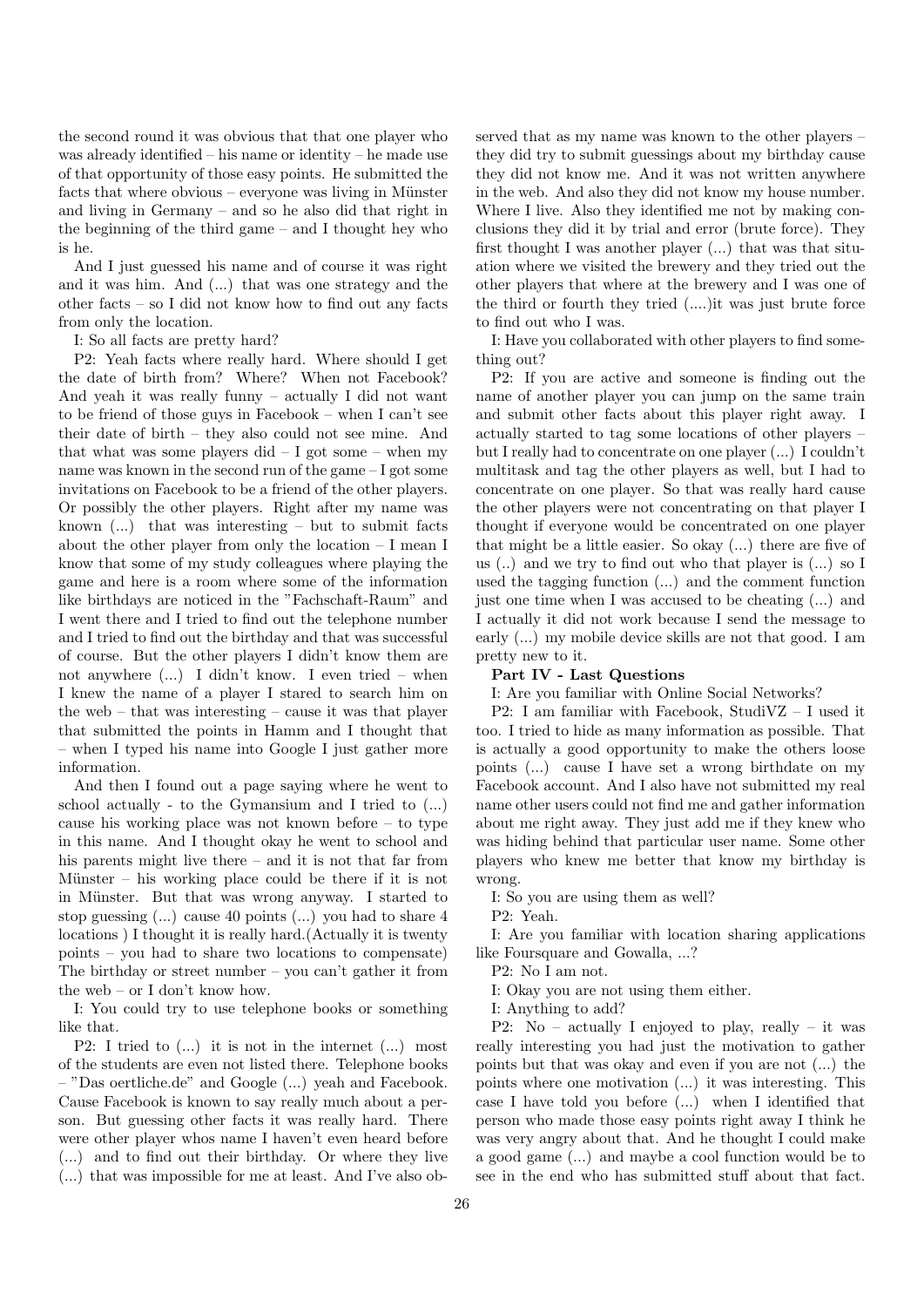the second round it was obvious that that one player who was already identified – his name or identity – he made use of that opportunity of those easy points. He submitted the facts that where obvious – everyone was living in Münster and living in Germany – and so he also did that right in the beginning of the third game – and I thought hey who is he.

And I just guessed his name and of course it was right and it was him. And (...) that was one strategy and the other facts – so I did not know how to find out any facts from only the location.

I: So all facts are pretty hard?

P2: Yeah facts where really hard. Where should I get the date of birth from? Where? When not Facebook? And yeah it was really funny – actually I did not want to be friend of those guys in Facebook – when I can't see their date of birth – they also could not see mine. And that what was some players did – I got some – when my name was known in the second run of the game – I got some invitations on Facebook to be a friend of the other players. Or possibly the other players. Right after my name was known (...) that was interesting – but to submit facts about the other player from only the location – I mean I know that some of my study colleagues where playing the game and here is a room where some of the information like birthdays are noticed in the "Fachschaft-Raum" and I went there and I tried to find out the telephone number and I tried to find out the birthday and that was successful of course. But the other players I didn't know them are not anywhere (...) I didn't know. I even tried – when I knew the name of a player I stared to search him on the web – that was interesting – cause it was that player that submitted the points in Hamm and I thought that – when I typed his name into Google I just gather more information.

And then I found out a page saying where he went to school actually - to the Gymansium and I tried to (...) cause his working place was not known before – to type in this name. And I thought okay he went to school and his parents might live there – and it is not that far from Münster – his working place could be there if it is not in Münster. But that was wrong anyway. I started to stop guessing (...) cause 40 points (...) you had to share 4 locations ) I thought it is really hard.(Actually it is twenty points – you had to share two locations to compensate) The birthday or street number – you can't gather it from the web – or I don't know how.

I: You could try to use telephone books or something like that.

P2: I tried to (...) it is not in the internet (...) most of the students are even not listed there. Telephone books – "Das oertliche.de" and Google (...) yeah and Facebook. Cause Facebook is known to say really much about a person. But guessing other facts it was really hard. There were other player whos name I haven't even heard before (...) and to find out their birthday. Or where they live (...) that was impossible for me at least. And I've also observed that as my name was known to the other players – they did try to submit guessings about my birthday cause they did not know me. And it was not written anywhere in the web. And also they did not know my house number. Where I live. Also they identified me not by making conclusions they did it by trial and error (brute force). They first thought I was another player (...) that was that situation where we visited the brewery and they tried out the other players that where at the brewery and I was one of the third or fourth they tried (....)it was just brute force to find out who I was.

I: Have you collaborated with other players to find something out?

P2: If you are active and someone is finding out the name of another player you can jump on the same train and submit other facts about this player right away. I actually started to tag some locations of other players – but I really had to concentrate on one player (...) I couldn't multitask and tag the other players as well, but I had to concentrate on one player. So that was really hard cause the other players were not concentrating on that player I thought if everyone would be concentrated on one player that might be a little easier. So okay (...) there are five of us (..) and we try to find out who that player is (...) so I used the tagging function (...) and the comment function just one time when I was accused to be cheating (...) and I actually it did not work because I send the message to early (...) my mobile device skills are not that good. I am pretty new to it.

**Part IV - Last Questions**

I: Are you familiar with Online Social Networks?

P2: I am familiar with Facebook, StudiVZ – I used it too. I tried to hide as many information as possible. That is actually a good opportunity to make the others loose points (...) cause I have set a wrong birthdate on my Facebook account. And I also have not submitted my real name other users could not find me and gather information about me right away. They just add me if they knew who was hiding behind that particular user name. Some other players who knew me better that know my birthday is wrong.

I: So you are using them as well?

P2: Yeah.

I: Are you familiar with location sharing applications like Foursquare and Gowalla, ...?

P2: No I am not.

I: Okay you are not using them either.

I: Anything to add?

P2: No – actually I enjoyed to play, really – it was really interesting you had just the motivation to gather points but that was okay and even if you are not (...) the points where one motivation (...) it was interesting. This case I have told you before (...) when I identified that person who made those easy points right away I think he was very angry about that. And he thought I could make a good game (...) and maybe a cool function would be to see in the end who has submitted stuff about that fact.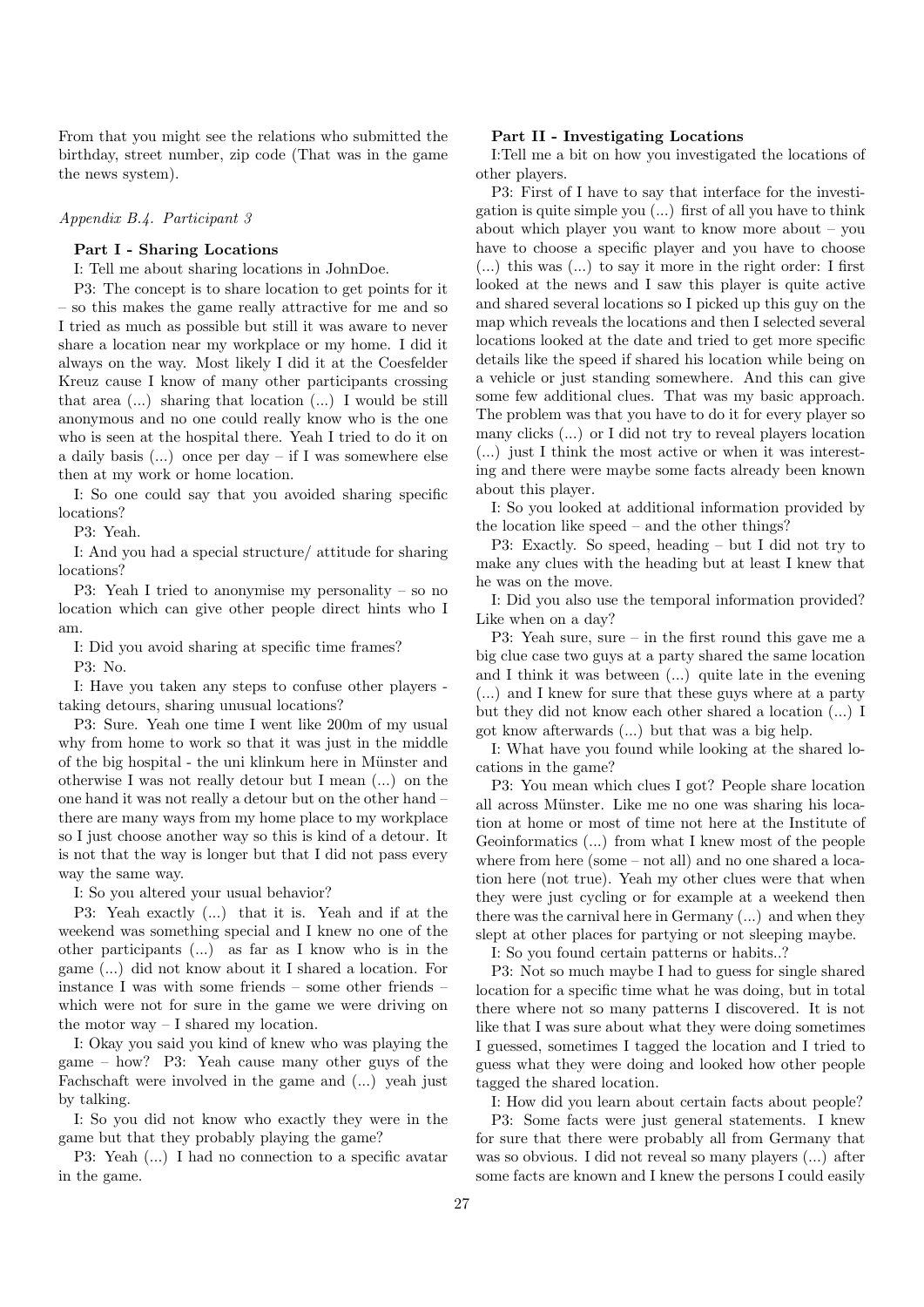From that you might see the relations who submitted the birthday, street number, zip code (That was in the game the news system).

*Appendix B.4. Participant 3*

**Part I - Sharing Locations**

I: Tell me about sharing locations in JohnDoe.

P3: The concept is to share location to get points for it – so this makes the game really attractive for me and so I tried as much as possible but still it was aware to never share a location near my workplace or my home. I did it always on the way. Most likely I did it at the Coesfelder Kreuz cause I know of many other participants crossing that area (...) sharing that location (...) I would be still anonymous and no one could really know who is the one who is seen at the hospital there. Yeah I tried to do it on a daily basis (...) once per day – if I was somewhere else then at my work or home location.

I: So one could say that you avoided sharing specific locations?

P3: Yeah.

I: And you had a special structure/ attitude for sharing locations?

P3: Yeah I tried to anonymise my personality – so no location which can give other people direct hints who I am.

I: Did you avoid sharing at specific time frames?

P3: No.

I: Have you taken any steps to confuse other players - taking detours, sharing unusual locations?

P3: Sure. Yeah one time I went like 200m of my usual why from home to work so that it was just in the middle of the big hospital - the uni klinkum here in Münster and otherwise I was not really detour but I mean (...) on the one hand it was not really a detour but on the other hand – there are many ways from my home place to my workplace so I just choose another way so this is kind of a detour. It is not that the way is longer but that I did not pass every way the same way.

I: So you altered your usual behavior?

P3: Yeah exactly (...) that it is. Yeah and if at the weekend was something special and I knew no one of the other participants (...) as far as I know who is in the game (...) did not know about it I shared a location. For instance I was with some friends – some other friends – which were not for sure in the game we were driving on the motor way – I shared my location.

I: Okay you said you kind of knew who was playing the game – how? P3: Yeah cause many other guys of the Fachschaft were involved in the game and (...) yeah just by talking.

I: So you did not know who exactly they were in the game but that they probably playing the game?

P3: Yeah (...) I had no connection to a specific avatar in the game.

**Part II - Investigating Locations**

I:Tell me a bit on how you investigated the locations of other players.

P3: First of I have to say that interface for the investigation is quite simple you (...) first of all you have to think about which player you want to know more about – you have to choose a specific player and you have to choose (...) this was (...) to say it more in the right order: I first looked at the news and I saw this player is quite active and shared several locations so I picked up this guy on the map which reveals the locations and then I selected several locations looked at the date and tried to get more specific details like the speed if shared his location while being on a vehicle or just standing somewhere. And this can give some few additional clues. That was my basic approach. The problem was that you have to do it for every player so many clicks (...) or I did not try to reveal players location (...) just I think the most active or when it was interesting and there were maybe some facts already been known about this player.

I: So you looked at additional information provided by the location like speed – and the other things?

P3: Exactly. So speed, heading – but I did not try to make any clues with the heading but at least I knew that he was on the move.

I: Did you also use the temporal information provided? Like when on a day?

P3: Yeah sure, sure – in the first round this gave me a big clue case two guys at a party shared the same location and I think it was between (...) quite late in the evening (...) and I knew for sure that these guys where at a party but they did not know each other shared a location (...) I got know afterwards (...) but that was a big help.

I: What have you found while looking at the shared locations in the game?

P3: You mean which clues I got? People share location all across Münster. Like me no one was sharing his location at home or most of time not here at the Institute of Geoinformatics (...) from what I knew most of the people where from here (some – not all) and no one shared a location here (not true). Yeah my other clues were that when they were just cycling or for example at a weekend then there was the carnival here in Germany (...) and when they slept at other places for partying or not sleeping maybe.

I: So you found certain patterns or habits..?

P3: Not so much maybe I had to guess for single shared location for a specific time what he was doing, but in total there where not so many patterns I discovered. It is not like that I was sure about what they were doing sometimes I guessed, sometimes I tagged the location and I tried to guess what they were doing and looked how other people tagged the shared location.

I: How did you learn about certain facts about people?

P3: Some facts were just general statements. I knew for sure that there were probably all from Germany that was so obvious. I did not reveal so many players (...) after some facts are known and I knew the persons I could easily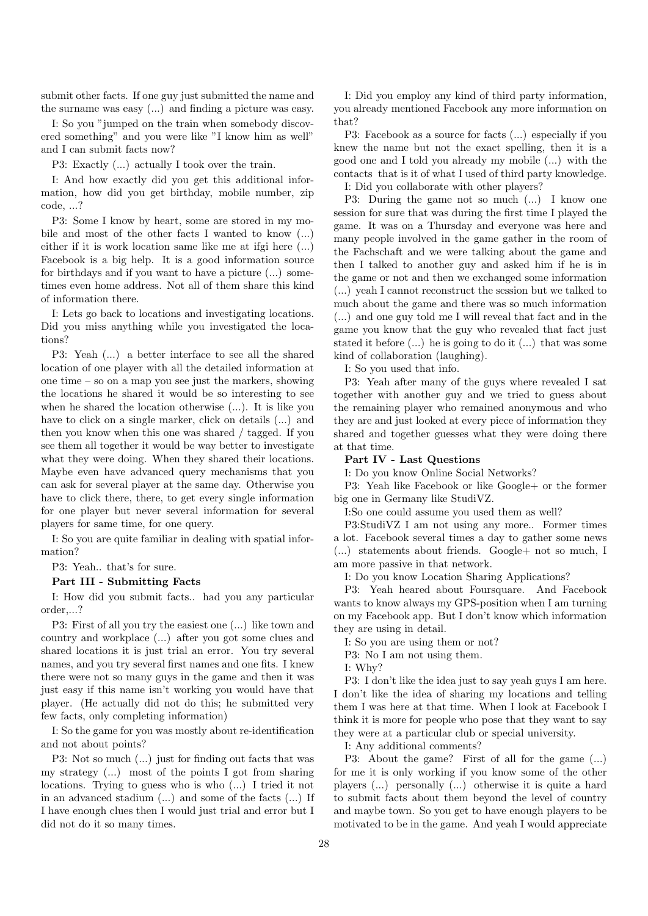submit other facts. If one guy just submitted the name and the surname was easy (...) and finding a picture was easy.

I: So you "jumped on the train when somebody discovered something" and you were like "I know him as well" and I can submit facts now?

P3: Exactly (...) actually I took over the train.

I: And how exactly did you get this additional information, how did you get birthday, mobile number, zip code, ...?

P3: Some I know by heart, some are stored in my mobile and most of the other facts I wanted to know (...) either if it is work location same like me at ifgi here (...) Facebook is a big help. It is a good information source for birthdays and if you want to have a picture (...) sometimes even home address. Not all of them share this kind of information there.

I: Lets go back to locations and investigating locations. Did you miss anything while you investigated the locations?

P3: Yeah (...) a better interface to see all the shared location of one player with all the detailed information at one time – so on a map you see just the markers, showing the locations he shared it would be so interesting to see when he shared the location otherwise (...). It is like you have to click on a single marker, click on details (...) and then you know when this one was shared / tagged. If you see them all together it would be way better to investigate what they were doing. When they shared their locations. Maybe even have advanced query mechanisms that you can ask for several player at the same day. Otherwise you have to click there, there, to get every single information for one player but never several information for several players for same time, for one query.

I: So you are quite familiar in dealing with spatial information?

P3: Yeah.. that's for sure.

**Part III - Submitting Facts**

I: How did you submit facts.. had you any particular order,...?

P3: First of all you try the easiest one (...) like town and country and workplace (...) after you got some clues and shared locations it is just trial an error. You try several names, and you try several first names and one fits. I knew there were not so many guys in the game and then it was just easy if this name isn't working you would have that player. (He actually did not do this; he submitted very few facts, only completing information)

I: So the game for you was mostly about re-identification and not about points?

P3: Not so much (...) just for finding out facts that was my strategy (...) most of the points I got from sharing locations. Trying to guess who is who (...) I tried it not in an advanced stadium (...) and some of the facts (...) If I have enough clues then I would just trial and error but I did not do it so many times.

I: Did you employ any kind of third party information, you already mentioned Facebook any more information on that?

P3: Facebook as a source for facts (...) especially if you knew the name but not the exact spelling, then it is a good one and I told you already my mobile (...) with the contacts that is it of what I used of third party knowledge.

I: Did you collaborate with other players?

P3: During the game not so much (...) I know one session for sure that was during the first time I played the game. It was on a Thursday and everyone was here and many people involved in the game gather in the room of the Fachschaft and we were talking about the game and then I talked to another guy and asked him if he is in the game or not and then we exchanged some information (...) yeah I cannot reconstruct the session but we talked to much about the game and there was so much information (...) and one guy told me I will reveal that fact and in the game you know that the guy who revealed that fact just stated it before (...) he is going to do it (...) that was some kind of collaboration (laughing).

I: So you used that info.

P3: Yeah after many of the guys where revealed I sat together with another guy and we tried to guess about the remaining player who remained anonymous and who they are and just looked at every piece of information they shared and together guesses what they were doing there at that time.

**Part IV - Last Questions**

I: Do you know Online Social Networks?

P3: Yeah like Facebook or like Google+ or the former big one in Germany like StudiVZ.

I:So one could assume you used them as well?

P3:StudiVZ I am not using any more.. Former times a lot. Facebook several times a day to gather some news (...) statements about friends. Google+ not so much, I am more passive in that network.

I: Do you know Location Sharing Applications?

P3: Yeah heared about Foursquare. And Facebook wants to know always my GPS-position when I am turning on my Facebook app. But I don't know which information they are using in detail.

I: So you are using them or not?

P3: No I am not using them.

I: Why?

P3: I don't like the idea just to say yeah guys I am here. I don't like the idea of sharing my locations and telling them I was here at that time. When I look at Facebook I think it is more for people who pose that they want to say they were at a particular club or special university.

I: Any additional comments?

P3: About the game? First of all for the game (...) for me it is only working if you know some of the other players (...) personally (...) otherwise it is quite a hard to submit facts about them beyond the level of country and maybe town. So you get to have enough players to be motivated to be in the game. And yeah I would appreciate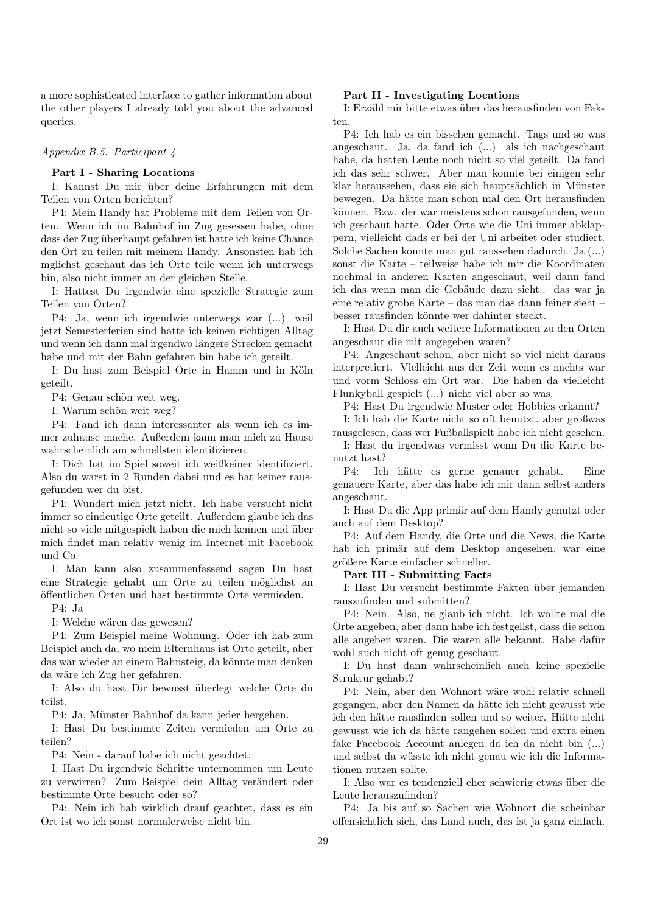a more sophisticated interface to gather information about the other players I already told you about the advanced queries.

*Appendix B.5. Participant 4*

**Part I - Sharing Locations**

I: Kannst Du mir über deine Erfahrungen mit dem Teilen von Orten berichten?

P4: Mein Handy hat Probleme mit dem Teilen von Orten. Wenn ich im Bahnhof im Zug gesessen habe, ohne dass der Zug überhaupt gefahren ist hatte ich keine Chance den Ort zu teilen mit meinem Handy. Ansonsten hab ich mglichst geschaut das ich Orte teile wenn ich unterwegs bin, also nicht immer an der gleichen Stelle.

I: Hattest Du irgendwie eine spezielle Strategie zum Teilen von Orten?

P4: Ja, wenn ich irgendwie unterwegs war (...) weil jetzt Semesterferien sind hatte ich keinen richtigen Alltag und wenn ich dann mal irgendwo längere Strecken gemacht habe und mit der Bahn gefahren bin habe ich geteilt.

I: Du hast zum Beispiel Orte in Hamm und in Köln geteilt.

P4: Genau schön weit weg.

I: Warum schön weit weg?

P4: Fand ich dann interessanter als wenn ich es immer zuhause mache. Außerdem kann man mich zu Hause wahrscheinlich am schnellsten identifizieren.

I: Dich hat im Spiel soweit ich weißkeiner identifiziert. Also du warst in 2 Runden dabei und es hat keiner rausgefunden wer du bist.

P4: Wundert mich jetzt nicht. Ich habe versucht nicht immer so eindeutige Orte geteilt. Außerdem glaube ich das nicht so viele mitgespielt haben die mich kennen und über mich findet man relativ wenig im Internet mit Facebook und Co.

I: Man kann also zusammenfassend sagen Du hast eine Strategie gehabt um Orte zu teilen möglichst an öffentlichen Orten und hast bestimmte Orte vermieden.

P4: Ja

I: Welche wären das gewesen?

P4: Zum Beispiel meine Wohnung. Oder ich hab zum Beispiel auch da, wo mein Elternhaus ist Orte geteilt, aber das war wieder an einem Bahnsteig, da könnte man denken da wäre ich Zug her gefahren.

I: Also du hast Dir bewusst überlegt welche Orte du teilst.

P4: Ja, Münster Bahnhof da kann jeder hergehen.

I: Hast Du bestimmte Zeiten vermieden um Orte zu teilen?

P4: Nein - darauf habe ich nicht geachtet.

I: Hast Du irgendwie Schritte unternommen um Leute zu verwirren? Zum Beispiel dein Alltag verändert oder bestimmte Orte besucht oder so?

P4: Nein ich hab wirklich drauf geachtet, dass es ein Ort ist wo ich sonst normalerweise nicht bin.

**Part II - Investigating Locations**

I: Erzähl mir bitte etwas über das herausfinden von Fakten.

P4: Ich hab es ein bisschen gemacht. Tags und so was angeschaut. Ja, da fand ich (...) als ich nachgeschaut habe, da hatten Leute noch nicht so viel geteilt. Da fand ich das sehr schwer. Aber man konnte bei einigen sehr klar heraussehen, dass sie sich hauptsächlich in Münster bewegen. Da hätte man schon mal den Ort herausfinden können. Bzw. der war meistens schon rausgefunden, wenn ich geschaut hatte. Oder Orte wie die Uni immer abklappern, vielleicht dads er bei der Uni arbeitet oder studiert. Solche Sachen konnte man gut raussehen dadurch. Ja (...) sonst die Karte – teilweise habe ich mir die Koordinaten nochmal in anderen Karten angeschaut, weil dann fand ich das wenn man die Gebäude dazu sieht.. das war ja eine relativ grobe Karte – das man das dann feiner sieht – besser rausfinden könnte wer dahinter steckt.

I: Hast Du dir auch weitere Informationen zu den Orten angeschaut die mit angegeben waren?

P4: Angeschaut schon, aber nicht so viel nicht daraus interpretiert. Vielleicht aus der Zeit wenn es nachts war und vorm Schloss ein Ort war. Die haben da vielleicht Flunkyball gespielt (...) nicht viel aber so was.

P4: Hast Du irgendwie Muster oder Hobbies erkannt?

I: Ich hab die Karte nicht so oft benutzt, aber großwas rausgelesen, dass wer Fußballspielt habe ich nicht gesehen.

I: Hast du irgendwas vermisst wenn Du die Karte benutzt hast?

P4: Ich hätte es gerne genauer gehabt. Eine genauere Karte, aber das habe ich mir dann selbst anders angeschaut.

I: Hast Du die App primär auf dem Handy genutzt oder auch auf dem Desktop?

P4: Auf dem Handy, die Orte und die News, die Karte hab ich primär auf dem Desktop angesehen, war eine größere Karte einfacher schneller.

**Part III - Submitting Facts**

I: Hast Du versucht bestimmte Fakten über jemanden rauszufinden und submitten?

P4: Nein. Also, ne glaub ich nicht. Ich wollte mal die Orte angeben, aber dann habe ich festgellst, dass die schon alle angeben waren. Die waren alle bekannt. Habe dafür wohl auch nicht oft genug geschaut.

I: Du hast dann wahrscheinlich auch keine spezielle Struktur gehabt?

P4: Nein, aber den Wohnort wäre wohl relativ schnell gegangen, aber den Namen da hätte ich nicht gewusst wie ich den hätte rausfinden sollen und so weiter. Hätte nicht gewusst wie ich da hätte rangehen sollen und extra einen fake Facebook Account anlegen da ich da nicht bin (...) und selbst da wüsste ich nicht genau wie ich die Informationen nutzen sollte.

I: Also war es tendenziell eher schwierig etwas über die Leute herauszufinden?

P4: Ja bis auf so Sachen wie Wohnort die scheinbar offensichtlich sich, das Land auch, das ist ja ganz einfach.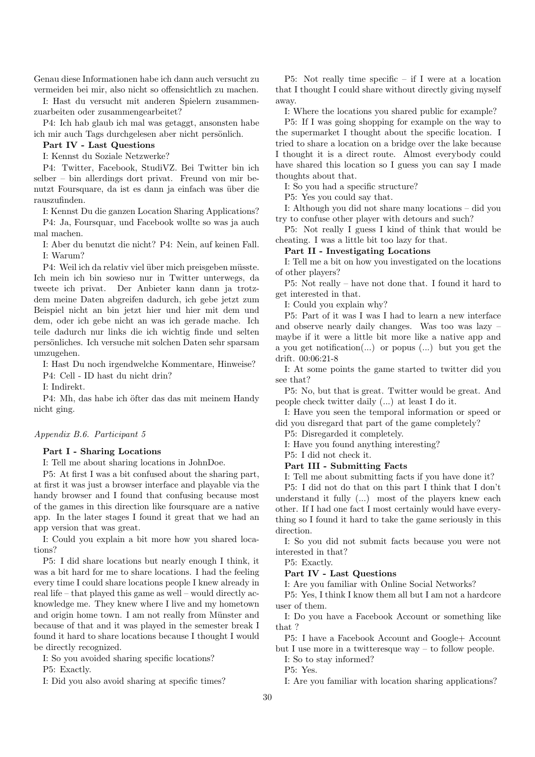Genau diese Informationen habe ich dann auch versucht zu vermeiden bei mir, also nicht so offensichtlich zu machen.

I: Hast du versucht mit anderen Spielern zusammenzuarbeiten oder zusammengearbeitet?

P4: Ich hab glaub ich mal was getaggt, ansonsten habe ich mir auch Tags durchgelesen aber nicht persönlich.

**Part IV - Last Questions**

I: Kennst du Soziale Netzwerke?

P4: Twitter, Facebook, StudiVZ. Bei Twitter bin ich selber – bin allerdings dort privat. Freund von mir benutzt Foursquare, da ist es dann ja einfach was über die rauszufinden.

I: Kennst Du die ganzen Location Sharing Applications?

P4: Ja, Foursquar, und Facebook wollte so was ja auch mal machen.

I: Aber du benutzt die nicht? P4: Nein, auf keinen Fall.

I: Warum?

P4: Weil ich da relativ viel über mich preisgeben müsste. Ich mein ich bin sowieso nur in Twitter unterwegs, da tweete ich privat. Der Anbieter kann dann ja trotzdem meine Daten abgreifen dadurch, ich gebe jetzt zum Beispiel nicht an bin jetzt hier und hier mit dem und dem, oder ich gebe nicht an was ich gerade mache. Ich teile dadurch nur links die ich wichtig finde und selten persönliches. Ich versuche mit solchen Daten sehr sparsam umzugehen.

I: Hast Du noch irgendwelche Kommentare, Hinweise?

P4: Cell - ID hast du nicht drin?

I: Indirekt.

P4: Mh, das habe ich öfter das das mit meinem Handy nicht ging.

*Appendix B.6. Participant 5*

**Part I - Sharing Locations**

I: Tell me about sharing locations in JohnDoe.

P5: At first I was a bit confused about the sharing part, at first it was just a browser interface and playable via the handy browser and I found that confusing because most of the games in this direction like foursquare are a native app. In the later stages I found it great that we had an app version that was great.

I: Could you explain a bit more how you shared locations?

P5: I did share locations but nearly enough I think, it was a bit hard for me to share locations. I had the feeling every time I could share locations people I knew already in real life – that played this game as well – would directly acknowledge me. They knew where I live and my hometown and origin home town. I am not really from Münster and because of that and it was played in the semester break I found it hard to share locations because I thought I would be directly recognized.

I: So you avoided sharing specific locations?

P5: Exactly.

I: Did you also avoid sharing at specific times?

P5: Not really time specific – if I were at a location that I thought I could share without directly giving myself away.

I: Where the locations you shared public for example?

P5: If I was going shopping for example on the way to the supermarket I thought about the specific location. I tried to share a location on a bridge over the lake because I thought it is a direct route. Almost everybody could have shared this location so I guess you can say I made thoughts about that.

I: So you had a specific structure?

P5: Yes you could say that.

I: Although you did not share many locations – did you try to confuse other player with detours and such?

P5: Not really I guess I kind of think that would be cheating. I was a little bit too lazy for that.

**Part II - Investigating Locations**

I: Tell me a bit on how you investigated on the locations of other players?

P5: Not really – have not done that. I found it hard to get interested in that.

I: Could you explain why?

P5: Part of it was I was I had to learn a new interface and observe nearly daily changes. Was too was lazy – maybe if it were a little bit more like a native app and a you get notification(...) or popus (...) but you get the drift. 00:06:21-8

I: At some points the game started to twitter did you see that?

P5: No, but that is great. Twitter would be great. And people check twitter daily (...) at least I do it.

I: Have you seen the temporal information or speed or did you disregard that part of the game completely?

P5: Disregarded it completely.

I: Have you found anything interesting?

P5: I did not check it.

**Part III - Submitting Facts**

I: Tell me about submitting facts if you have done it?

P5: I did not do that on this part I think that I don't understand it fully (...) most of the players knew each other. If I had one fact I most certainly would have everything so I found it hard to take the game seriously in this direction.

I: So you did not submit facts because you were not interested in that?

P5: Exactly.

**Part IV - Last Questions**

I: Are you familiar with Online Social Networks?

P5: Yes, I think I know them all but I am not a hardcore user of them.

I: Do you have a Facebook Account or something like that ?

P5: I have a Facebook Account and Google+ Account but I use more in a twitteresque way – to follow people.

I: So to stay informed?

P5: Yes.

I: Are you familiar with location sharing applications?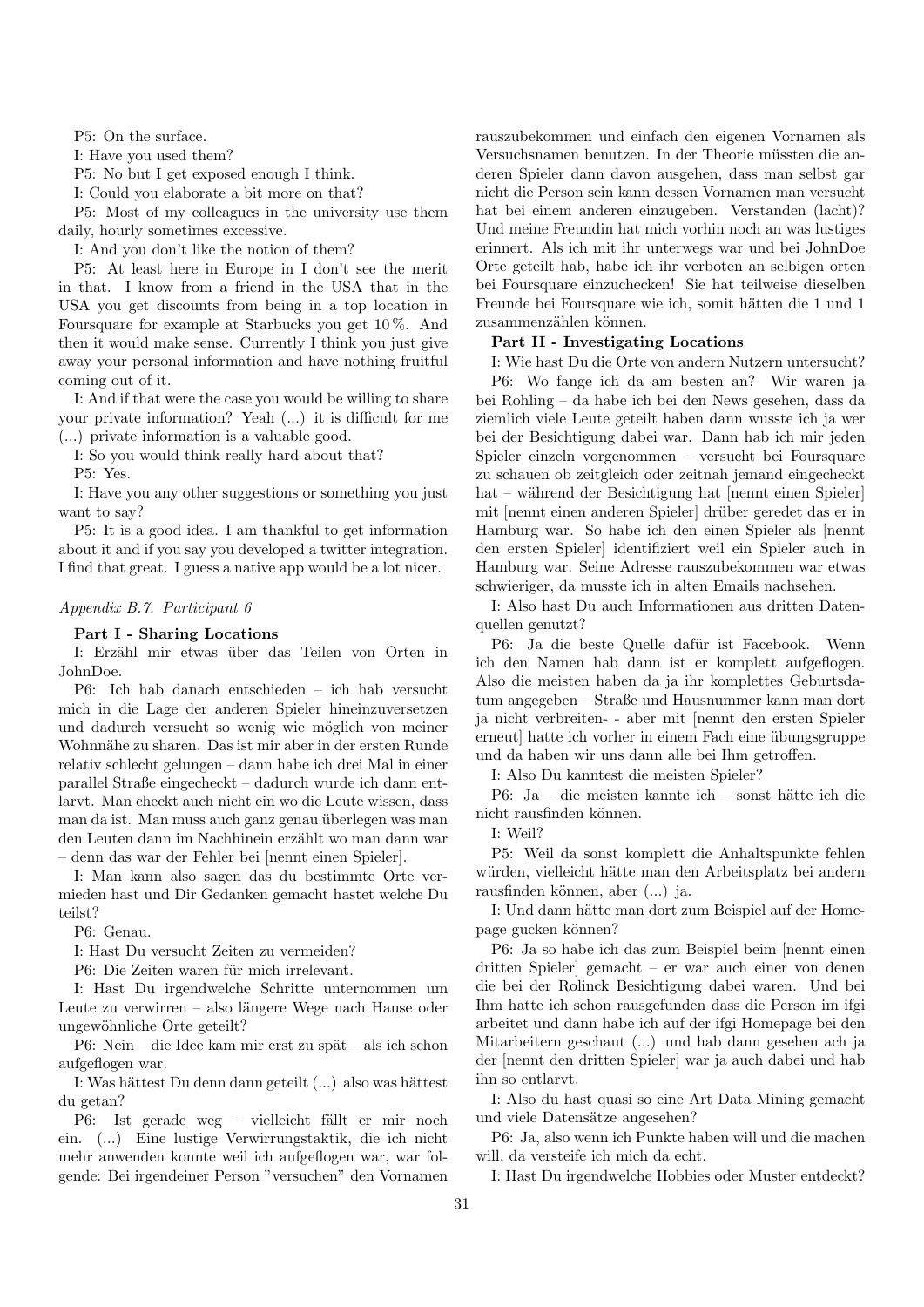P5: On the surface.

I: Have you used them?

P5: No but I get exposed enough I think.

I: Could you elaborate a bit more on that?

P5: Most of my colleagues in the university use them daily, hourly sometimes excessive.

I: And you don't like the notion of them?

P5: At least here in Europe in I don't see the merit in that. I know from a friend in the USA that in the USA you get discounts from being in a top location in Foursquare for example at Starbucks you get 10 %. And then it would make sense. Currently I think you just give away your personal information and have nothing fruitful coming out of it.

I: And if that were the case you would be willing to share your private information? Yeah (...) it is difficult for me (...) private information is a valuable good.

I: So you would think really hard about that?

P5: Yes.

I: Have you any other suggestions or something you just want to say?

P5: It is a good idea. I am thankful to get information about it and if you say you developed a twitter integration. I find that great. I guess a native app would be a lot nicer.

*Appendix B.7. Participant 6*

**Part I - Sharing Locations**

I: Erzähl mir etwas über das Teilen von Orten in JohnDoe.

P6: Ich hab danach entschieden – ich hab versucht mich in die Lage der anderen Spieler hineinzuversetzen und dadurch versucht so wenig wie möglich von meiner Wohnnähe zu sharen. Das ist mir aber in der ersten Runde relativ schlecht gelungen – dann habe ich drei Mal in einer parallel Straße eingecheckt – dadurch wurde ich dann entlarvt. Man checkt auch nicht ein wo die Leute wissen, dass man da ist. Man muss auch ganz genau überlegen was man den Leuten dann im Nachhinein erzählt wo man dann war – denn das war der Fehler bei [nennt einen Spieler].

I: Man kann also sagen das du bestimmte Orte vermieden hast und Dir Gedanken gemacht hastet welche Du teilst?

P6: Genau.

I: Hast Du versucht Zeiten zu vermeiden?

P6: Die Zeiten waren für mich irrelevant.

I: Hast Du irgendwelche Schritte unternommen um Leute zu verwirren – also längere Wege nach Hause oder ungewöhnliche Orte geteilt?

P6: Nein – die Idee kam mir erst zu spät – als ich schon aufgeflogen war.

I: Was hättest Du denn dann geteilt (...) also was hättest du getan?

P6: Ist gerade weg – vielleicht fällt er mir noch ein. (...) Eine lustige Verwirrungstaktik, die ich nicht mehr anwenden konnte weil ich aufgeflogen war, war folgende: Bei irgendeiner Person "versuchen" den Vornamen rauszubekommen und einfach den eigenen Vornamen als Versuchsnamen benutzen. In der Theorie müssten die anderen Spieler dann davon ausgehen, dass man selbst gar nicht die Person sein kann dessen Vornamen man versucht hat bei einem anderen einzugeben. Verstanden (lacht)? Und meine Freundin hat mich vorhin noch an was lustiges erinnert. Als ich mit ihr unterwegs war und bei JohnDoe Orte geteilt hab, habe ich ihr verboten an selbigen orten bei Foursquare einzuchecken! Sie hat teilweise dieselben Freunde bei Foursquare wie ich, somit hätten die 1 und 1 zusammenzählen können.

**Part II - Investigating Locations**

I: Wie hast Du die Orte von andern Nutzern untersucht?

P6: Wo fange ich da am besten an? Wir waren ja bei Rohling – da habe ich bei den News gesehen, dass da ziemlich viele Leute geteilt haben dann wusste ich ja wer bei der Besichtigung dabei war. Dann hab ich mir jeden Spieler einzeln vorgenommen – versucht bei Foursquare zu schauen ob zeitgleich oder zeitnah jemand eingecheckt hat – während der Besichtigung hat [nennt einen Spieler] mit [nennt einen anderen Spieler] drüber geredet das er in Hamburg war. So habe ich den einen Spieler als [nennt den ersten Spieler] identifiziert weil ein Spieler auch in Hamburg war. Seine Adresse rauszubekommen war etwas schwieriger, da musste ich in alten Emails nachsehen.

I: Also hast Du auch Informationen aus dritten Datenquellen genutzt?

P6: Ja die beste Quelle dafür ist Facebook. Wenn ich den Namen hab dann ist er komplett aufgeflogen. Also die meisten haben da ja ihr komplettes Geburtsdatum angegeben – Straße und Hausnummer kann man dort ja nicht verbreiten- - aber mit [nennt den ersten Spieler erneut] hatte ich vorher in einem Fach eine übungsgruppe und da haben wir uns dann alle bei Ihm getroffen.

I: Also Du kanntest die meisten Spieler?

P6: Ja – die meisten kannte ich – sonst hätte ich die nicht rausfinden können.

I: Weil?

P5: Weil da sonst komplett die Anhaltspunkte fehlen würden, vielleicht hätte man den Arbeitsplatz bei andern rausfinden können, aber (...) ja.

I: Und dann hätte man dort zum Beispiel auf der Homepage gucken können?

P6: Ja so habe ich das zum Beispiel beim [nennt einen dritten Spieler] gemacht – er war auch einer von denen die bei der Rolinck Besichtigung dabei waren. Und bei Ihm hatte ich schon rausgefunden dass die Person im ifgi arbeitet und dann habe ich auf der ifgi Homepage bei den Mitarbeitern geschaut (...) und hab dann gesehen ach ja der [nennt den dritten Spieler] war ja auch dabei und hab ihn so entlarvt.

I: Also du hast quasi so eine Art Data Mining gemacht und viele Datensätze angesehen?

P6: Ja, also wenn ich Punkte haben will und die machen will, da versteife ich mich da echt.

I: Hast Du irgendwelche Hobbies oder Muster entdeckt?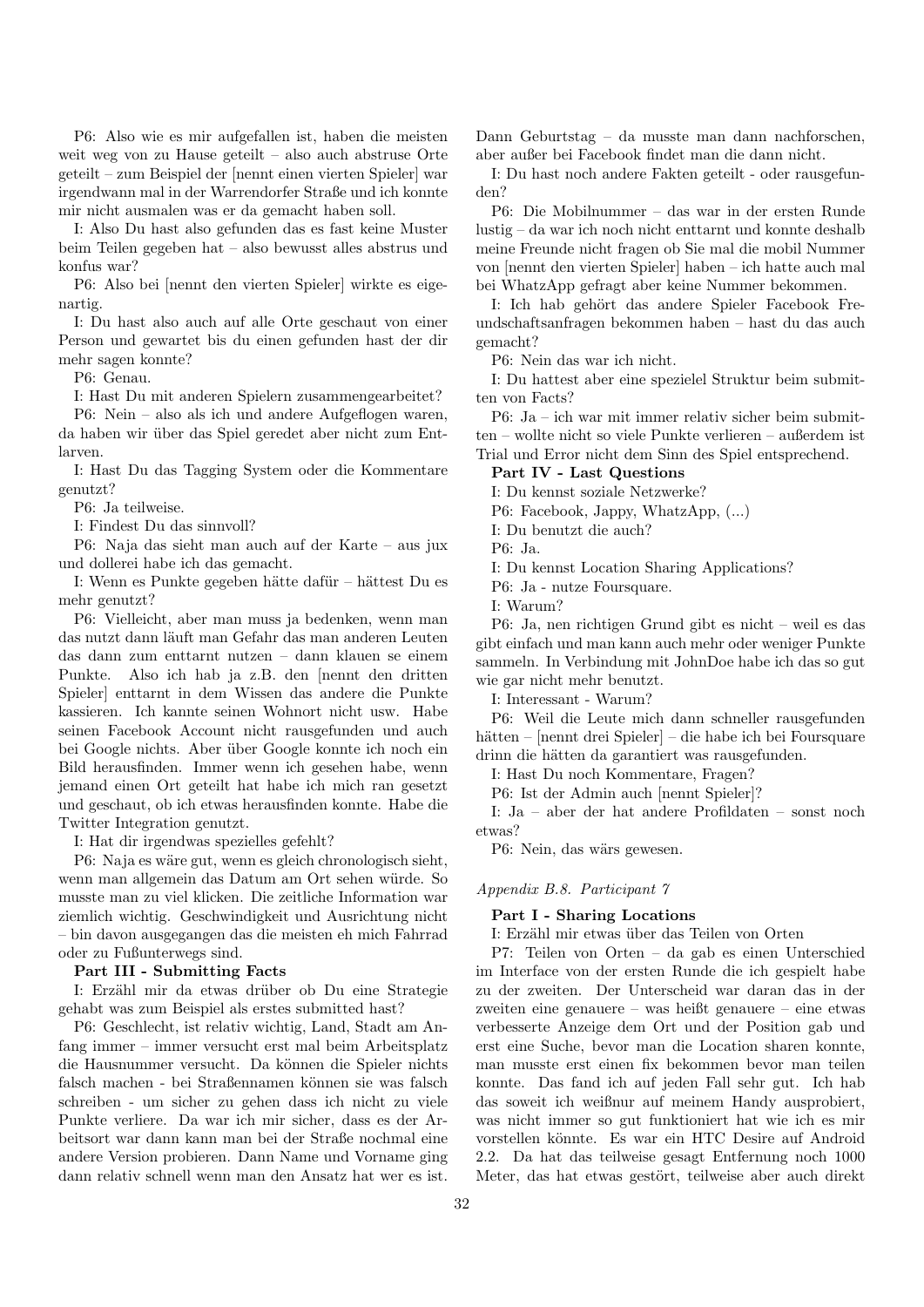P6: Also wie es mir aufgefallen ist, haben die meisten weit weg von zu Hause geteilt – also auch abstruse Orte geteilt – zum Beispiel der [nennt einen vierten Spieler] war irgendwann mal in der Warrendorfer Straße und ich konnte mir nicht ausmalen was er da gemacht haben soll.

I: Also Du hast also gefunden das es fast keine Muster beim Teilen gegeben hat – also bewusst alles abstrus und konfus war?

P6: Also bei [nennt den vierten Spieler] wirkte es eigenartig.

I: Du hast also auch auf alle Orte geschaut von einer Person und gewartet bis du einen gefunden hast der dir mehr sagen konnte?

P6: Genau.

I: Hast Du mit anderen Spielern zusammengearbeitet?

P6: Nein – also als ich und andere Aufgeflogen waren, da haben wir über das Spiel geredet aber nicht zum Entlarven.

I: Hast Du das Tagging System oder die Kommentare genutzt?

P6: Ja teilweise.

I: Findest Du das sinnvoll?

P6: Naja das sieht man auch auf der Karte – aus jux und dollerei habe ich das gemacht.

I: Wenn es Punkte gegeben hätte dafür – hättest Du es mehr genutzt?

P6: Vielleicht, aber man muss ja bedenken, wenn man das nutzt dann läuft man Gefahr das man anderen Leuten das dann zum enttarnt nutzen – dann klauen se einem Punkte. Also ich hab ja z.B. den [nennt den dritten Spieler] enttarnt in dem Wissen das andere die Punkte kassieren. Ich kannte seinen Wohnort nicht usw. Habe seinen Facebook Account nicht rausgefunden und auch bei Google nichts. Aber über Google konnte ich noch ein Bild herausfinden. Immer wenn ich gesehen habe, wenn jemand einen Ort geteilt hat habe ich mich ran gesetzt und geschaut, ob ich etwas herausfinden konnte. Habe die Twitter Integration genutzt.

I: Hat dir irgendwas spezielles gefehlt?

P6: Naja es wäre gut, wenn es gleich chronologisch sieht, wenn man allgemein das Datum am Ort sehen würde. So musste man zu viel klicken. Die zeitliche Information war ziemlich wichtig. Geschwindigkeit und Ausrichtung nicht – bin davon ausgegangen das die meisten eh mich Fahrrad oder zu Fußunterwegs sind.

**Part III - Submitting Facts**

I: Erzähl mir da etwas drüber ob Du eine Strategie gehabt was zum Beispiel als erstes submitted hast?

P6: Geschlecht, ist relativ wichtig, Land, Stadt am Anfang immer – immer versucht erst mal beim Arbeitsplatz die Hausnummer versucht. Da können die Spieler nichts falsch machen - bei Straßennamen können sie was falsch schreiben - um sicher zu gehen dass ich nicht zu viele Punkte verliere. Da war ich mir sicher, dass es der Arbeitsort war dann kann man bei der Straße nochmal eine andere Version probieren. Dann Name und Vorname ging dann relativ schnell wenn man den Ansatz hat wer es ist. Dann Geburtstag – da musste man dann nachforschen, aber außer bei Facebook findet man die dann nicht.

I: Du hast noch andere Fakten geteilt - oder rausgefunden?

P6: Die Mobilnummer – das war in der ersten Runde lustig – da war ich noch nicht enttarnt und konnte deshalb meine Freunde nicht fragen ob Sie mal die mobil Nummer von [nennt den vierten Spieler] haben – ich hatte auch mal bei WhatzApp gefragt aber keine Nummer bekommen.

I: Ich hab gehört das andere Spieler Facebook Freundschaftsanfragen bekommen haben – hast du das auch gemacht?

P6: Nein das war ich nicht.

I: Du hattest aber eine spezielel Struktur beim submitten von Facts?

P6: Ja – ich war mit immer relativ sicher beim submitten – wollte nicht so viele Punkte verlieren – außerdem ist Trial und Error nicht dem Sinn des Spiel entsprechend.

**Part IV - Last Questions**

I: Du kennst soziale Netzwerke?

P6: Facebook, Jappy, WhatzApp, (...)

I: Du benutzt die auch?

P6: Ja.

I: Du kennst Location Sharing Applications?

P6: Ja - nutze Foursquare.

I: Warum?

P6: Ja, nen richtigen Grund gibt es nicht – weil es das gibt einfach und man kann auch mehr oder weniger Punkte sammeln. In Verbindung mit JohnDoe habe ich das so gut wie gar nicht mehr benutzt.

I: Interessant - Warum?

P6: Weil die Leute mich dann schneller rausgefunden hätten – [nennt drei Spieler] – die habe ich bei Foursquare drinn die hätten da garantiert was rausgefunden.

I: Hast Du noch Kommentare, Fragen?

P6: Ist der Admin auch [nennt Spieler]?

I: Ja – aber der hat andere Profildaten – sonst noch etwas?

P6: Nein, das wärs gewesen.

*Appendix B.8. Participant 7*

**Part I - Sharing Locations**

I: Erzähl mir etwas über das Teilen von Orten

P7: Teilen von Orten – da gab es einen Unterschied im Interface von der ersten Runde die ich gespielt habe zu der zweiten. Der Unterscheid war daran das in der zweiten eine genauere – was heißt genauere – eine etwas verbesserte Anzeige dem Ort und der Position gab und erst eine Suche, bevor man die Location sharen konnte, man musste erst einen fix bekommen bevor man teilen konnte. Das fand ich auf jeden Fall sehr gut. Ich hab das soweit ich weißnur auf meinem Handy ausprobiert, was nicht immer so gut funktioniert hat wie ich es mir vorstellen könnte. Es war ein HTC Desire auf Android 2.2. Da hat das teilweise gesagt Entfernung noch 1000 Meter, das hat etwas gestört, teilweise aber auch direkt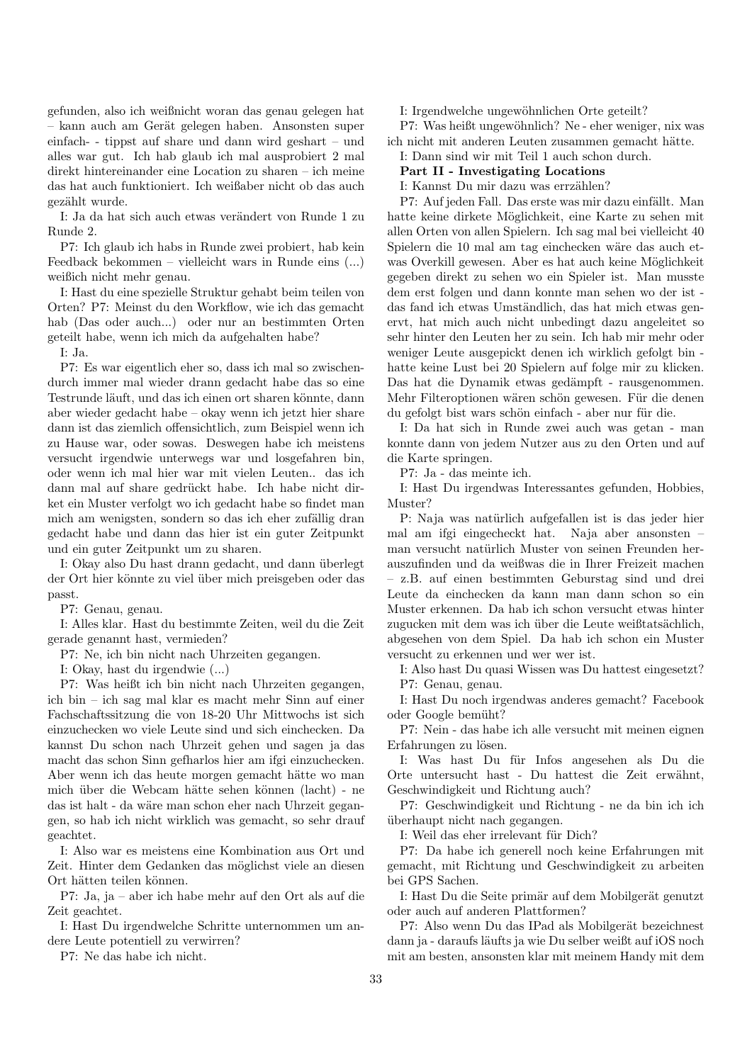gefunden, also ich weißnicht woran das genau gelegen hat – kann auch am Gerät gelegen haben. Ansonsten super einfach- - tippst auf share und dann wird geshart – und alles war gut. Ich hab glaub ich mal ausprobiert 2 mal direkt hintereinander eine Location zu sharen – ich meine das hat auch funktioniert. Ich weißaber nicht ob das auch gezählt wurde.

I: Ja da hat sich auch etwas verändert von Runde 1 zu Runde 2.

P7: Ich glaub ich habs in Runde zwei probiert, hab kein Feedback bekommen – vielleicht wars in Runde eins (...) weißich nicht mehr genau.

I: Hast du eine spezielle Struktur gehabt beim teilen von Orten? P7: Meinst du den Workflow, wie ich das gemacht hab (Das oder auch...) oder nur an bestimmten Orten geteilt habe, wenn ich mich da aufgehalten habe?

I: Ja.

P7: Es war eigentlich eher so, dass ich mal so zwischendurch immer mal wieder drann gedacht habe das so eine Testrunde läuft, und das ich einen ort sharen könnte, dann aber wieder gedacht habe – okay wenn ich jetzt hier share dann ist das ziemlich offensichtlich, zum Beispiel wenn ich zu Hause war, oder sowas. Deswegen habe ich meistens versucht irgendwie unterwegs war und losgefahren bin, oder wenn ich mal hier war mit vielen Leuten.. das ich dann mal auf share gedrückt habe. Ich habe nicht dirket ein Muster verfolgt wo ich gedacht habe so findet man mich am wenigsten, sondern so das ich eher zufällig dran gedacht habe und dann das hier ist ein guter Zeitpunkt und ein guter Zeitpunkt um zu sharen.

I: Okay also Du hast drann gedacht, und dann überlegt der Ort hier könnte zu viel über mich preisgeben oder das passt.

P7: Genau, genau.

I: Alles klar. Hast du bestimmte Zeiten, weil du die Zeit gerade genannt hast, vermieden?

P7: Ne, ich bin nicht nach Uhrzeiten gegangen.

I: Okay, hast du irgendwie (...)

P7: Was heißt ich bin nicht nach Uhrzeiten gegangen, ich bin – ich sag mal klar es macht mehr Sinn auf einer Fachschaftssitzung die von 18-20 Uhr Mittwochs ist sich einzuchecken wo viele Leute sind und sich einchecken. Da kannst Du schon nach Uhrzeit gehen und sagen ja das macht das schon Sinn gefharlos hier am ifgi einzuchecken. Aber wenn ich das heute morgen gemacht hätte wo man mich über die Webcam hätte sehen können (lacht) - ne das ist halt - da wäre man schon eher nach Uhrzeit gegangen, so hab ich nicht wirklich was gemacht, so sehr drauf geachtet.

I: Also war es meistens eine Kombination aus Ort und Zeit. Hinter dem Gedanken das möglichst viele an diesen Ort hätten teilen können.

P7: Ja, ja – aber ich habe mehr auf den Ort als auf die Zeit geachtet.

I: Hast Du irgendwelche Schritte unternommen um andere Leute potentiell zu verwirren?

P7: Ne das habe ich nicht.

I: Irgendwelche ungewöhnlichen Orte geteilt?

P7: Was heißt ungewöhnlich? Ne - eher weniger, nix was ich nicht mit anderen Leuten zusammen gemacht hätte.

I: Dann sind wir mit Teil 1 auch schon durch.

**Part II - Investigating Locations**

I: Kannst Du mir dazu was errzählen?

P7: Auf jeden Fall. Das erste was mir dazu einfällt. Man hatte keine dirkete Möglichkeit, eine Karte zu sehen mit allen Orten von allen Spielern. Ich sag mal bei vielleicht 40 Spielern die 10 mal am tag einchecken wäre das auch etwas Overkill gewesen. Aber es hat auch keine Möglichkeit gegeben direkt zu sehen wo ein Spieler ist. Man musste dem erst folgen und dann konnte man sehen wo der ist - das fand ich etwas Umständlich, das hat mich etwas genervt, hat mich auch nicht unbedingt dazu angeleitet so sehr hinter den Leuten her zu sein. Ich hab mir mehr oder weniger Leute ausgepickt denen ich wirklich gefolgt bin - hatte keine Lust bei 20 Spielern auf folge mir zu klicken. Das hat die Dynamik etwas gedämpft - rausgenommen. Mehr Filteroptionen wären schön gewesen. Für die denen du gefolgt bist wars schön einfach - aber nur für die.

I: Da hat sich in Runde zwei auch was getan - man konnte dann von jedem Nutzer aus zu den Orten und auf die Karte springen.

P7: Ja - das meinte ich.

I: Hast Du irgendwas Interessantes gefunden, Hobbies, Muster?

P: Naja was natürlich aufgefallen ist is das jeder hier mal am ifgi eingecheckt hat. Naja aber ansonsten – man versucht natürlich Muster von seinen Freunden herauszufinden und da weißwas die in Ihrer Freizeit machen – z.B. auf einen bestimmten Geburstag sind und drei Leute da einchecken da kann man dann schon so ein Muster erkennen. Da hab ich schon versucht etwas hinter zugucken mit dem was ich über die Leute weißtatsächlich, abgesehen von dem Spiel. Da hab ich schon ein Muster versucht zu erkennen und wer wer ist.

I: Also hast Du quasi Wissen was Du hattest eingesetzt?

P7: Genau, genau.

I: Hast Du noch irgendwas anderes gemacht? Facebook oder Google bemüht?

P7: Nein - das habe ich alle versucht mit meinen eignen Erfahrungen zu lösen.

I: Was hast Du für Infos angesehen als Du die Orte untersucht hast - Du hattest die Zeit erwähnt, Geschwindigkeit und Richtung auch?

P7: Geschwindigkeit und Richtung - ne da bin ich ich überhaupt nicht nach gegangen.

I: Weil das eher irrelevant für Dich?

P7: Da habe ich generell noch keine Erfahrungen mit gemacht, mit Richtung und Geschwindigkeit zu arbeiten bei GPS Sachen.

I: Hast Du die Seite primär auf dem Mobilgerät genutzt oder auch auf anderen Plattformen?

P7: Also wenn Du das IPad als Mobilgerät bezeichnest dann ja - daraufs läufts ja wie Du selber weißt auf iOS noch mit am besten, ansonsten klar mit meinem Handy mit dem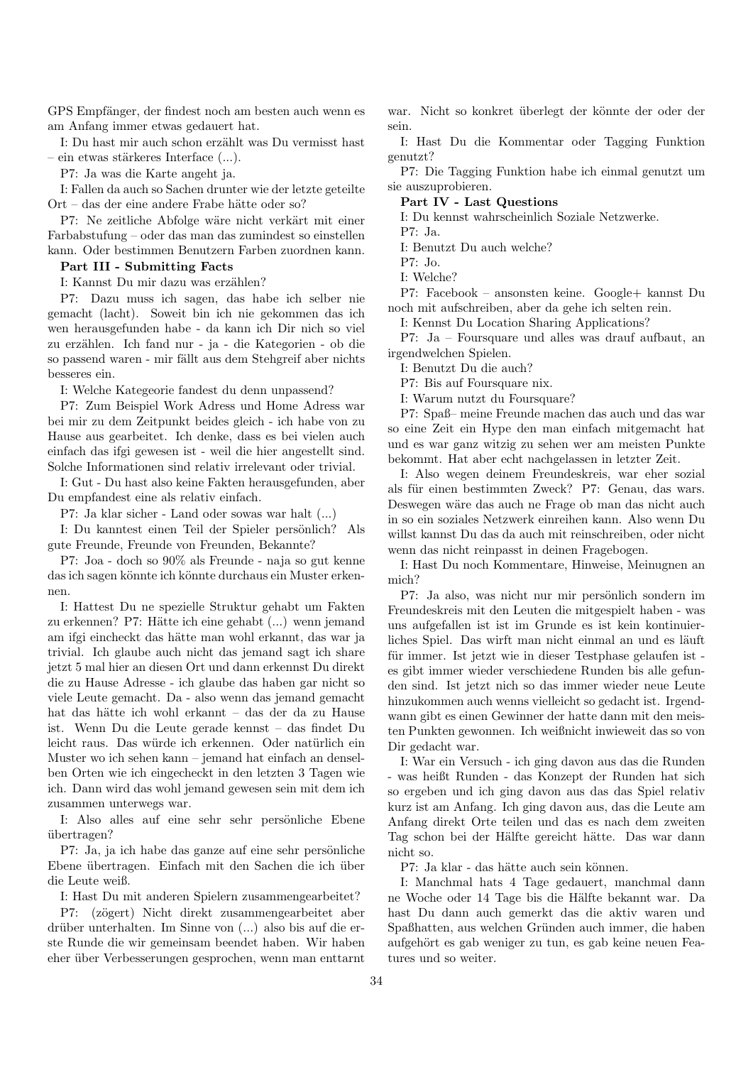GPS Empfänger, der findest noch am besten auch wenn es am Anfang immer etwas gedauert hat.

I: Du hast mir auch schon erzählt was Du vermisst hast – ein etwas stärkeres Interface (...).

P7: Ja was die Karte angeht ja.

I: Fallen da auch so Sachen drunter wie der letzte geteilte Ort – das der eine andere Frabe hätte oder so?

P7: Ne zeitliche Abfolge wäre nicht verkärt mit einer Farbabstufung – oder das man das zumindest so einstellen kann. Oder bestimmen Benutzern Farben zuordnen kann.

**Part III - Submitting Facts**

I: Kannst Du mir dazu was erzählen?

P7: Dazu muss ich sagen, das habe ich selber nie gemacht (lacht). Soweit bin ich nie gekommen das ich wen herausgefunden habe - da kann ich Dir nich so viel zu erzählen. Ich fand nur - ja - die Kategorien - ob die so passend waren - mir fällt aus dem Stehgreif aber nichts besseres ein.

I: Welche Kateegorie fandest du denn unpassend?

P7: Zum Beispiel Work Adress und Home Adress war bei mir zu dem Zeitpunkt beides gleich - ich habe von zu Hause aus gearbeitet. Ich denke, dass es bei vielen auch einfach das ifgi gewesen ist - weil die hier angestellt sind. Solche Informationen sind relativ irrelevant oder trivial.

I: Gut - Du hast also keine Fakten herausgefunden, aber Du empfandest eine als relativ einfach.

P7: Ja klar sicher - Land oder sowas war halt (...)

I: Du kanntest einen Teil der Spieler persönlich? Als gute Freunde, Freunde von Freunden, Bekannte?

P7: Joa - doch so 90% als Freunde - naja so gut kenne das ich sagen könnte ich könnte durchaus ein Muster erkennen.

I: Hattest Du ne spezielle Struktur gehabt um Fakten zu erkennen? P7: Hätte ich eine gehabt (...) wenn jemand am ifgi eincheckt das hätte man wohl erkannt, das war ja trivial. Ich glaube auch nicht das jemand sagt ich share jetzt 5 mal hier an diesen Ort und dann erkennst Du direkt die zu Hause Adresse - ich glaube das haben gar nicht so viele Leute gemacht. Da - also wenn das jemand gemacht hat das hätte ich wohl erkannt – das der da zu Hause ist. Wenn Du die Leute gerade kennst – das findet Du leicht raus. Das würde ich erkennen. Oder natürlich ein Muster wo ich sehen kann – jemand hat einfach an denselben Orten wie ich eingecheckt in den letzten 3 Tagen wie ich. Dann wird das wohl jemand gewesen sein mit dem ich zusammen unterwegs war.

I: Also alles auf eine sehr sehr persönliche Ebene übertragen?

P7: Ja, ja ich habe das ganze auf eine sehr persönliche Ebene übertragen. Einfach mit den Sachen die ich über die Leute weiß.

I: Hast Du mit anderen Spielern zusammengearbeitet?

P7: (zögert) Nicht direkt zusammengearbeitet aber drüber unterhalten. Im Sinne von (...) also bis auf die erste Runde die wir gemeinsam beendet haben. Wir haben eher über Verbesserungen gesprochen, wenn man enttarnt war. Nicht so konkret überlegt der könnte der oder der sein.

I: Hast Du die Kommentar oder Tagging Funktion genutzt?

P7: Die Tagging Funktion habe ich einmal genutzt um sie auszuprobieren.

**Part IV - Last Questions**

I: Du kennst wahrscheinlich Soziale Netzwerke.

P7: Ja.

I: Benutzt Du auch welche?

P7: Jo.

I: Welche?

P7: Facebook – ansonsten keine. Google+ kannst Du noch mit aufschreiben, aber da gehe ich selten rein.

I: Kennst Du Location Sharing Applications?

P7: Ja – Foursquare und alles was drauf aufbaut, an irgendwelchen Spielen.

I: Benutzt Du die auch?

P7: Bis auf Foursquare nix.

I: Warum nutzt du Foursquare?

P7: Spaß– meine Freunde machen das auch und das war so eine Zeit ein Hype den man einfach mitgemacht hat und es war ganz witzig zu sehen wer am meisten Punkte bekommt. Hat aber echt nachgelassen in letzter Zeit.

I: Also wegen deinem Freundeskreis, war eher sozial als für einen bestimmten Zweck? P7: Genau, das wars. Deswegen wäre das auch ne Frage ob man das nicht auch in so ein soziales Netzwerk einreihen kann. Also wenn Du willst kannst Du das da auch mit reinschreiben, oder nicht wenn das nicht reinpasst in deinen Fragebogen.

I: Hast Du noch Kommentare, Hinweise, Meinugnen an mich?

P7: Ja also, was nicht nur mir persönlich sondern im Freundeskreis mit den Leuten die mitgespielt haben - was uns aufgefallen ist ist im Grunde es ist kein kontinuierliches Spiel. Das wirft man nicht einmal an und es läuft für immer. Ist jetzt wie in dieser Testphase gelaufen ist - es gibt immer wieder verschiedene Runden bis alle gefunden sind. Ist jetzt nich so das immer wieder neue Leute hinzukommen auch wenns vielleicht so gedacht ist. Irgendwann gibt es einen Gewinner der hatte dann mit den meisten Punkten gewonnen. Ich weißnicht inwieweit das so von Dir gedacht war.

I: War ein Versuch - ich ging davon aus das die Runden - was heißt Runden - das Konzept der Runden hat sich so ergeben und ich ging davon aus das das Spiel relativ kurz ist am Anfang. Ich ging davon aus, das die Leute am Anfang direkt Orte teilen und das es nach dem zweiten Tag schon bei der Hälfte gereicht hätte. Das war dann nicht so.

P7: Ja klar - das hätte auch sein können.

I: Manchmal hats 4 Tage gedauert, manchmal dann ne Woche oder 14 Tage bis die Hälfte bekannt war. Da hast Du dann auch gemerkt das die aktiv waren und Spaßhatten, aus welchen Gründen auch immer, die haben aufgehört es gab weniger zu tun, es gab keine neuen Features und so weiter.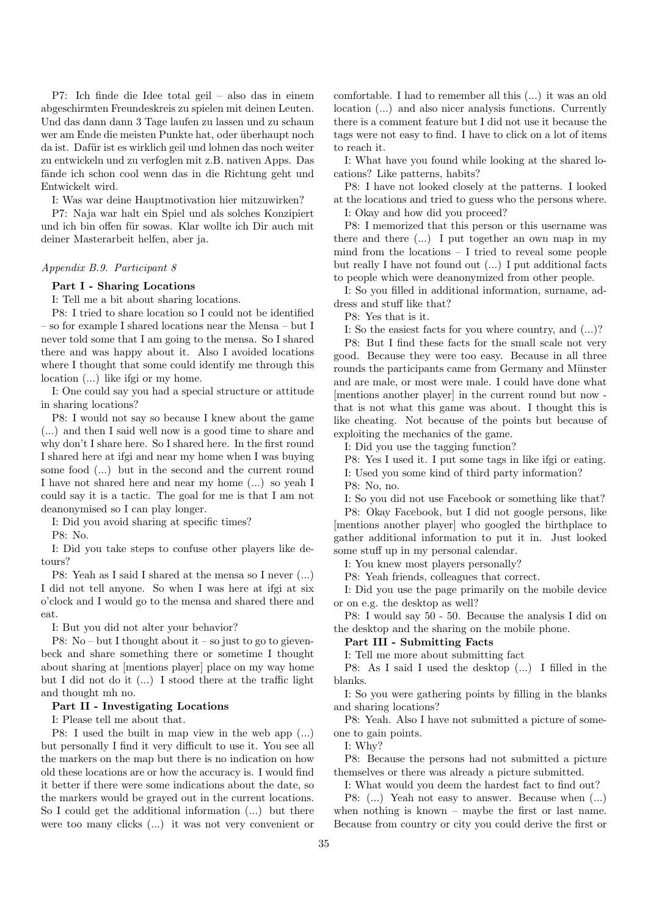P7: Ich finde die Idee total geil – also das in einem abgeschirmten Freundeskreis zu spielen mit deinen Leuten. Und das dann dann 3 Tage laufen zu lassen und zu schaun wer am Ende die meisten Punkte hat, oder überhaupt noch da ist. Dafür ist es wirklich geil und lohnen das noch weiter zu entwickeln und zu verfoglen mit z.B. nativen Apps. Das fände ich schon cool wenn das in die Richtung geht und Entwickelt wird.

I: Was war deine Hauptmotivation hier mitzuwirken?

P7: Naja war halt ein Spiel und als solches Konzipiert und ich bin offen für sowas. Klar wollte ich Dir auch mit deiner Masterarbeit helfen, aber ja.

### *Appendix B.9. Participant 8*

**Part I - Sharing Locations**

I: Tell me a bit about sharing locations.

P8: I tried to share location so I could not be identified – so for example I shared locations near the Mensa – but I never told some that I am going to the mensa. So I shared there and was happy about it. Also I avoided locations where I thought that some could identify me through this location (...) like ifgi or my home.

I: One could say you had a special structure or attitude in sharing locations?

P8: I would not say so because I knew about the game (...) and then I said well now is a good time to share and why don't I share here. So I shared here. In the first round I shared here at ifgi and near my home when I was buying some food (...) but in the second and the current round I have not shared here and near my home (...) so yeah I could say it is a tactic. The goal for me is that I am not deanonymised so I can play longer.

I: Did you avoid sharing at specific times?

P8: No.

I: Did you take steps to confuse other players like detours?

P8: Yeah as I said I shared at the mensa so I never (...) I did not tell anyone. So when I was here at ifgi at six o'clock and I would go to the mensa and shared there and eat.

I: But you did not alter your behavior?

P8: No – but I thought about it – so just to go to gievenbeck and share something there or sometime I thought about sharing at [mentions player] place on my way home but I did not do it (...) I stood there at the traffic light and thought mh no.

**Part II - Investigating Locations**

I: Please tell me about that.

P8: I used the built in map view in the web app (...) but personally I find it very difficult to use it. You see all the markers on the map but there is no indication on how old these locations are or how the accuracy is. I would find it better if there were some indications about the date, so the markers would be grayed out in the current locations. So I could get the additional information (...) but there were too many clicks (...) it was not very convenient or comfortable. I had to remember all this (...) it was an old location (...) and also nicer analysis functions. Currently there is a comment feature but I did not use it because the tags were not easy to find. I have to click on a lot of items to reach it.

I: What have you found while looking at the shared locations? Like patterns, habits?

P8: I have not looked closely at the patterns. I looked at the locations and tried to guess who the persons where.

I: Okay and how did you proceed?

P8: I memorized that this person or this username was there and there (...) I put together an own map in my mind from the locations – I tried to reveal some people but really I have not found out (...) I put additional facts to people which were deanonymized from other people.

I: So you filled in additional information, surname, address and stuff like that?

P8: Yes that is it.

I: So the easiest facts for you where country, and (...)?

P8: But I find these facts for the small scale not very good. Because they were too easy. Because in all three rounds the participants came from Germany and Münster and are male, or most were male. I could have done what [mentions another player] in the current round but now - that is not what this game was about. I thought this is like cheating. Not because of the points but because of exploiting the mechanics of the game.

I: Did you use the tagging function?

P8: Yes I used it. I put some tags in like ifgi or eating.

I: Used you some kind of third party information?

P8: No, no.

I: So you did not use Facebook or something like that?

P8: Okay Facebook, but I did not google persons, like [mentions another player] who googled the birthplace to gather additional information to put it in. Just looked some stuff up in my personal calendar.

I: You knew most players personally?

P8: Yeah friends, colleagues that correct.

I: Did you use the page primarily on the mobile device or on e.g. the desktop as well?

P8: I would say 50 - 50. Because the analysis I did on the desktop and the sharing on the mobile phone.

**Part III - Submitting Facts**

I: Tell me more about submitting fact

P8: As I said I used the desktop (...) I filled in the blanks.

I: So you were gathering points by filling in the blanks and sharing locations?

P8: Yeah. Also I have not submitted a picture of someone to gain points.

I: Why?

P8: Because the persons had not submitted a picture themselves or there was already a picture submitted.

I: What would you deem the hardest fact to find out?

P8: (...) Yeah not easy to answer. Because when (...) when nothing is known – maybe the first or last name. Because from country or city you could derive the first or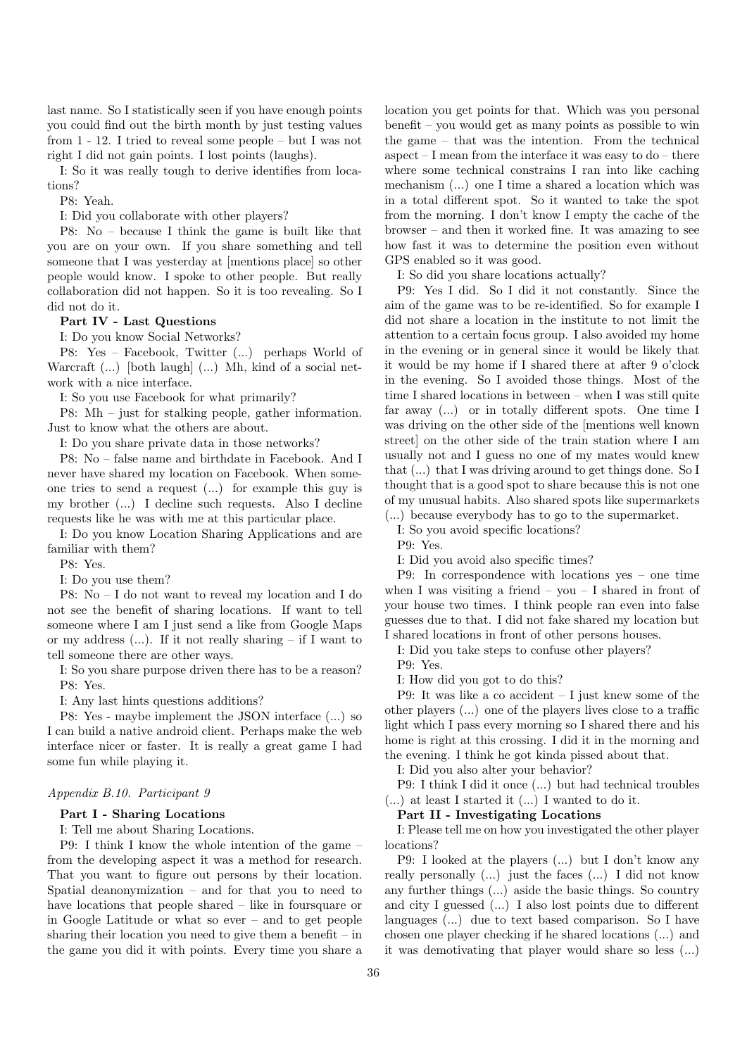last name. So I statistically seen if you have enough points you could find out the birth month by just testing values from 1 - 12. I tried to reveal some people – but I was not right I did not gain points. I lost points (laughs).

I: So it was really tough to derive identifies from locations?

P8: Yeah.

I: Did you collaborate with other players?

P8: No – because I think the game is built like that you are on your own. If you share something and tell someone that I was yesterday at [mentions place] so other people would know. I spoke to other people. But really collaboration did not happen. So it is too revealing. So I did not do it.

**Part IV - Last Questions**

I: Do you know Social Networks?

P8: Yes – Facebook, Twitter (...) perhaps World of Warcraft (...) [both laugh] (...) Mh, kind of a social network with a nice interface.

I: So you use Facebook for what primarily?

P8: Mh – just for stalking people, gather information. Just to know what the others are about.

I: Do you share private data in those networks?

P8: No – false name and birthdate in Facebook. And I never have shared my location on Facebook. When someone tries to send a request (...) for example this guy is my brother (...) I decline such requests. Also I decline requests like he was with me at this particular place.

I: Do you know Location Sharing Applications and are familiar with them?

P8: Yes.

I: Do you use them?

P8: No – I do not want to reveal my location and I do not see the benefit of sharing locations. If want to tell someone where I am I just send a like from Google Maps or my address (...). If it not really sharing – if I want to tell someone there are other ways.

I: So you share purpose driven there has to be a reason?

P8: Yes.

I: Any last hints questions additions?

P8: Yes - maybe implement the JSON interface (...) so I can build a native android client. Perhaps make the web interface nicer or faster. It is really a great game I had some fun while playing it.

*Appendix B.10. Participant 9*

**Part I - Sharing Locations**

I: Tell me about Sharing Locations.

P9: I think I know the whole intention of the game – from the developing aspect it was a method for research. That you want to figure out persons by their location. Spatial deanonymization – and for that you to need to have locations that people shared – like in foursquare or in Google Latitude or what so ever – and to get people sharing their location you need to give them a benefit – in the game you did it with points. Every time you share a location you get points for that. Which was you personal benefit – you would get as many points as possible to win the game – that was the intention. From the technical aspect – I mean from the interface it was easy to do – there where some technical constrains I ran into like caching mechanism (...) one I time a shared a location which was in a total different spot. So it wanted to take the spot from the morning. I don't know I empty the cache of the browser – and then it worked fine. It was amazing to see how fast it was to determine the position even without GPS enabled so it was good.

I: So did you share locations actually?

P9: Yes I did. So I did it not constantly. Since the aim of the game was to be re-identified. So for example I did not share a location in the institute to not limit the attention to a certain focus group. I also avoided my home in the evening or in general since it would be likely that it would be my home if I shared there at after 9 o'clock in the evening. So I avoided those things. Most of the time I shared locations in between – when I was still quite far away (...) or in totally different spots. One time I was driving on the other side of the [mentions well known street] on the other side of the train station where I am usually not and I guess no one of my mates would knew that (...) that I was driving around to get things done. So I thought that is a good spot to share because this is not one of my unusual habits. Also shared spots like supermarkets (...) because everybody has to go to the supermarket.

I: So you avoid specific locations?

P9: Yes.

I: Did you avoid also specific times?

P9: In correspondence with locations yes – one time when I was visiting a friend – you – I shared in front of your house two times. I think people ran even into false guesses due to that. I did not fake shared my location but I shared locations in front of other persons houses.

I: Did you take steps to confuse other players?

P9: Yes.

I: How did you got to do this?

P9: It was like a co accident – I just knew some of the other players (...) one of the players lives close to a traffic light which I pass every morning so I shared there and his home is right at this crossing. I did it in the morning and the evening. I think he got kinda pissed about that.

I: Did you also alter your behavior?

P9: I think I did it once (...) but had technical troubles (...) at least I started it (...) I wanted to do it.

**Part II - Investigating Locations**

I: Please tell me on how you investigated the other player locations?

P9: I looked at the players (...) but I don't know any really personally (...) just the faces (...) I did not know any further things (...) aside the basic things. So country and city I guessed (...) I also lost points due to different languages (...) due to text based comparison. So I have chosen one player checking if he shared locations (...) and it was demotivating that player would share so less (...)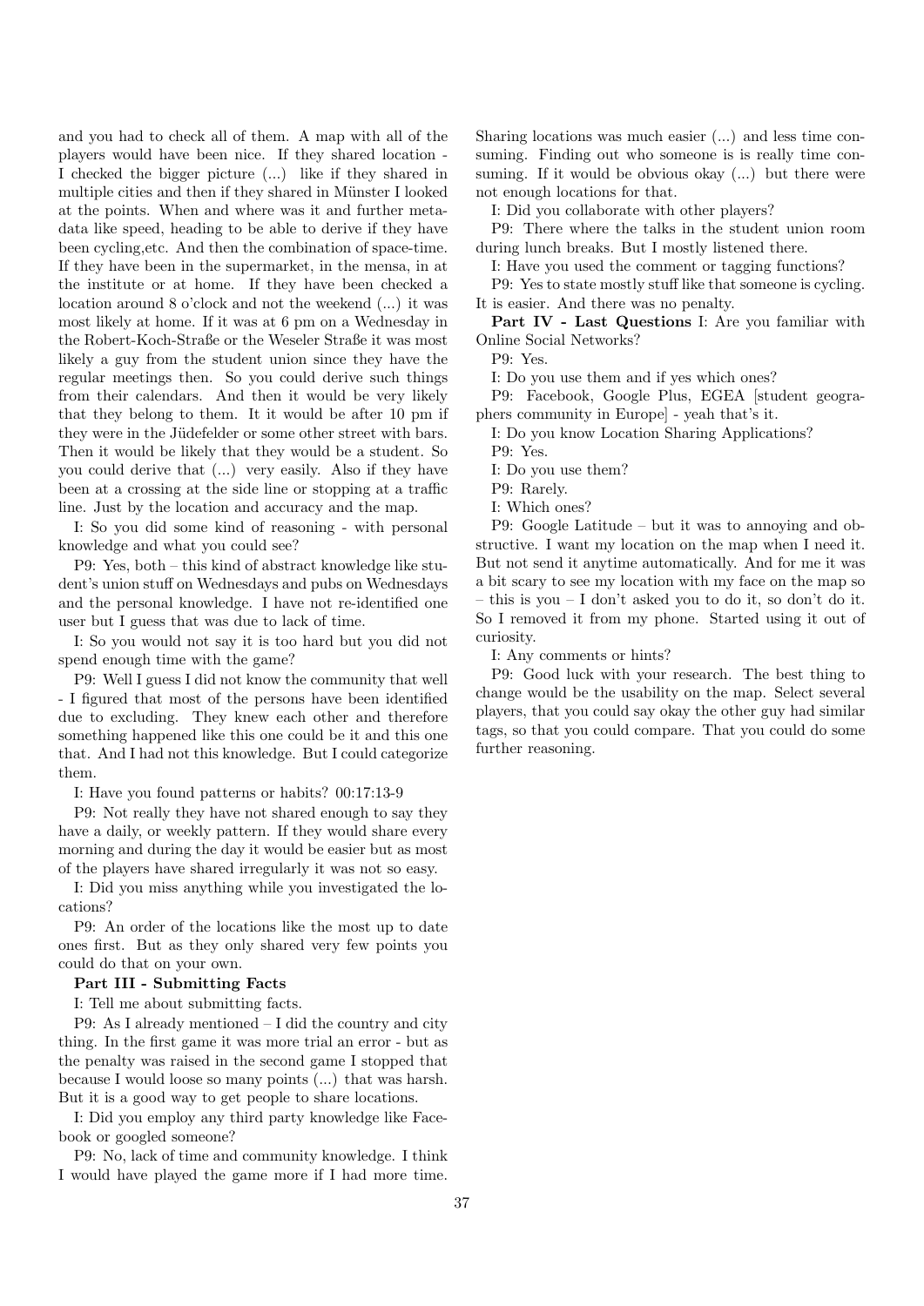and you had to check all of them. A map with all of the players would have been nice. If they shared location - I checked the bigger picture (...) like if they shared in multiple cities and then if they shared in Münster I looked at the points. When and where was it and further metadata like speed, heading to be able to derive if they have been cycling,etc. And then the combination of space-time. If they have been in the supermarket, in the mensa, in at the institute or at home. If they have been checked a location around 8 o'clock and not the weekend (...) it was most likely at home. If it was at 6 pm on a Wednesday in the Robert-Koch-Straße or the Weseler Straße it was most likely a guy from the student union since they have the regular meetings then. So you could derive such things from their calendars. And then it would be very likely that they belong to them. It it would be after 10 pm if they were in the Jüdefelder or some other street with bars. Then it would be likely that they would be a student. So you could derive that (...) very easily. Also if they have been at a crossing at the side line or stopping at a traffic line. Just by the location and accuracy and the map.

I: So you did some kind of reasoning - with personal knowledge and what you could see?

P9: Yes, both – this kind of abstract knowledge like student's union stuff on Wednesdays and pubs on Wednesdays and the personal knowledge. I have not re-identified one user but I guess that was due to lack of time.

I: So you would not say it is too hard but you did not spend enough time with the game?

P9: Well I guess I did not know the community that well - I figured that most of the persons have been identified due to excluding. They knew each other and therefore something happened like this one could be it and this one that. And I had not this knowledge. But I could categorize them.

I: Have you found patterns or habits? 00:17:13-9

P9: Not really they have not shared enough to say they have a daily, or weekly pattern. If they would share every morning and during the day it would be easier but as most of the players have shared irregularly it was not so easy.

I: Did you miss anything while you investigated the locations?

P9: An order of the locations like the most up to date ones first. But as they only shared very few points you could do that on your own.

**Part III - Submitting Facts**

I: Tell me about submitting facts.

P9: As I already mentioned – I did the country and city thing. In the first game it was more trial an error - but as the penalty was raised in the second game I stopped that because I would loose so many points (...) that was harsh. But it is a good way to get people to share locations.

I: Did you employ any third party knowledge like Facebook or googled someone?

P9: No, lack of time and community knowledge. I think I would have played the game more if I had more time. Sharing locations was much easier (...) and less time consuming. Finding out who someone is is really time consuming. If it would be obvious okay (...) but there were not enough locations for that.

I: Did you collaborate with other players?

P9: There where the talks in the student union room during lunch breaks. But I mostly listened there.

I: Have you used the comment or tagging functions?

P9: Yes to state mostly stuff like that someone is cycling. It is easier. And there was no penalty.

**Part IV - Last Questions** I: Are you familiar with Online Social Networks?

P9: Yes.

I: Do you use them and if yes which ones?

P9: Facebook, Google Plus, EGEA [student geographers community in Europe] - yeah that's it.

I: Do you know Location Sharing Applications?

P9: Yes.

I: Do you use them?

P9: Rarely.

I: Which ones?

P9: Google Latitude – but it was to annoying and obstructive. I want my location on the map when I need it. But not send it anytime automatically. And for me it was a bit scary to see my location with my face on the map so – this is you – I don't asked you to do it, so don't do it. So I removed it from my phone. Started using it out of curiosity.

I: Any comments or hints?

P9: Good luck with your research. The best thing to change would be the usability on the map. Select several players, that you could say okay the other guy had similar tags, so that you could compare. That you could do some further reasoning.